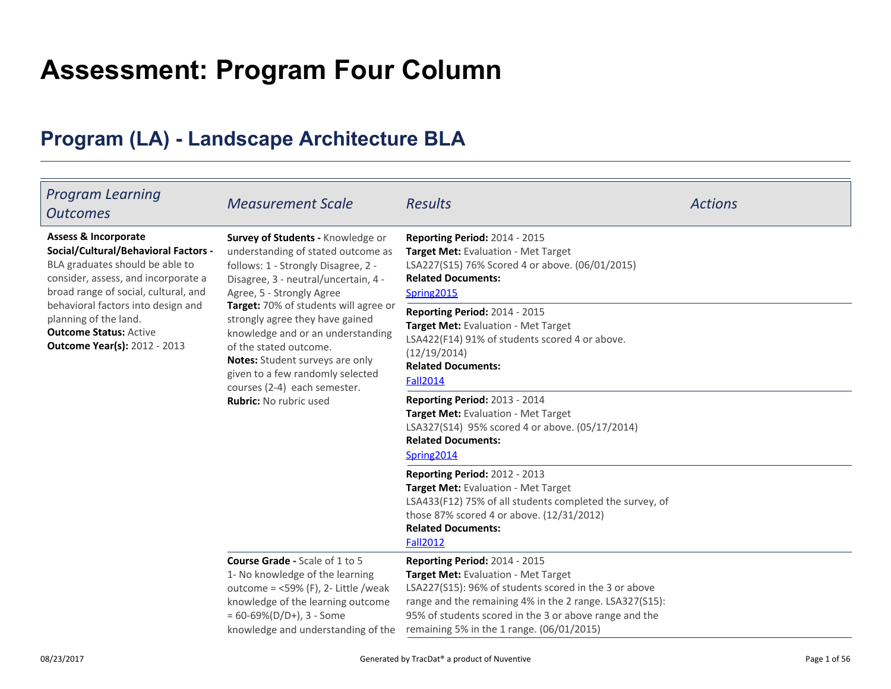# Assessment: Program Four Column

## Program (LA) - Landscape Architecture BLA

| *Program Learning Outcomes* | *Measurement Scale* | *Results* | *Actions* |
|---|---|---|---|
| **Assess & Incorporate Social/Cultural/Behavioral Factors -** BLA graduates should be able to consider, assess, and incorporate a broad range of social, cultural, and behavioral factors into design and planning of the land.<br>**Outcome Status:** Active<br>**Outcome Year(s):** 2012 - 2013 | **Survey of Students -** Knowledge or understanding of stated outcome as follows: 1 - Strongly Disagree, 2 - Disagree, 3 - neutral/uncertain, 4 - Agree, 5 - Strongly Agree<br>**Target:** 70% of students will agree or strongly agree they have gained knowledge and or an understanding of the stated outcome.<br>**Notes:** Student surveys are only given to a few randomly selected courses (2-4) each semester.<br>**Rubric:** No rubric used | **Reporting Period:** 2014 - 2015<br>**Target Met:** Evaluation - Met Target<br>LSA227(S15) 76% Scored 4 or above. (06/01/2015)<br>**Related Documents:**<br>Spring2015 | |
| | | **Reporting Period:** 2014 - 2015<br>**Target Met:** Evaluation - Met Target<br>LSA422(F14) 91% of students scored 4 or above. (12/19/2014)<br>**Related Documents:**<br>Fall2014 | |
| | | **Reporting Period:** 2013 - 2014<br>**Target Met:** Evaluation - Met Target<br>LSA327(S14) 95% scored 4 or above. (05/17/2014)<br>**Related Documents:**<br>Spring2014 | |
| | | **Reporting Period:** 2012 - 2013<br>**Target Met:** Evaluation - Met Target<br>LSA433(F12) 75% of all students completed the survey, of those 87% scored 4 or above. (12/31/2012)<br>**Related Documents:**<br>Fall2012 | |
| | **Course Grade -** Scale of 1 to 5<br>1- No knowledge of the learning outcome = <59% (F), 2- Little /weak knowledge of the learning outcome = 60-69%(D/D+), 3 - Some knowledge and understanding of the | **Reporting Period:** 2014 - 2015<br>**Target Met:** Evaluation - Met Target<br>LSA227(S15): 96% of students scored in the 3 or above range and the remaining 4% in the 2 range. LSA327(S15): 95% of students scored in the 3 or above range and the remaining 5% in the 1 range. (06/01/2015) | |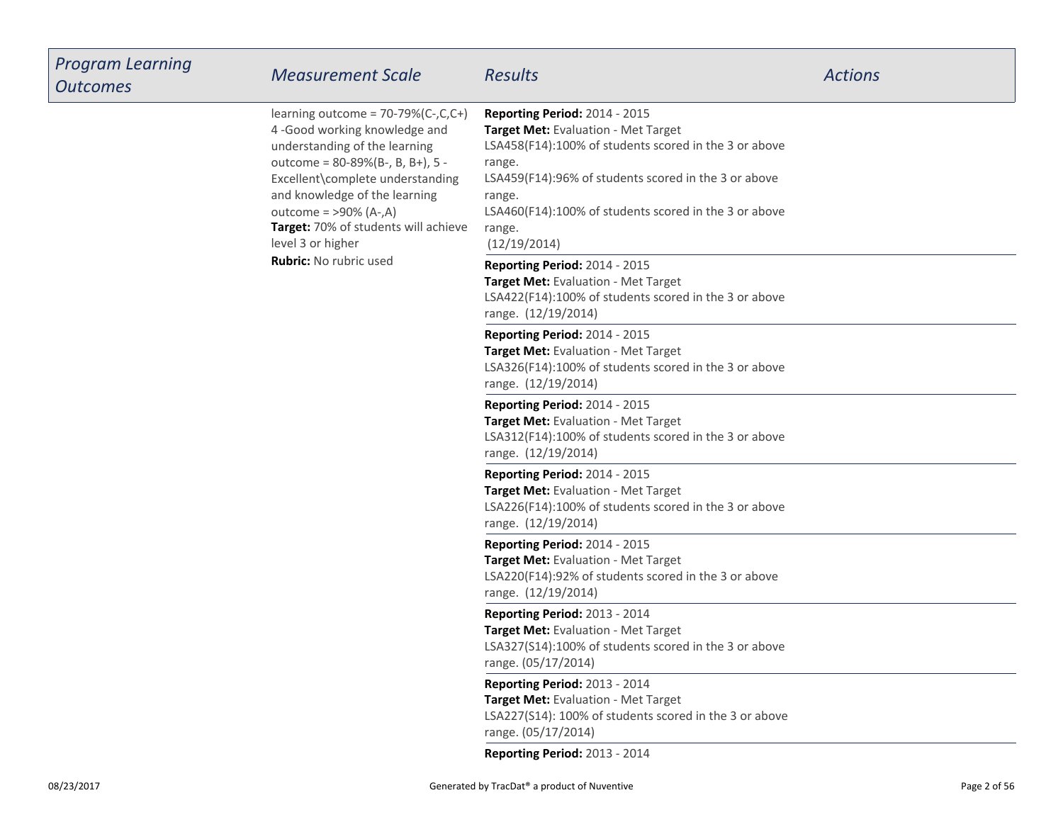| Program Learning Outcomes | Measurement Scale | Results | Actions |
| --- | --- | --- | --- |
| | learning outcome = 70-79%(C-,C,C+) 4 -Good working knowledge and understanding of the learning outcome = 80-89%(B-, B, B+), 5 - Excellent\complete understanding and knowledge of the learning outcome = >90% (A-,A)<br>**Target:** 70% of students will achieve level 3 or higher<br>**Rubric:** No rubric used | **Reporting Period:** 2014 - 2015<br>**Target Met:** Evaluation - Met Target<br>LSA458(F14):100% of students scored in the 3 or above range.<br>LSA459(F14):96% of students scored in the 3 or above range.<br>LSA460(F14):100% of students scored in the 3 or above range.<br>(12/19/2014) | |
| | | **Reporting Period:** 2014 - 2015<br>**Target Met:** Evaluation - Met Target<br>LSA422(F14):100% of students scored in the 3 or above range. (12/19/2014) | |
| | | **Reporting Period:** 2014 - 2015<br>**Target Met:** Evaluation - Met Target<br>LSA326(F14):100% of students scored in the 3 or above range. (12/19/2014) | |
| | | **Reporting Period:** 2014 - 2015<br>**Target Met:** Evaluation - Met Target<br>LSA312(F14):100% of students scored in the 3 or above range. (12/19/2014) | |
| | | **Reporting Period:** 2014 - 2015<br>**Target Met:** Evaluation - Met Target<br>LSA226(F14):100% of students scored in the 3 or above range. (12/19/2014) | |
| | | **Reporting Period:** 2014 - 2015<br>**Target Met:** Evaluation - Met Target<br>LSA220(F14):92% of students scored in the 3 or above range. (12/19/2014) | |
| | | **Reporting Period:** 2013 - 2014<br>**Target Met:** Evaluation - Met Target<br>LSA327(S14):100% of students scored in the 3 or above range. (05/17/2014) | |
| | | **Reporting Period:** 2013 - 2014<br>**Target Met:** Evaluation - Met Target<br>LSA227(S14): 100% of students scored in the 3 or above range. (05/17/2014) | |
| | | **Reporting Period:** 2013 - 2014 | |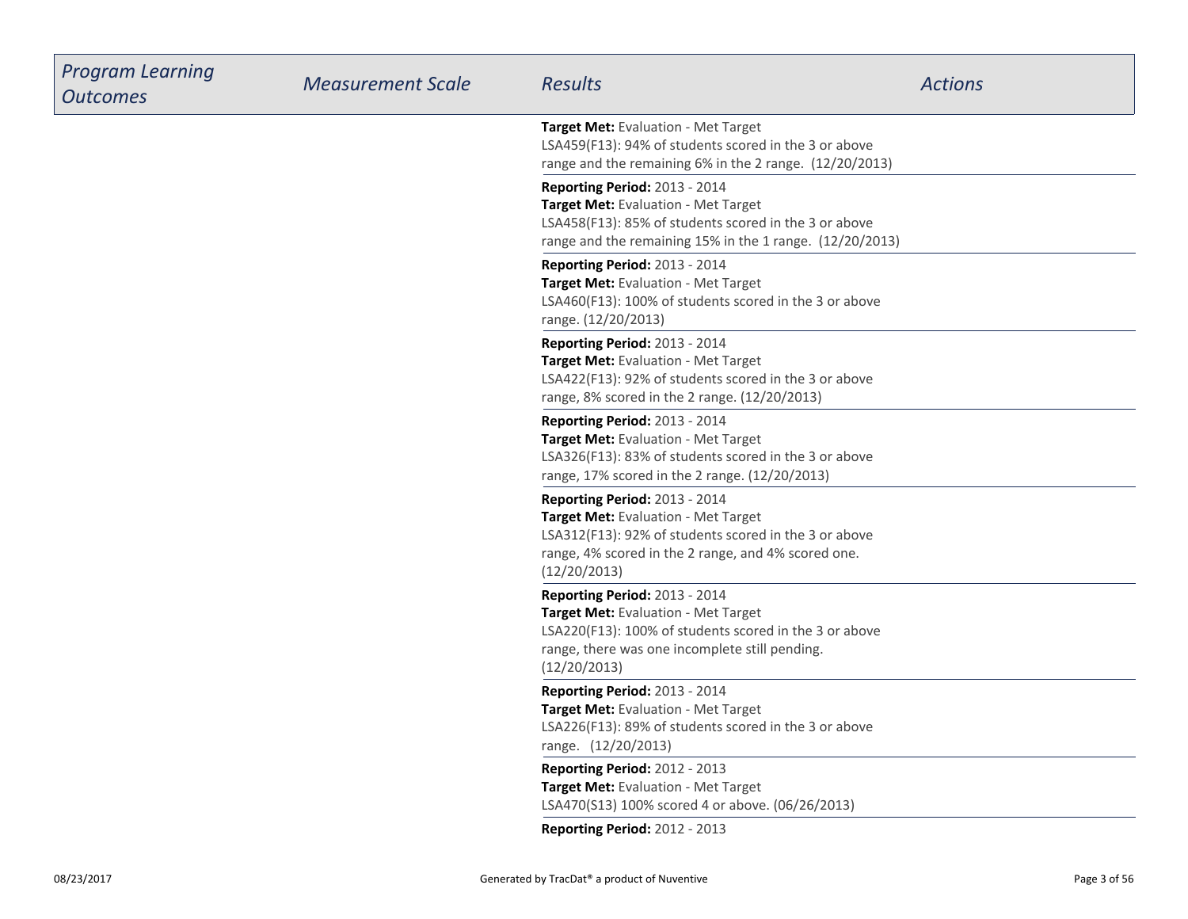| *Program Learning Outcomes* | *Measurement Scale* | *Results* | *Actions* |
| --- | --- | --- | --- |
| | | **Target Met:** Evaluation - Met Target<br>LSA459(F13): 94% of students scored in the 3 or above range and the remaining 6% in the 2 range. (12/20/2013) | |
| | | **Reporting Period:** 2013 - 2014<br>**Target Met:** Evaluation - Met Target<br>LSA458(F13): 85% of students scored in the 3 or above range and the remaining 15% in the 1 range. (12/20/2013) | |
| | | **Reporting Period:** 2013 - 2014<br>**Target Met:** Evaluation - Met Target<br>LSA460(F13): 100% of students scored in the 3 or above range. (12/20/2013) | |
| | | **Reporting Period:** 2013 - 2014<br>**Target Met:** Evaluation - Met Target<br>LSA422(F13): 92% of students scored in the 3 or above range, 8% scored in the 2 range. (12/20/2013) | |
| | | **Reporting Period:** 2013 - 2014<br>**Target Met:** Evaluation - Met Target<br>LSA326(F13): 83% of students scored in the 3 or above range, 17% scored in the 2 range. (12/20/2013) | |
| | | **Reporting Period:** 2013 - 2014<br>**Target Met:** Evaluation - Met Target<br>LSA312(F13): 92% of students scored in the 3 or above range, 4% scored in the 2 range, and 4% scored one. (12/20/2013) | |
| | | **Reporting Period:** 2013 - 2014<br>**Target Met:** Evaluation - Met Target<br>LSA220(F13): 100% of students scored in the 3 or above range, there was one incomplete still pending. (12/20/2013) | |
| | | **Reporting Period:** 2013 - 2014<br>**Target Met:** Evaluation - Met Target<br>LSA226(F13): 89% of students scored in the 3 or above range. (12/20/2013) | |
| | | **Reporting Period:** 2012 - 2013<br>**Target Met:** Evaluation - Met Target<br>LSA470(S13) 100% scored 4 or above. (06/26/2013) | |
| | | **Reporting Period:** 2012 - 2013 | |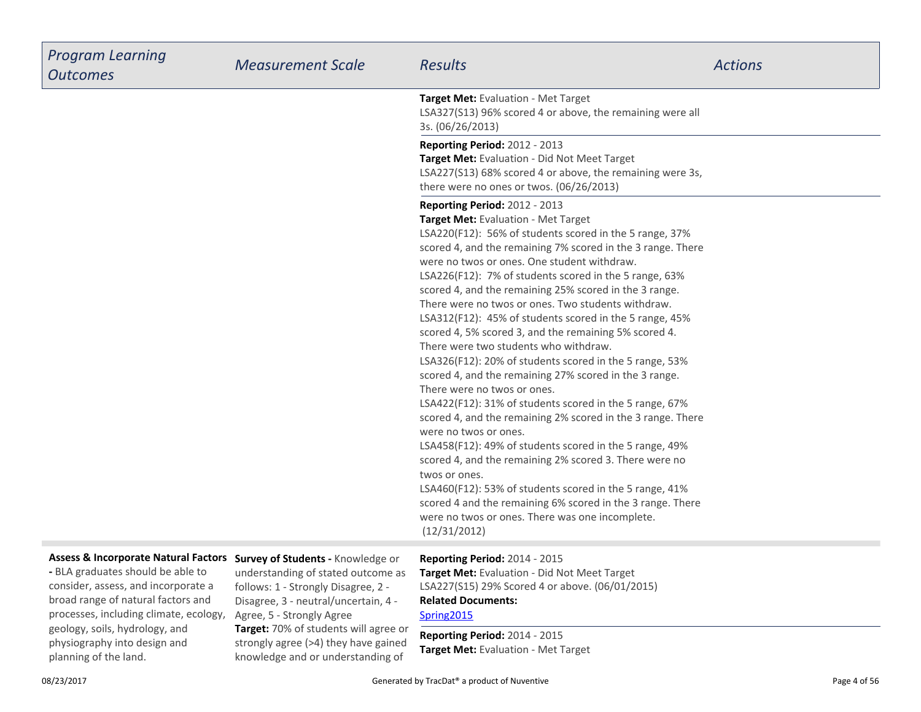| *Program Learning Outcomes* | *Measurement Scale* | *Results* | *Actions* |
| --- | --- | --- | --- |
| | | **Target Met:** Evaluation - Met Target<br>LSA327(S13) 96% scored 4 or above, the remaining were all 3s. (06/26/2013) | |
| | | **Reporting Period:** 2012 - 2013<br>**Target Met:** Evaluation - Did Not Meet Target<br>LSA227(S13) 68% scored 4 or above, the remaining were 3s, there were no ones or twos. (06/26/2013) | |
| | | **Reporting Period:** 2012 - 2013<br>**Target Met:** Evaluation - Met Target<br>LSA220(F12): 56% of students scored in the 5 range, 37% scored 4, and the remaining 7% scored in the 3 range. There were no twos or ones. One student withdraw.<br>LSA226(F12): 7% of students scored in the 5 range, 63% scored 4, and the remaining 25% scored in the 3 range. There were no twos or ones. Two students withdraw.<br>LSA312(F12): 45% of students scored in the 5 range, 45% scored 4, 5% scored 3, and the remaining 5% scored 4. There were two students who withdraw.<br>LSA326(F12): 20% of students scored in the 5 range, 53% scored 4, and the remaining 27% scored in the 3 range. There were no twos or ones.<br>LSA422(F12): 31% of students scored in the 5 range, 67% scored 4, and the remaining 2% scored in the 3 range. There were no twos or ones.<br>LSA458(F12): 49% of students scored in the 5 range, 49% scored 4, and the remaining 2% scored 3. There were no twos or ones.<br>LSA460(F12): 53% of students scored in the 5 range, 41% scored 4 and the remaining 6% scored in the 3 range. There were no twos or ones. There was one incomplete. (12/31/2012) | |
| **Assess & Incorporate Natural Factors -** BLA graduates should be able to consider, assess, and incorporate a broad range of natural factors and processes, including climate, ecology, geology, soils, hydrology, and physiography into design and planning of the land. | **Survey of Students -** Knowledge or understanding of stated outcome as follows: 1 - Strongly Disagree, 2 - Disagree, 3 - neutral/uncertain, 4 - Agree, 5 - Strongly Agree<br>**Target:** 70% of students will agree or strongly agree (>4) they have gained knowledge and or understanding of | **Reporting Period:** 2014 - 2015<br>**Target Met:** Evaluation - Did Not Meet Target<br>LSA227(S15) 29% Scored 4 or above. (06/01/2015)<br>**Related Documents:**<br>Spring2015 | |
| | | **Reporting Period:** 2014 - 2015<br>**Target Met:** Evaluation - Met Target | |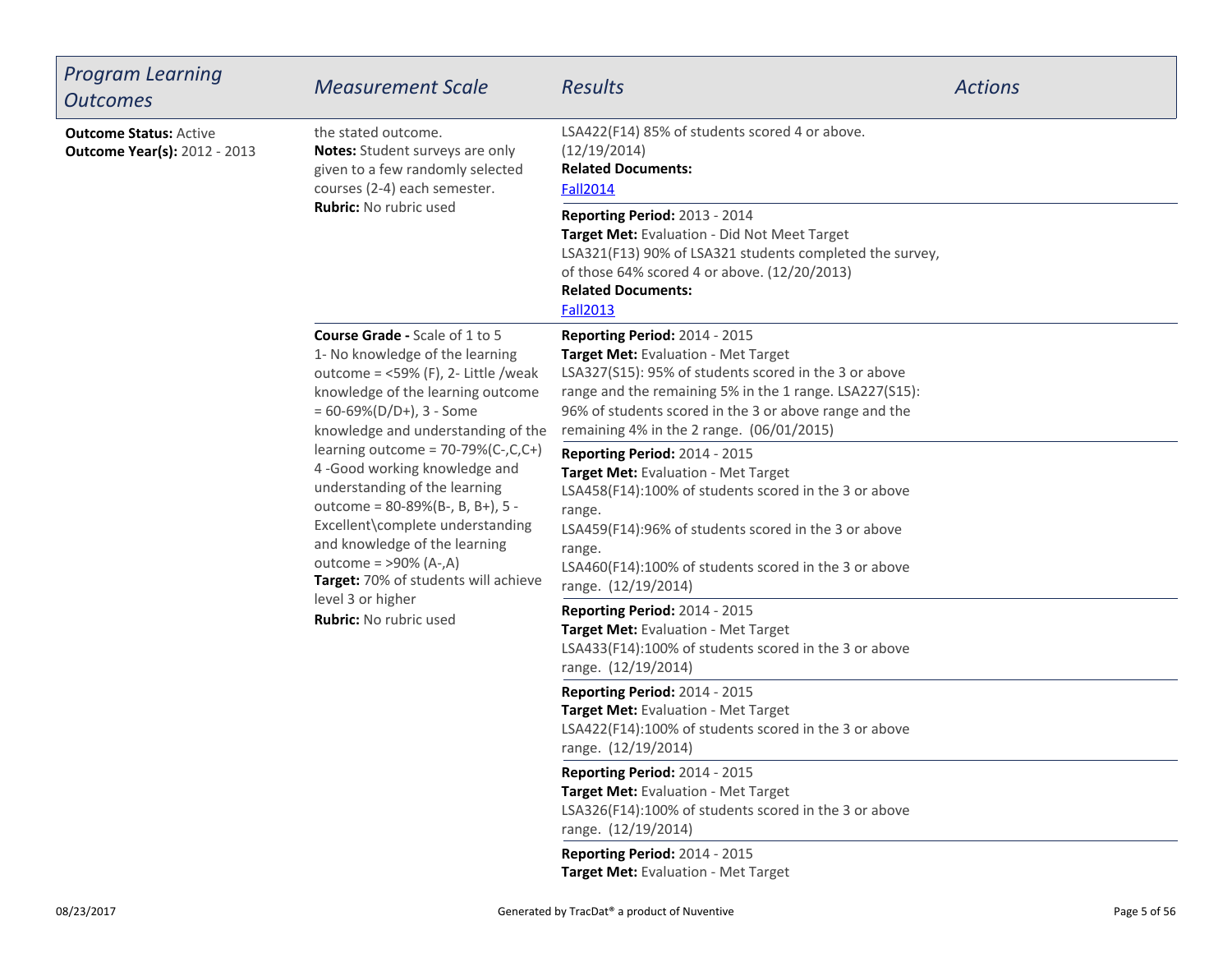| *Program Learning Outcomes* | *Measurement Scale* | *Results* | *Actions* |
| --- | --- | --- | --- |
| **Outcome Status:** Active<br>**Outcome Year(s):** 2012 - 2013 | the stated outcome.<br>**Notes:** Student surveys are only given to a few randomly selected courses (2-4) each semester.<br>**Rubric:** No rubric used | LSA422(F14) 85% of students scored 4 or above. (12/19/2014)<br>**Related Documents:**<br>Fall2014 | |
| | | **Reporting Period:** 2013 - 2014<br>**Target Met:** Evaluation - Did Not Meet Target<br>LSA321(F13) 90% of LSA321 students completed the survey, of those 64% scored 4 or above. (12/20/2013)<br>**Related Documents:**<br>Fall2013 | |
| | **Course Grade -** Scale of 1 to 5<br>1- No knowledge of the learning outcome = <59% (F), 2- Little /weak knowledge of the learning outcome = 60-69%(D/D+), 3 - Some knowledge and understanding of the learning outcome = 70-79%(C-,C,C+) 4 -Good working knowledge and understanding of the learning outcome = 80-89%(B-, B, B+), 5 - Excellent\complete understanding and knowledge of the learning outcome = >90% (A-,A)<br>**Target:** 70% of students will achieve level 3 or higher<br>**Rubric:** No rubric used | **Reporting Period:** 2014 - 2015<br>**Target Met:** Evaluation - Met Target<br>LSA327(S15): 95% of students scored in the 3 or above range and the remaining 5% in the 1 range. LSA227(S15): 96% of students scored in the 3 or above range and the remaining 4% in the 2 range. (06/01/2015) | |
| | | **Reporting Period:** 2014 - 2015<br>**Target Met:** Evaluation - Met Target<br>LSA458(F14):100% of students scored in the 3 or above range.<br>LSA459(F14):96% of students scored in the 3 or above range.<br>LSA460(F14):100% of students scored in the 3 or above range. (12/19/2014) | |
| | | **Reporting Period:** 2014 - 2015<br>**Target Met:** Evaluation - Met Target<br>LSA433(F14):100% of students scored in the 3 or above range. (12/19/2014) | |
| | | **Reporting Period:** 2014 - 2015<br>**Target Met:** Evaluation - Met Target<br>LSA422(F14):100% of students scored in the 3 or above range. (12/19/2014) | |
| | | **Reporting Period:** 2014 - 2015<br>**Target Met:** Evaluation - Met Target<br>LSA326(F14):100% of students scored in the 3 or above range. (12/19/2014) | |
| | | **Reporting Period:** 2014 - 2015<br>**Target Met:** Evaluation - Met Target | |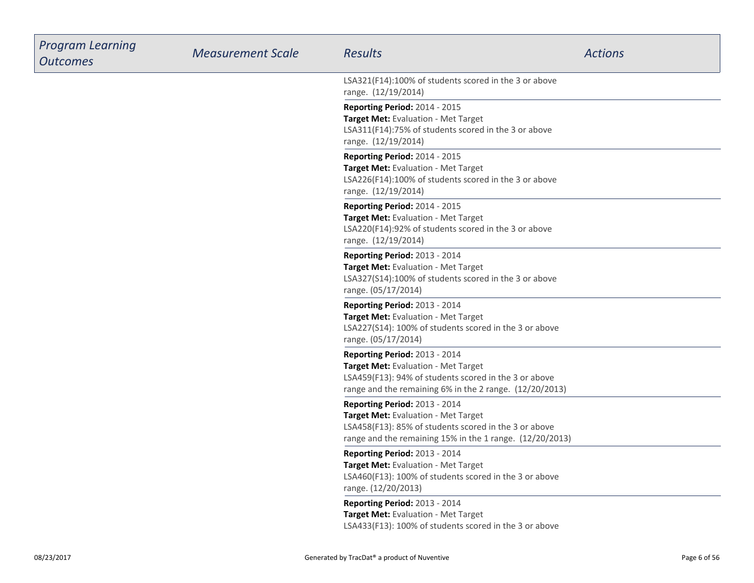| Program Learning Outcomes | Measurement Scale | Results | Actions |
| --- | --- | --- | --- |
| | | LSA321(F14):100% of students scored in the 3 or above range. (12/19/2014) | |
| | | **Reporting Period:** 2014 - 2015<br>**Target Met:** Evaluation - Met Target<br>LSA311(F14):75% of students scored in the 3 or above range. (12/19/2014) | |
| | | **Reporting Period:** 2014 - 2015<br>**Target Met:** Evaluation - Met Target<br>LSA226(F14):100% of students scored in the 3 or above range. (12/19/2014) | |
| | | **Reporting Period:** 2014 - 2015<br>**Target Met:** Evaluation - Met Target<br>LSA220(F14):92% of students scored in the 3 or above range. (12/19/2014) | |
| | | **Reporting Period:** 2013 - 2014<br>**Target Met:** Evaluation - Met Target<br>LSA327(S14):100% of students scored in the 3 or above range. (05/17/2014) | |
| | | **Reporting Period:** 2013 - 2014<br>**Target Met:** Evaluation - Met Target<br>LSA227(S14): 100% of students scored in the 3 or above range. (05/17/2014) | |
| | | **Reporting Period:** 2013 - 2014<br>**Target Met:** Evaluation - Met Target<br>LSA459(F13): 94% of students scored in the 3 or above range and the remaining 6% in the 2 range. (12/20/2013) | |
| | | **Reporting Period:** 2013 - 2014<br>**Target Met:** Evaluation - Met Target<br>LSA458(F13): 85% of students scored in the 3 or above range and the remaining 15% in the 1 range. (12/20/2013) | |
| | | **Reporting Period:** 2013 - 2014<br>**Target Met:** Evaluation - Met Target<br>LSA460(F13): 100% of students scored in the 3 or above range. (12/20/2013) | |
| | | **Reporting Period:** 2013 - 2014<br>**Target Met:** Evaluation - Met Target<br>LSA433(F13): 100% of students scored in the 3 or above | |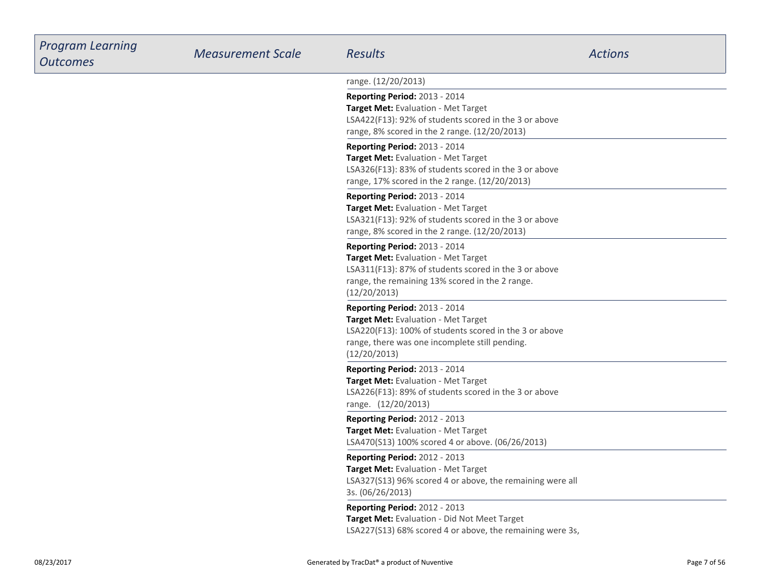| Program Learning Outcomes | Measurement Scale | Results | Actions |
| --- | --- | --- | --- |
| | | range. (12/20/2013) | |
| | | **Reporting Period:** 2013 - 2014<br>**Target Met:** Evaluation - Met Target<br>LSA422(F13): 92% of students scored in the 3 or above range, 8% scored in the 2 range. (12/20/2013) | |
| | | **Reporting Period:** 2013 - 2014<br>**Target Met:** Evaluation - Met Target<br>LSA326(F13): 83% of students scored in the 3 or above range, 17% scored in the 2 range. (12/20/2013) | |
| | | **Reporting Period:** 2013 - 2014<br>**Target Met:** Evaluation - Met Target<br>LSA321(F13): 92% of students scored in the 3 or above range, 8% scored in the 2 range. (12/20/2013) | |
| | | **Reporting Period:** 2013 - 2014<br>**Target Met:** Evaluation - Met Target<br>LSA311(F13): 87% of students scored in the 3 or above range, the remaining 13% scored in the 2 range. (12/20/2013) | |
| | | **Reporting Period:** 2013 - 2014<br>**Target Met:** Evaluation - Met Target<br>LSA220(F13): 100% of students scored in the 3 or above range, there was one incomplete still pending. (12/20/2013) | |
| | | **Reporting Period:** 2013 - 2014<br>**Target Met:** Evaluation - Met Target<br>LSA226(F13): 89% of students scored in the 3 or above range. (12/20/2013) | |
| | | **Reporting Period:** 2012 - 2013<br>**Target Met:** Evaluation - Met Target<br>LSA470(S13) 100% scored 4 or above. (06/26/2013) | |
| | | **Reporting Period:** 2012 - 2013<br>**Target Met:** Evaluation - Met Target<br>LSA327(S13) 96% scored 4 or above, the remaining were all 3s. (06/26/2013) | |
| | | **Reporting Period:** 2012 - 2013<br>**Target Met:** Evaluation - Did Not Meet Target<br>LSA227(S13) 68% scored 4 or above, the remaining were 3s, | |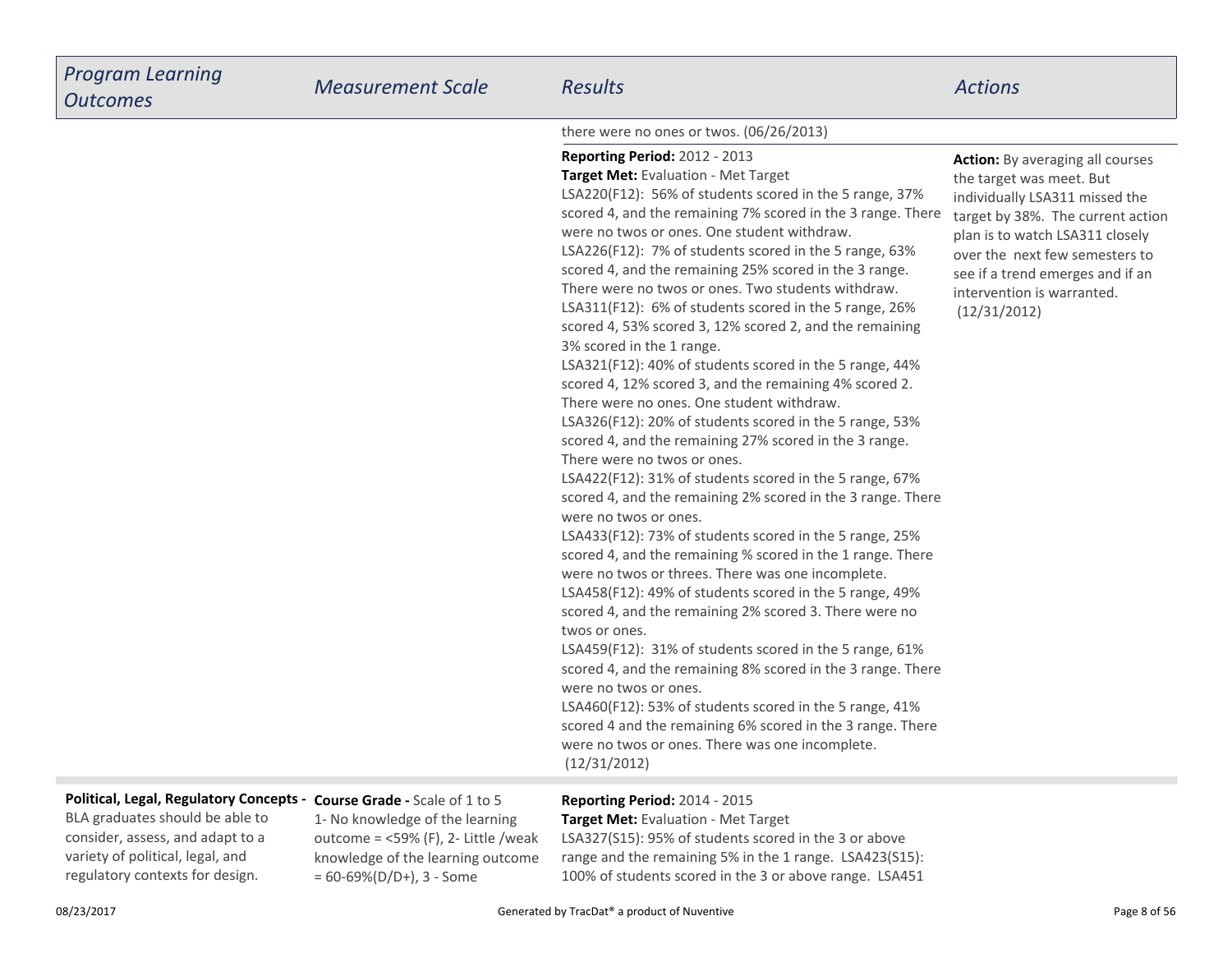| Program Learning Outcomes | Measurement Scale | Results | Actions |
|---|---|---|---|
| | | there were no ones or twos. (06/26/2013) | |
| | | **Reporting Period:** 2012 - 2013<br>**Target Met:** Evaluation - Met Target<br>LSA220(F12): 56% of students scored in the 5 range, 37% scored 4, and the remaining 7% scored in the 3 range. There were no twos or ones. One student withdraw.<br>LSA226(F12): 7% of students scored in the 5 range, 63% scored 4, and the remaining 25% scored in the 3 range. There were no twos or ones. Two students withdraw.<br>LSA311(F12): 6% of students scored in the 5 range, 26% scored 4, 53% scored 3, 12% scored 2, and the remaining 3% scored in the 1 range.<br>LSA321(F12): 40% of students scored in the 5 range, 44% scored 4, 12% scored 3, and the remaining 4% scored 2. There were no ones. One student withdraw.<br>LSA326(F12): 20% of students scored in the 5 range, 53% scored 4, and the remaining 27% scored in the 3 range. There were no twos or ones.<br>LSA422(F12): 31% of students scored in the 5 range, 67% scored 4, and the remaining 2% scored in the 3 range. There were no twos or ones.<br>LSA433(F12): 73% of students scored in the 5 range, 25% scored 4, and the remaining % scored in the 1 range. There were no twos or threes. There was one incomplete.<br>LSA458(F12): 49% of students scored in the 5 range, 49% scored 4, and the remaining 2% scored 3. There were no twos or ones.<br>LSA459(F12): 31% of students scored in the 5 range, 61% scored 4, and the remaining 8% scored in the 3 range. There were no twos or ones.<br>LSA460(F12): 53% of students scored in the 5 range, 41% scored 4 and the remaining 6% scored in the 3 range. There were no twos or ones. There was one incomplete.<br>(12/31/2012) | **Action:** By averaging all courses the target was meet. But individually LSA311 missed the target by 38%. The current action plan is to watch LSA311 closely over the next few semesters to see if a trend emerges and if an intervention is warranted.<br>(12/31/2012) |
| **Political, Legal, Regulatory Concepts -** BLA graduates should be able to consider, assess, and adapt to a variety of political, legal, and regulatory contexts for design. | **Course Grade -** Scale of 1 to 5<br>1- No knowledge of the learning outcome = <59% (F), 2- Little /weak knowledge of the learning outcome = 60-69%(D/D+), 3 - Some | **Reporting Period:** 2014 - 2015<br>**Target Met:** Evaluation - Met Target<br>LSA327(S15): 95% of students scored in the 3 or above range and the remaining 5% in the 1 range. LSA423(S15): 100% of students scored in the 3 or above range. LSA451 | |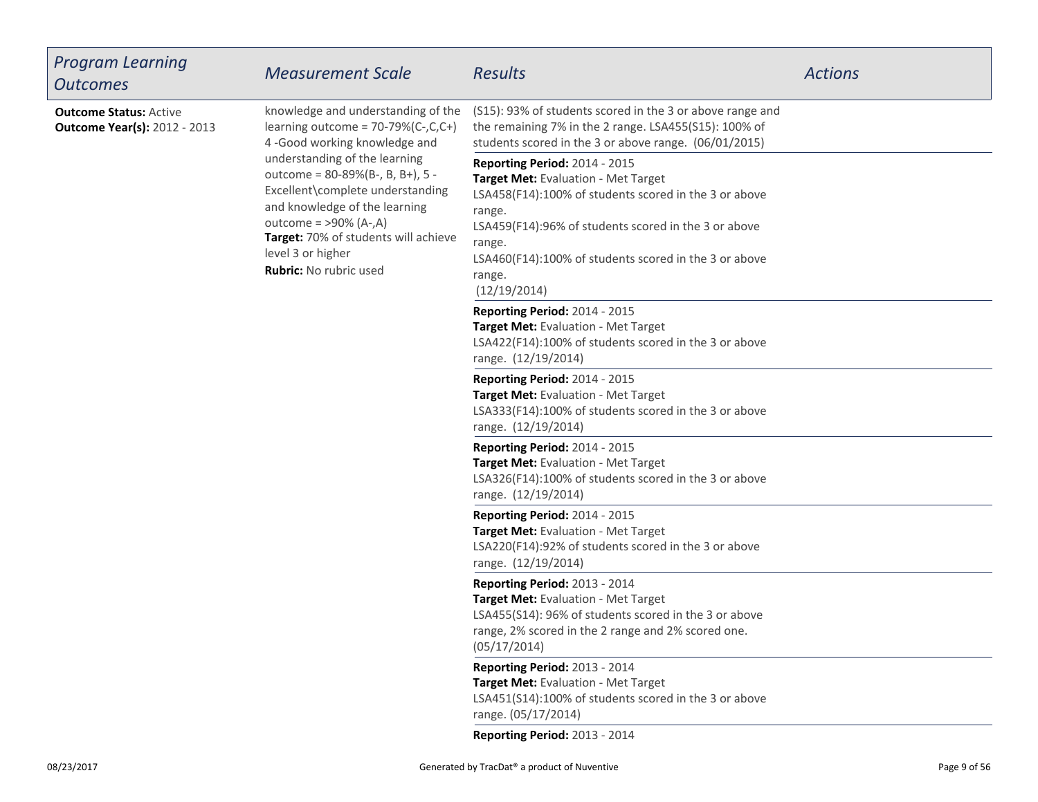| *Program Learning Outcomes* | *Measurement Scale* | *Results* | *Actions* |
|---|---|---|---|
| **Outcome Status:** Active<br>**Outcome Year(s):** 2012 - 2013 | knowledge and understanding of the learning outcome = 70-79%(C-,C,C+) 4 -Good working knowledge and understanding of the learning outcome = 80-89%(B-, B, B+), 5 - Excellent\complete understanding and knowledge of the learning outcome = >90% (A-,A)<br>**Target:** 70% of students will achieve level 3 or higher<br>**Rubric:** No rubric used | (S15): 93% of students scored in the 3 or above range and the remaining 7% in the 2 range. LSA455(S15): 100% of students scored in the 3 or above range. (06/01/2015) | |
| | | **Reporting Period:** 2014 - 2015<br>**Target Met:** Evaluation - Met Target<br>LSA458(F14):100% of students scored in the 3 or above range.<br>LSA459(F14):96% of students scored in the 3 or above range.<br>LSA460(F14):100% of students scored in the 3 or above range.<br>(12/19/2014) | |
| | | **Reporting Period:** 2014 - 2015<br>**Target Met:** Evaluation - Met Target<br>LSA422(F14):100% of students scored in the 3 or above range. (12/19/2014) | |
| | | **Reporting Period:** 2014 - 2015<br>**Target Met:** Evaluation - Met Target<br>LSA333(F14):100% of students scored in the 3 or above range. (12/19/2014) | |
| | | **Reporting Period:** 2014 - 2015<br>**Target Met:** Evaluation - Met Target<br>LSA326(F14):100% of students scored in the 3 or above range. (12/19/2014) | |
| | | **Reporting Period:** 2014 - 2015<br>**Target Met:** Evaluation - Met Target<br>LSA220(F14):92% of students scored in the 3 or above range. (12/19/2014) | |
| | | **Reporting Period:** 2013 - 2014<br>**Target Met:** Evaluation - Met Target<br>LSA455(S14): 96% of students scored in the 3 or above range, 2% scored in the 2 range and 2% scored one. (05/17/2014) | |
| | | **Reporting Period:** 2013 - 2014<br>**Target Met:** Evaluation - Met Target<br>LSA451(S14):100% of students scored in the 3 or above range. (05/17/2014) | |
| | | **Reporting Period:** 2013 - 2014 | |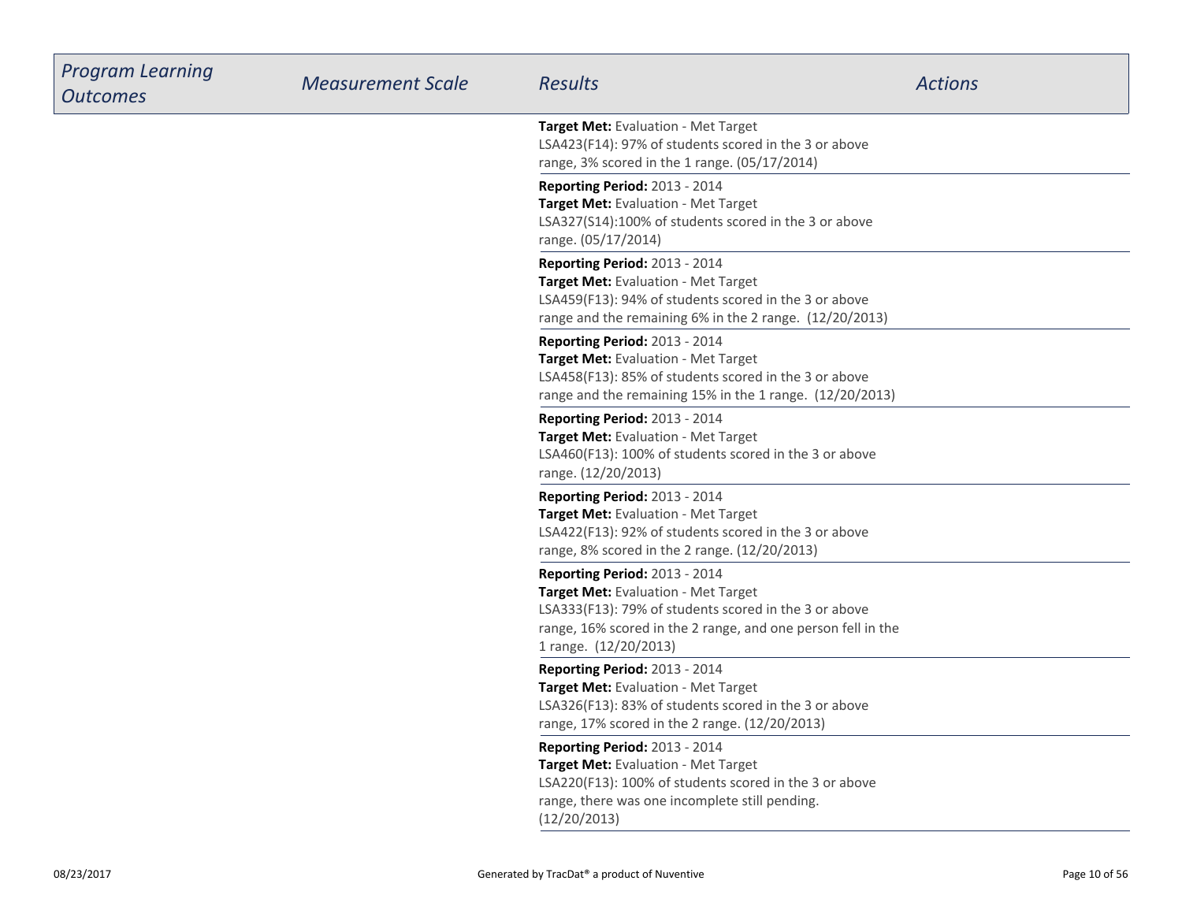| *Program Learning Outcomes* | *Measurement Scale* | *Results* | *Actions* |
| --- | --- | --- | --- |
| | | **Target Met:** Evaluation - Met Target<br>LSA423(F14): 97% of students scored in the 3 or above range, 3% scored in the 1 range. (05/17/2014) | |
| | | **Reporting Period:** 2013 - 2014<br>**Target Met:** Evaluation - Met Target<br>LSA327(S14):100% of students scored in the 3 or above range. (05/17/2014) | |
| | | **Reporting Period:** 2013 - 2014<br>**Target Met:** Evaluation - Met Target<br>LSA459(F13): 94% of students scored in the 3 or above range and the remaining 6% in the 2 range. (12/20/2013) | |
| | | **Reporting Period:** 2013 - 2014<br>**Target Met:** Evaluation - Met Target<br>LSA458(F13): 85% of students scored in the 3 or above range and the remaining 15% in the 1 range. (12/20/2013) | |
| | | **Reporting Period:** 2013 - 2014<br>**Target Met:** Evaluation - Met Target<br>LSA460(F13): 100% of students scored in the 3 or above range. (12/20/2013) | |
| | | **Reporting Period:** 2013 - 2014<br>**Target Met:** Evaluation - Met Target<br>LSA422(F13): 92% of students scored in the 3 or above range, 8% scored in the 2 range. (12/20/2013) | |
| | | **Reporting Period:** 2013 - 2014<br>**Target Met:** Evaluation - Met Target<br>LSA333(F13): 79% of students scored in the 3 or above range, 16% scored in the 2 range, and one person fell in the 1 range. (12/20/2013) | |
| | | **Reporting Period:** 2013 - 2014<br>**Target Met:** Evaluation - Met Target<br>LSA326(F13): 83% of students scored in the 3 or above range, 17% scored in the 2 range. (12/20/2013) | |
| | | **Reporting Period:** 2013 - 2014<br>**Target Met:** Evaluation - Met Target<br>LSA220(F13): 100% of students scored in the 3 or above range, there was one incomplete still pending. (12/20/2013) | |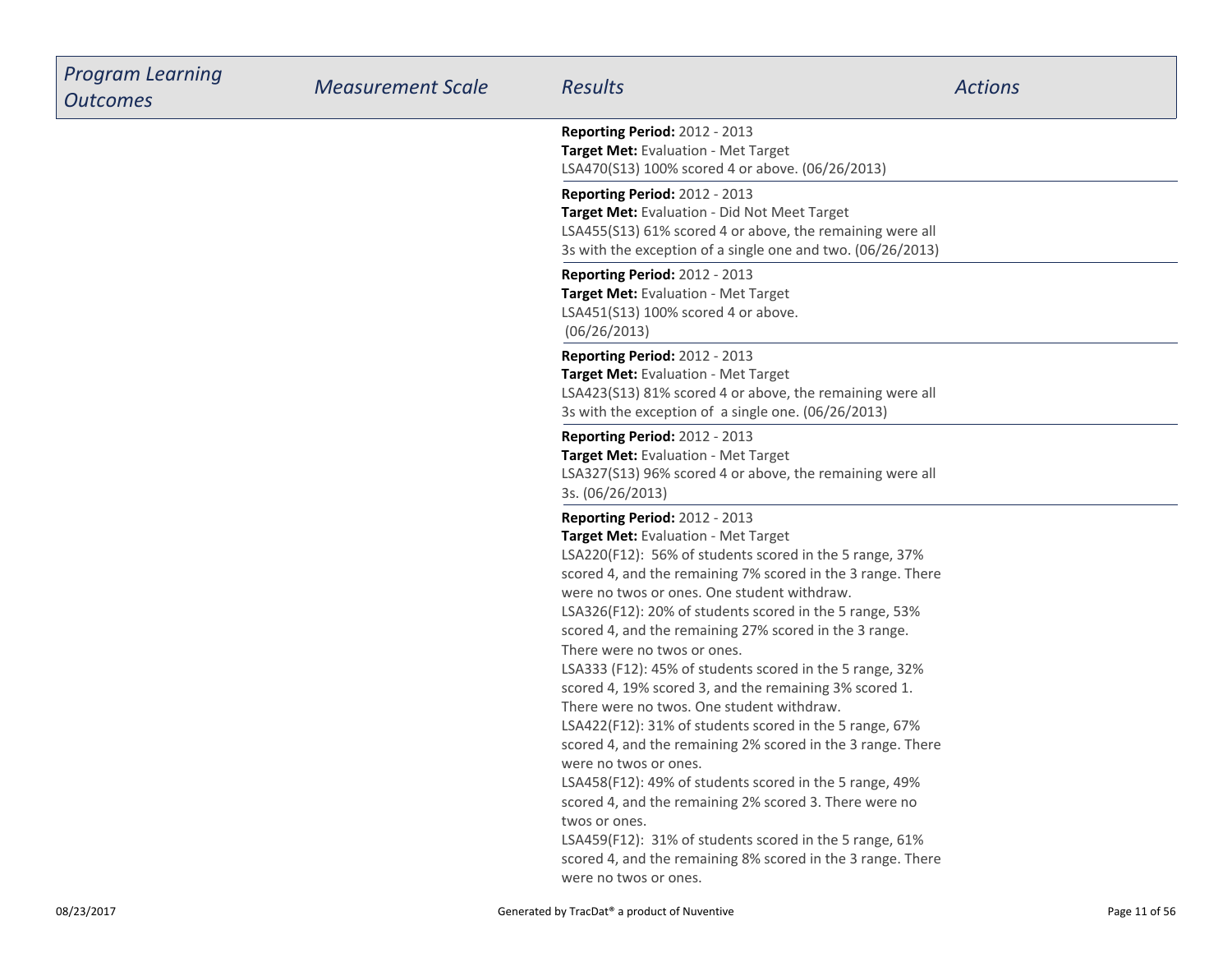| *Program Learning Outcomes* | *Measurement Scale* | *Results* | *Actions* |
|---|---|---|---|
| | | **Reporting Period:** 2012 - 2013<br>**Target Met:** Evaluation - Met Target<br>LSA470(S13) 100% scored 4 or above. (06/26/2013) | |
| | | **Reporting Period:** 2012 - 2013<br>**Target Met:** Evaluation - Did Not Meet Target<br>LSA455(S13) 61% scored 4 or above, the remaining were all 3s with the exception of a single one and two. (06/26/2013) | |
| | | **Reporting Period:** 2012 - 2013<br>**Target Met:** Evaluation - Met Target<br>LSA451(S13) 100% scored 4 or above. (06/26/2013) | |
| | | **Reporting Period:** 2012 - 2013<br>**Target Met:** Evaluation - Met Target<br>LSA423(S13) 81% scored 4 or above, the remaining were all 3s with the exception of a single one. (06/26/2013) | |
| | | **Reporting Period:** 2012 - 2013<br>**Target Met:** Evaluation - Met Target<br>LSA327(S13) 96% scored 4 or above, the remaining were all 3s. (06/26/2013) | |
| | | **Reporting Period:** 2012 - 2013<br>**Target Met:** Evaluation - Met Target<br>LSA220(F12): 56% of students scored in the 5 range, 37% scored 4, and the remaining 7% scored in the 3 range. There were no twos or ones. One student withdraw.<br>LSA326(F12): 20% of students scored in the 5 range, 53% scored 4, and the remaining 27% scored in the 3 range. There were no twos or ones.<br>LSA333 (F12): 45% of students scored in the 5 range, 32% scored 4, 19% scored 3, and the remaining 3% scored 1. There were no twos. One student withdraw.<br>LSA422(F12): 31% of students scored in the 5 range, 67% scored 4, and the remaining 2% scored in the 3 range. There were no twos or ones.<br>LSA458(F12): 49% of students scored in the 5 range, 49% scored 4, and the remaining 2% scored 3. There were no twos or ones.<br>LSA459(F12): 31% of students scored in the 5 range, 61% scored 4, and the remaining 8% scored in the 3 range. There were no twos or ones. | |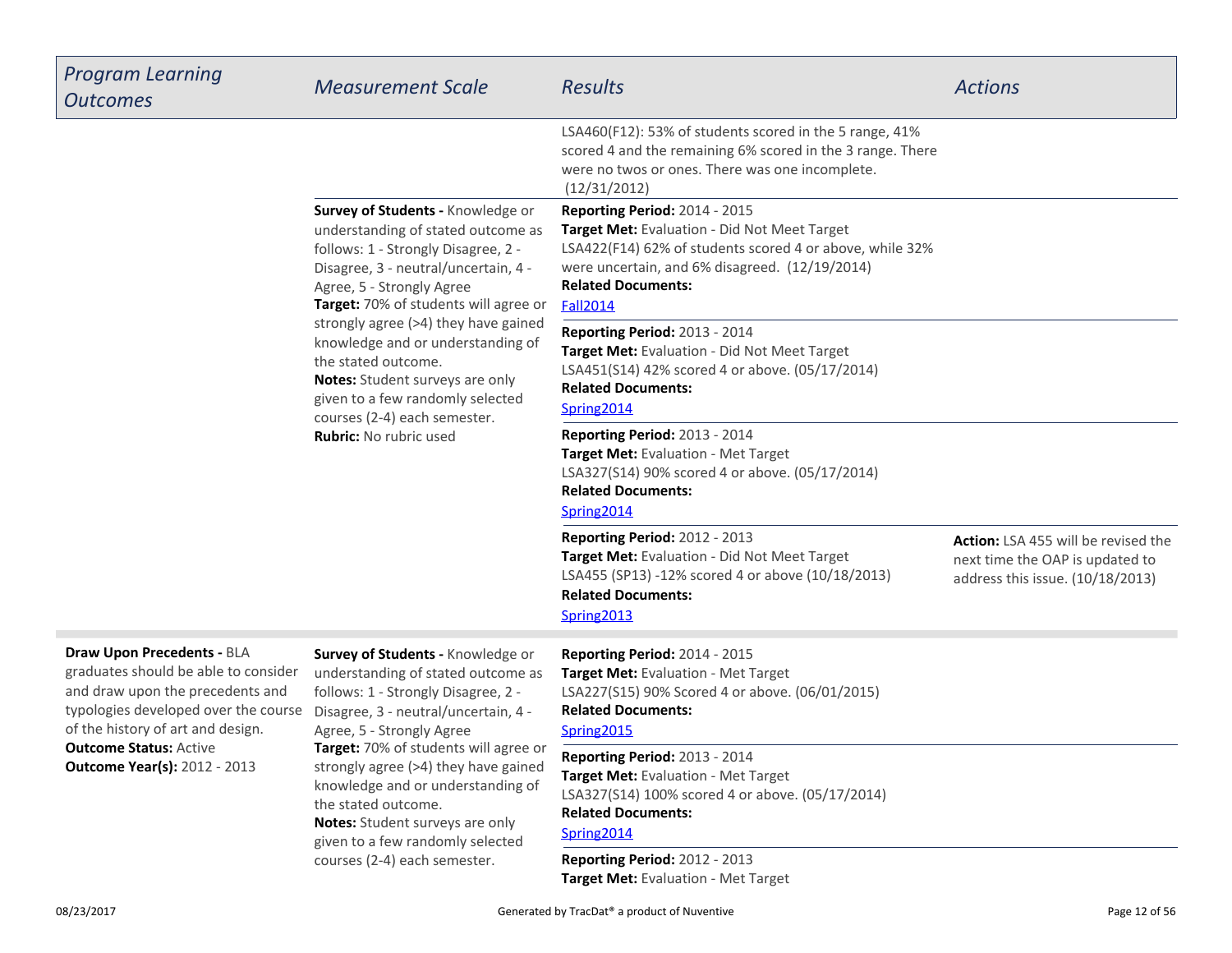| *Program Learning Outcomes* | *Measurement Scale* | *Results* | *Actions* |
|---|---|---|---|
| | | LSA460(F12): 53% of students scored in the 5 range, 41% scored 4 and the remaining 6% scored in the 3 range. There were no twos or ones. There was one incomplete. (12/31/2012) | |
| | **Survey of Students -** Knowledge or understanding of stated outcome as follows: 1 - Strongly Disagree, 2 - Disagree, 3 - neutral/uncertain, 4 - Agree, 5 - Strongly Agree<br>**Target:** 70% of students will agree or strongly agree (>4) they have gained knowledge and or understanding of the stated outcome.<br>**Notes:** Student surveys are only given to a few randomly selected courses (2-4) each semester.<br>**Rubric:** No rubric used | **Reporting Period:** 2014 - 2015<br>**Target Met:** Evaluation - Did Not Meet Target<br>LSA422(F14) 62% of students scored 4 or above, while 32% were uncertain, and 6% disagreed. (12/19/2014)<br>**Related Documents:**<br>Fall2014 | |
| | | **Reporting Period:** 2013 - 2014<br>**Target Met:** Evaluation - Did Not Meet Target<br>LSA451(S14) 42% scored 4 or above. (05/17/2014)<br>**Related Documents:**<br>Spring2014 | |
| | | **Reporting Period:** 2013 - 2014<br>**Target Met:** Evaluation - Met Target<br>LSA327(S14) 90% scored 4 or above. (05/17/2014)<br>**Related Documents:**<br>Spring2014 | |
| | | **Reporting Period:** 2012 - 2013<br>**Target Met:** Evaluation - Did Not Meet Target<br>LSA455 (SP13) -12% scored 4 or above (10/18/2013)<br>**Related Documents:**<br>Spring2013 | **Action:** LSA 455 will be revised the next time the OAP is updated to address this issue. (10/18/2013) |
| **Draw Upon Precedents -** BLA graduates should be able to consider and draw upon the precedents and typologies developed over the course of the history of art and design.<br>**Outcome Status:** Active<br>**Outcome Year(s):** 2012 - 2013 | **Survey of Students -** Knowledge or understanding of stated outcome as follows: 1 - Strongly Disagree, 2 - Disagree, 3 - neutral/uncertain, 4 - Agree, 5 - Strongly Agree<br>**Target:** 70% of students will agree or strongly agree (>4) they have gained knowledge and or understanding of the stated outcome.<br>**Notes:** Student surveys are only given to a few randomly selected courses (2-4) each semester. | **Reporting Period:** 2014 - 2015<br>**Target Met:** Evaluation - Met Target<br>LSA227(S15) 90% Scored 4 or above. (06/01/2015)<br>**Related Documents:**<br>Spring2015 | |
| | | **Reporting Period:** 2013 - 2014<br>**Target Met:** Evaluation - Met Target<br>LSA327(S14) 100% scored 4 or above. (05/17/2014)<br>**Related Documents:**<br>Spring2014 | |
| | | **Reporting Period:** 2012 - 2013<br>**Target Met:** Evaluation - Met Target | |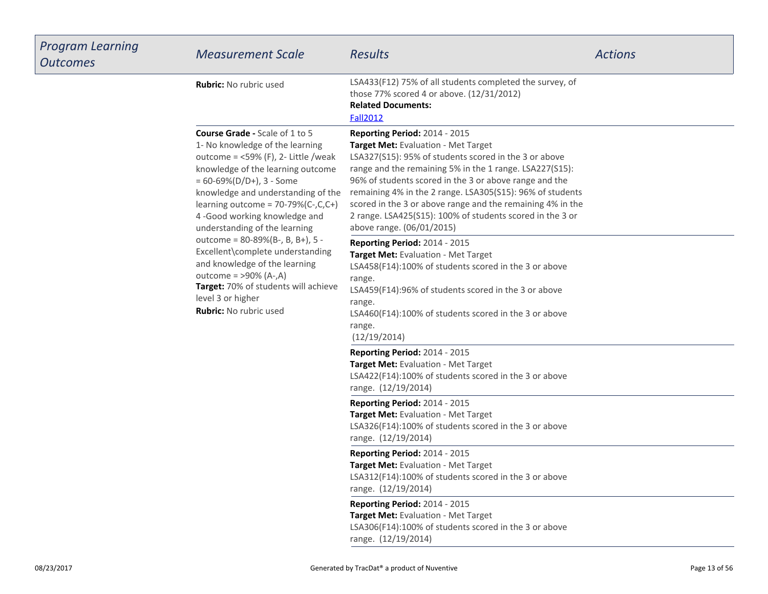| Program Learning Outcomes | Measurement Scale | Results | Actions |
|---|---|---|---|
| | **Rubric:** No rubric used | LSA433(F12) 75% of all students completed the survey, of those 77% scored 4 or above. (12/31/2012)<br>**Related Documents:**<br>Fall2012 | |
| | **Course Grade -** Scale of 1 to 5<br>1- No knowledge of the learning outcome = <59% (F), 2- Little /weak knowledge of the learning outcome = 60-69%(D/D+), 3 - Some knowledge and understanding of the learning outcome = 70-79%(C-,C,C+) 4 -Good working knowledge and understanding of the learning outcome = 80-89%(B-, B, B+), 5 - Excellent\complete understanding and knowledge of the learning outcome = >90% (A-,A)<br>**Target:** 70% of students will achieve level 3 or higher<br>**Rubric:** No rubric used | **Reporting Period:** 2014 - 2015<br>**Target Met:** Evaluation - Met Target<br>LSA327(S15): 95% of students scored in the 3 or above range and the remaining 5% in the 1 range. LSA227(S15): 96% of students scored in the 3 or above range and the remaining 4% in the 2 range. LSA305(S15): 96% of students scored in the 3 or above range and the remaining 4% in the 2 range. LSA425(S15): 100% of students scored in the 3 or above range. (06/01/2015) | |
| | | **Reporting Period:** 2014 - 2015<br>**Target Met:** Evaluation - Met Target<br>LSA458(F14):100% of students scored in the 3 or above range.<br>LSA459(F14):96% of students scored in the 3 or above range.<br>LSA460(F14):100% of students scored in the 3 or above range.<br>(12/19/2014) | |
| | | **Reporting Period:** 2014 - 2015<br>**Target Met:** Evaluation - Met Target<br>LSA422(F14):100% of students scored in the 3 or above range. (12/19/2014) | |
| | | **Reporting Period:** 2014 - 2015<br>**Target Met:** Evaluation - Met Target<br>LSA326(F14):100% of students scored in the 3 or above range. (12/19/2014) | |
| | | **Reporting Period:** 2014 - 2015<br>**Target Met:** Evaluation - Met Target<br>LSA312(F14):100% of students scored in the 3 or above range. (12/19/2014) | |
| | | **Reporting Period:** 2014 - 2015<br>**Target Met:** Evaluation - Met Target<br>LSA306(F14):100% of students scored in the 3 or above range. (12/19/2014) | |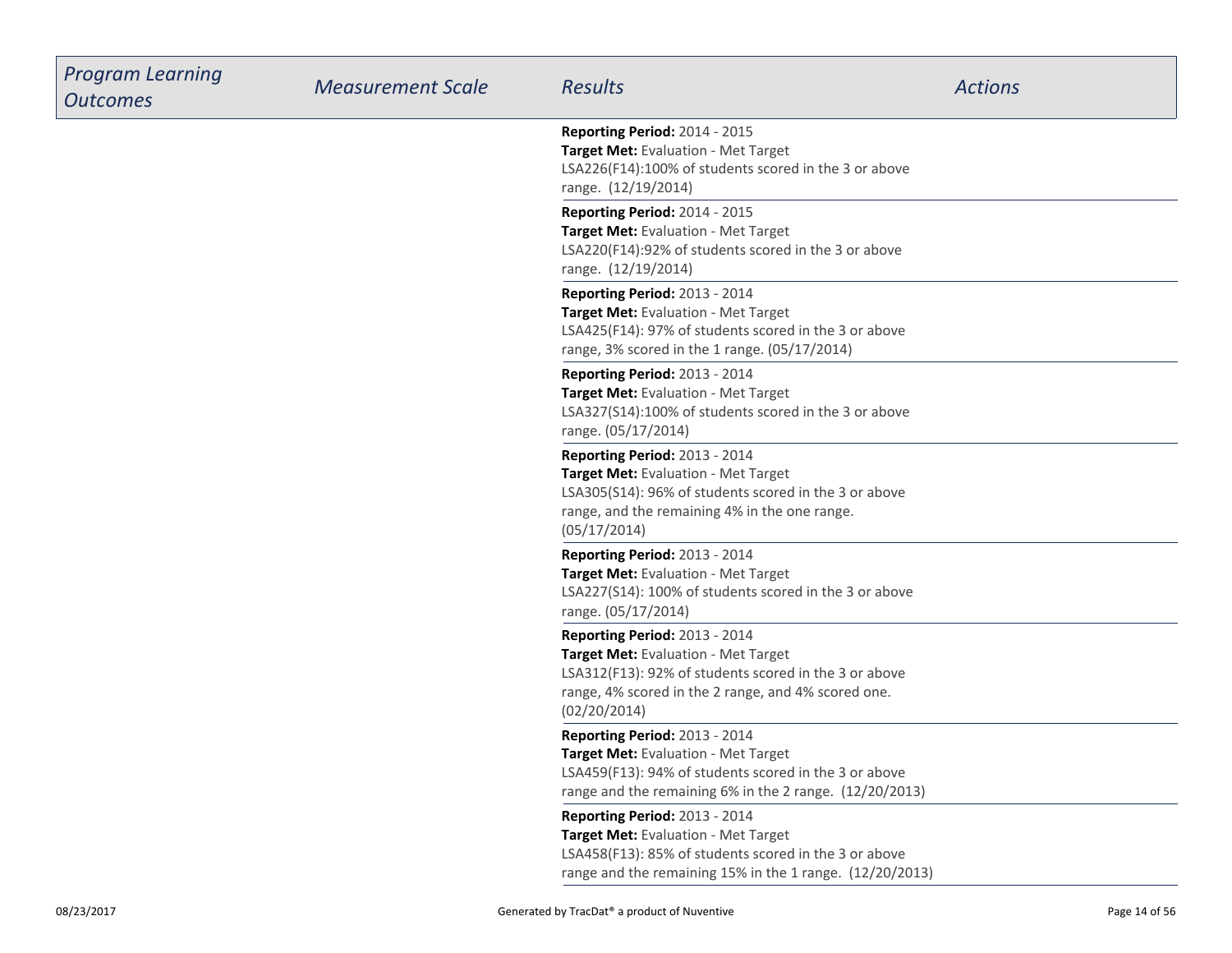| *Program Learning Outcomes* | *Measurement Scale* | *Results* | *Actions* |
|---|---|---|---|
| | | **Reporting Period:** 2014 - 2015<br>**Target Met:** Evaluation - Met Target<br>LSA226(F14):100% of students scored in the 3 or above range. (12/19/2014) | |
| | | **Reporting Period:** 2014 - 2015<br>**Target Met:** Evaluation - Met Target<br>LSA220(F14):92% of students scored in the 3 or above range. (12/19/2014) | |
| | | **Reporting Period:** 2013 - 2014<br>**Target Met:** Evaluation - Met Target<br>LSA425(F14): 97% of students scored in the 3 or above range, 3% scored in the 1 range. (05/17/2014) | |
| | | **Reporting Period:** 2013 - 2014<br>**Target Met:** Evaluation - Met Target<br>LSA327(S14):100% of students scored in the 3 or above range. (05/17/2014) | |
| | | **Reporting Period:** 2013 - 2014<br>**Target Met:** Evaluation - Met Target<br>LSA305(S14): 96% of students scored in the 3 or above range, and the remaining 4% in the one range. (05/17/2014) | |
| | | **Reporting Period:** 2013 - 2014<br>**Target Met:** Evaluation - Met Target<br>LSA227(S14): 100% of students scored in the 3 or above range. (05/17/2014) | |
| | | **Reporting Period:** 2013 - 2014<br>**Target Met:** Evaluation - Met Target<br>LSA312(F13): 92% of students scored in the 3 or above range, 4% scored in the 2 range, and 4% scored one. (02/20/2014) | |
| | | **Reporting Period:** 2013 - 2014<br>**Target Met:** Evaluation - Met Target<br>LSA459(F13): 94% of students scored in the 3 or above range and the remaining 6% in the 2 range. (12/20/2013) | |
| | | **Reporting Period:** 2013 - 2014<br>**Target Met:** Evaluation - Met Target<br>LSA458(F13): 85% of students scored in the 3 or above range and the remaining 15% in the 1 range. (12/20/2013) | |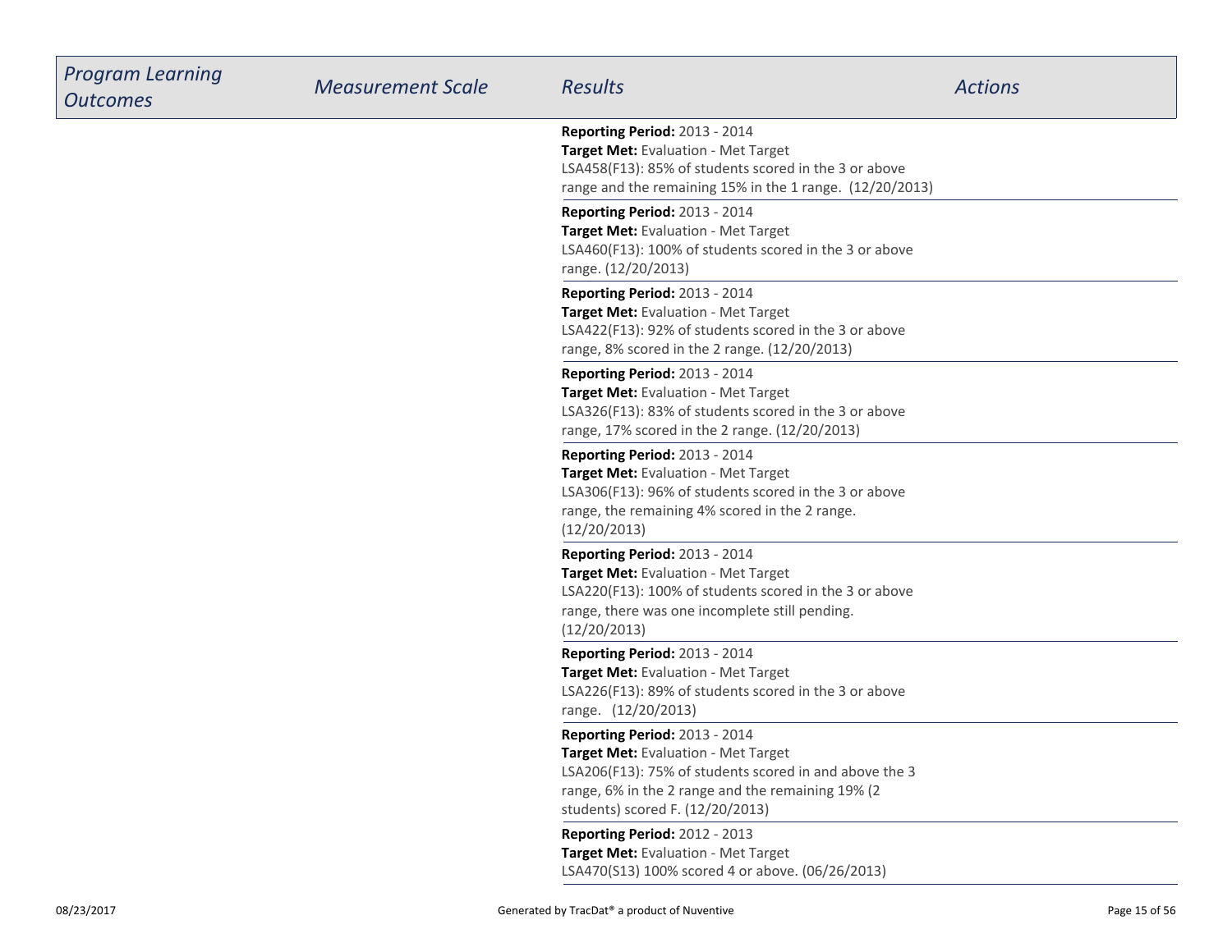| Program Learning Outcomes | Measurement Scale | Results | Actions |
|---|---|---|---|
| | | **Reporting Period:** 2013 - 2014<br>**Target Met:** Evaluation - Met Target<br>LSA458(F13): 85% of students scored in the 3 or above range and the remaining 15% in the 1 range. (12/20/2013) | |
| | | **Reporting Period:** 2013 - 2014<br>**Target Met:** Evaluation - Met Target<br>LSA460(F13): 100% of students scored in the 3 or above range. (12/20/2013) | |
| | | **Reporting Period:** 2013 - 2014<br>**Target Met:** Evaluation - Met Target<br>LSA422(F13): 92% of students scored in the 3 or above range, 8% scored in the 2 range. (12/20/2013) | |
| | | **Reporting Period:** 2013 - 2014<br>**Target Met:** Evaluation - Met Target<br>LSA326(F13): 83% of students scored in the 3 or above range, 17% scored in the 2 range. (12/20/2013) | |
| | | **Reporting Period:** 2013 - 2014<br>**Target Met:** Evaluation - Met Target<br>LSA306(F13): 96% of students scored in the 3 or above range, the remaining 4% scored in the 2 range. (12/20/2013) | |
| | | **Reporting Period:** 2013 - 2014<br>**Target Met:** Evaluation - Met Target<br>LSA220(F13): 100% of students scored in the 3 or above range, there was one incomplete still pending. (12/20/2013) | |
| | | **Reporting Period:** 2013 - 2014<br>**Target Met:** Evaluation - Met Target<br>LSA226(F13): 89% of students scored in the 3 or above range. (12/20/2013) | |
| | | **Reporting Period:** 2013 - 2014<br>**Target Met:** Evaluation - Met Target<br>LSA206(F13): 75% of students scored in and above the 3 range, 6% in the 2 range and the remaining 19% (2 students) scored F. (12/20/2013) | |
| | | **Reporting Period:** 2012 - 2013<br>**Target Met:** Evaluation - Met Target<br>LSA470(S13) 100% scored 4 or above. (06/26/2013) | |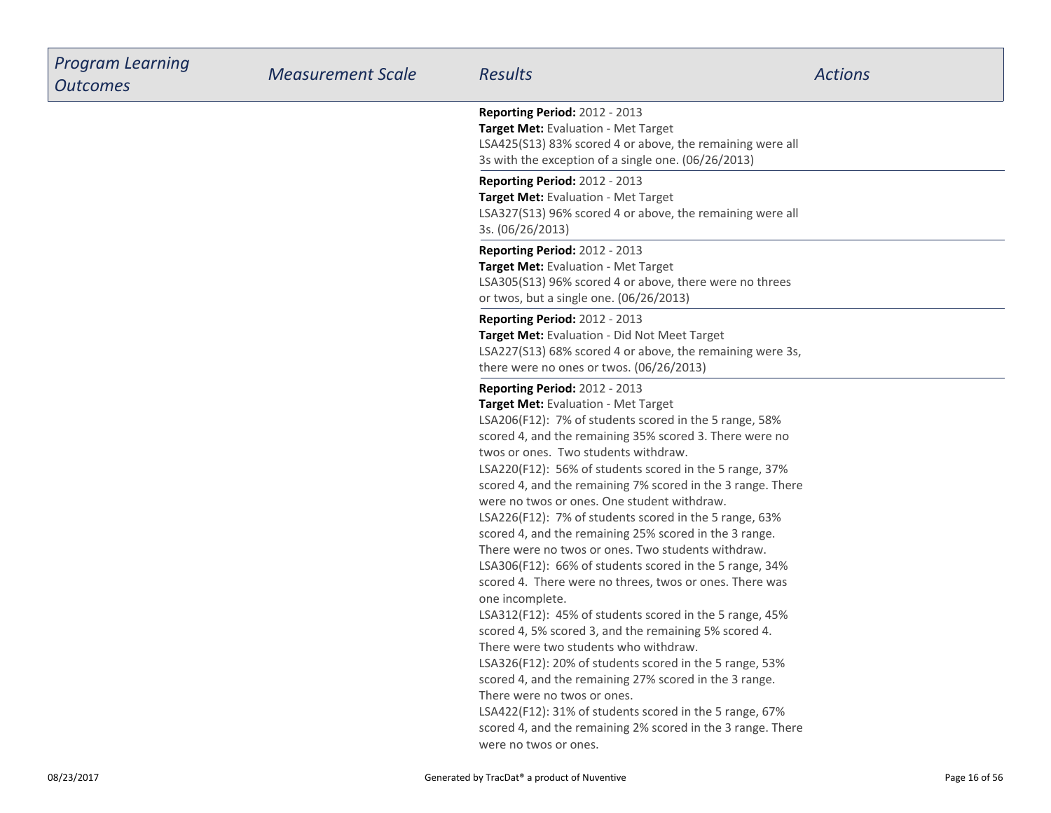| Program Learning Outcomes | Measurement Scale | Results | Actions |
|---|---|---|---|
| | | **Reporting Period:** 2012 - 2013<br>**Target Met:** Evaluation - Met Target<br>LSA425(S13) 83% scored 4 or above, the remaining were all 3s with the exception of a single one. (06/26/2013) | |
| | | **Reporting Period:** 2012 - 2013<br>**Target Met:** Evaluation - Met Target<br>LSA327(S13) 96% scored 4 or above, the remaining were all 3s. (06/26/2013) | |
| | | **Reporting Period:** 2012 - 2013<br>**Target Met:** Evaluation - Met Target<br>LSA305(S13) 96% scored 4 or above, there were no threes or twos, but a single one. (06/26/2013) | |
| | | **Reporting Period:** 2012 - 2013<br>**Target Met:** Evaluation - Did Not Meet Target<br>LSA227(S13) 68% scored 4 or above, the remaining were 3s, there were no ones or twos. (06/26/2013) | |
| | | **Reporting Period:** 2012 - 2013<br>**Target Met:** Evaluation - Met Target<br>LSA206(F12): 7% of students scored in the 5 range, 58% scored 4, and the remaining 35% scored 3. There were no twos or ones. Two students withdraw.<br>LSA220(F12): 56% of students scored in the 5 range, 37% scored 4, and the remaining 7% scored in the 3 range. There were no twos or ones. One student withdraw.<br>LSA226(F12): 7% of students scored in the 5 range, 63% scored 4, and the remaining 25% scored in the 3 range. There were no twos or ones. Two students withdraw.<br>LSA306(F12): 66% of students scored in the 5 range, 34% scored 4. There were no threes, twos or ones. There was one incomplete.<br>LSA312(F12): 45% of students scored in the 5 range, 45% scored 4, 5% scored 3, and the remaining 5% scored 4. There were two students who withdraw.<br>LSA326(F12): 20% of students scored in the 5 range, 53% scored 4, and the remaining 27% scored in the 3 range. There were no twos or ones.<br>LSA422(F12): 31% of students scored in the 5 range, 67% scored 4, and the remaining 2% scored in the 3 range. There were no twos or ones. | |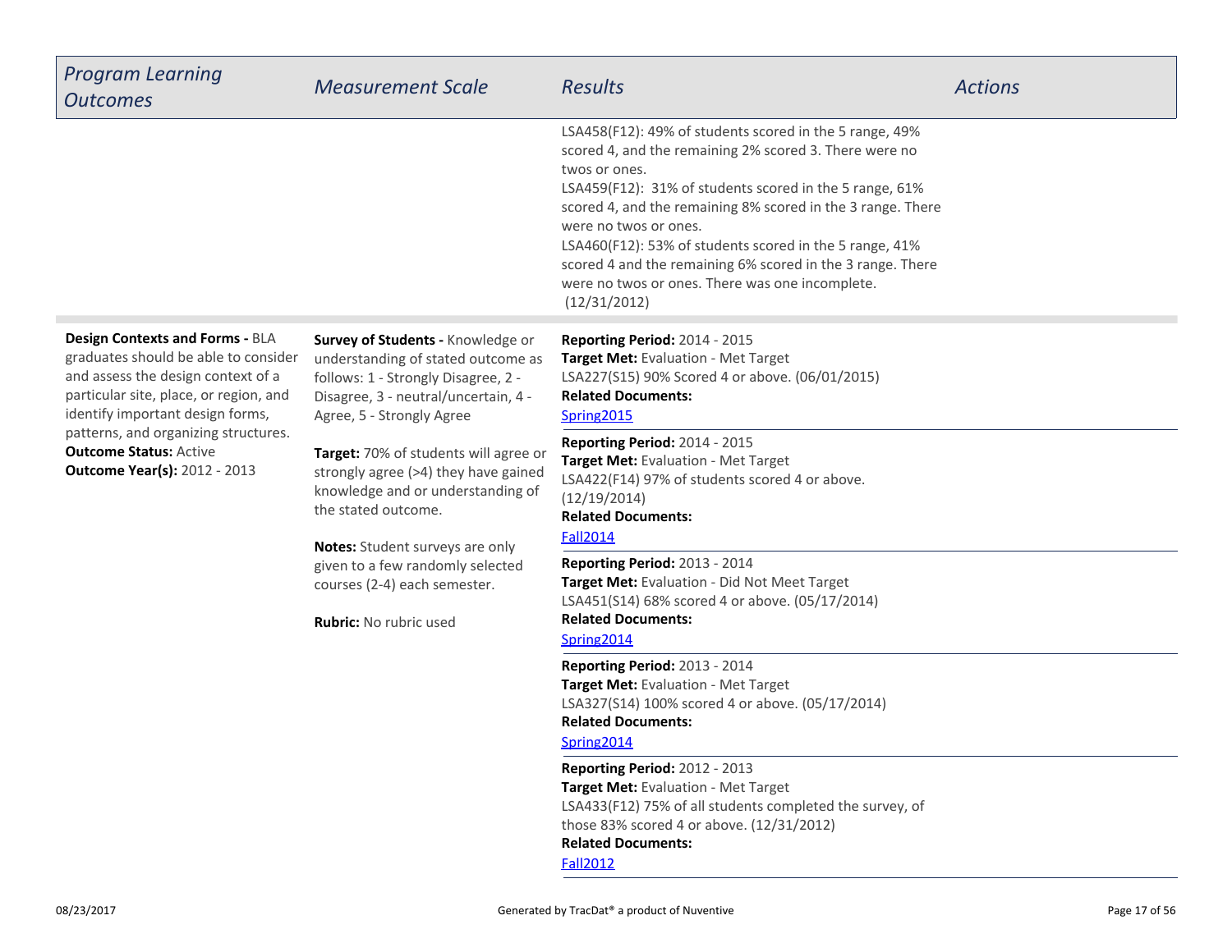| Program Learning Outcomes | Measurement Scale | Results | Actions |
|---|---|---|---|
| | | LSA458(F12): 49% of students scored in the 5 range, 49% scored 4, and the remaining 2% scored 3. There were no twos or ones.<br>LSA459(F12): 31% of students scored in the 5 range, 61% scored 4, and the remaining 8% scored in the 3 range. There were no twos or ones.<br>LSA460(F12): 53% of students scored in the 5 range, 41% scored 4 and the remaining 6% scored in the 3 range. There were no twos or ones. There was one incomplete. (12/31/2012) | |
| **Design Contexts and Forms -** BLA graduates should be able to consider and assess the design context of a particular site, place, or region, and identify important design forms, patterns, and organizing structures.<br>**Outcome Status:** Active<br>**Outcome Year(s):** 2012 - 2013 | **Survey of Students -** Knowledge or understanding of stated outcome as follows: 1 - Strongly Disagree, 2 - Disagree, 3 - neutral/uncertain, 4 - Agree, 5 - Strongly Agree<br><br>**Target:** 70% of students will agree or strongly agree (>4) they have gained knowledge and or understanding of the stated outcome.<br><br>**Notes:** Student surveys are only given to a few randomly selected courses (2-4) each semester.<br><br>**Rubric:** No rubric used | **Reporting Period:** 2014 - 2015<br>**Target Met:** Evaluation - Met Target<br>LSA227(S15) 90% Scored 4 or above. (06/01/2015)<br>**Related Documents:**<br>Spring2015 | |
| | | **Reporting Period:** 2014 - 2015<br>**Target Met:** Evaluation - Met Target<br>LSA422(F14) 97% of students scored 4 or above. (12/19/2014)<br>**Related Documents:**<br>Fall2014 | |
| | | **Reporting Period:** 2013 - 2014<br>**Target Met:** Evaluation - Did Not Meet Target<br>LSA451(S14) 68% scored 4 or above. (05/17/2014)<br>**Related Documents:**<br>Spring2014 | |
| | | **Reporting Period:** 2013 - 2014<br>**Target Met:** Evaluation - Met Target<br>LSA327(S14) 100% scored 4 or above. (05/17/2014)<br>**Related Documents:**<br>Spring2014 | |
| | | **Reporting Period:** 2012 - 2013<br>**Target Met:** Evaluation - Met Target<br>LSA433(F12) 75% of all students completed the survey, of those 83% scored 4 or above. (12/31/2012)<br>**Related Documents:**<br>Fall2012 | |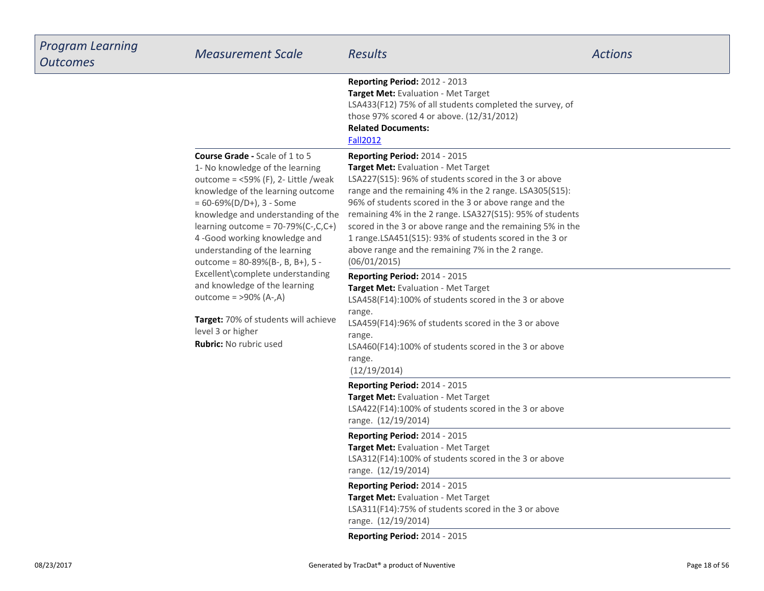| Program Learning Outcomes | Measurement Scale | Results | Actions |
|---|---|---|---|
| | | **Reporting Period:** 2012 - 2013<br>**Target Met:** Evaluation - Met Target<br>LSA433(F12) 75% of all students completed the survey, of those 97% scored 4 or above. (12/31/2012)<br>**Related Documents:**<br>Fall2012 | |
| | **Course Grade -** Scale of 1 to 5<br>1- No knowledge of the learning outcome = <59% (F), 2- Little /weak knowledge of the learning outcome = 60-69%(D/D+), 3 - Some knowledge and understanding of the learning outcome = 70-79%(C-,C,C+) 4 -Good working knowledge and understanding of the learning outcome = 80-89%(B-, B, B+), 5 - Excellent\complete understanding and knowledge of the learning outcome = >90% (A-,A)<br><br>**Target:** 70% of students will achieve level 3 or higher<br>**Rubric:** No rubric used | **Reporting Period:** 2014 - 2015<br>**Target Met:** Evaluation - Met Target<br>LSA227(S15): 96% of students scored in the 3 or above range and the remaining 4% in the 2 range. LSA305(S15): 96% of students scored in the 3 or above range and the remaining 4% in the 2 range. LSA327(S15): 95% of students scored in the 3 or above range and the remaining 5% in the 1 range.LSA451(S15): 93% of students scored in the 3 or above range and the remaining 7% in the 2 range. (06/01/2015) | |
| | | **Reporting Period:** 2014 - 2015<br>**Target Met:** Evaluation - Met Target<br>LSA458(F14):100% of students scored in the 3 or above range.<br>LSA459(F14):96% of students scored in the 3 or above range.<br>LSA460(F14):100% of students scored in the 3 or above range.<br>(12/19/2014) | |
| | | **Reporting Period:** 2014 - 2015<br>**Target Met:** Evaluation - Met Target<br>LSA422(F14):100% of students scored in the 3 or above range. (12/19/2014) | |
| | | **Reporting Period:** 2014 - 2015<br>**Target Met:** Evaluation - Met Target<br>LSA312(F14):100% of students scored in the 3 or above range. (12/19/2014) | |
| | | **Reporting Period:** 2014 - 2015<br>**Target Met:** Evaluation - Met Target<br>LSA311(F14):75% of students scored in the 3 or above range. (12/19/2014) | |
| | | **Reporting Period:** 2014 - 2015 | |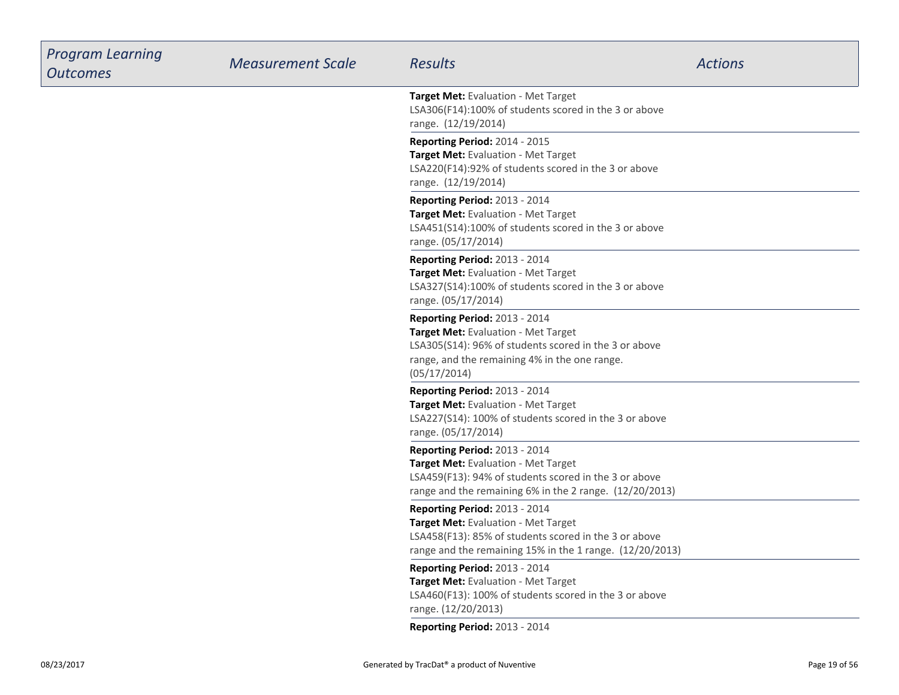| *Program Learning Outcomes* | *Measurement Scale* | *Results* | *Actions* |
| --- | --- | --- | --- |
| | | **Target Met:** Evaluation - Met Target<br>LSA306(F14):100% of students scored in the 3 or above range. (12/19/2014) | |
| | | **Reporting Period:** 2014 - 2015<br>**Target Met:** Evaluation - Met Target<br>LSA220(F14):92% of students scored in the 3 or above range. (12/19/2014) | |
| | | **Reporting Period:** 2013 - 2014<br>**Target Met:** Evaluation - Met Target<br>LSA451(S14):100% of students scored in the 3 or above range. (05/17/2014) | |
| | | **Reporting Period:** 2013 - 2014<br>**Target Met:** Evaluation - Met Target<br>LSA327(S14):100% of students scored in the 3 or above range. (05/17/2014) | |
| | | **Reporting Period:** 2013 - 2014<br>**Target Met:** Evaluation - Met Target<br>LSA305(S14): 96% of students scored in the 3 or above range, and the remaining 4% in the one range. (05/17/2014) | |
| | | **Reporting Period:** 2013 - 2014<br>**Target Met:** Evaluation - Met Target<br>LSA227(S14): 100% of students scored in the 3 or above range. (05/17/2014) | |
| | | **Reporting Period:** 2013 - 2014<br>**Target Met:** Evaluation - Met Target<br>LSA459(F13): 94% of students scored in the 3 or above range and the remaining 6% in the 2 range. (12/20/2013) | |
| | | **Reporting Period:** 2013 - 2014<br>**Target Met:** Evaluation - Met Target<br>LSA458(F13): 85% of students scored in the 3 or above range and the remaining 15% in the 1 range. (12/20/2013) | |
| | | **Reporting Period:** 2013 - 2014<br>**Target Met:** Evaluation - Met Target<br>LSA460(F13): 100% of students scored in the 3 or above range. (12/20/2013) | |
| | | **Reporting Period:** 2013 - 2014 | |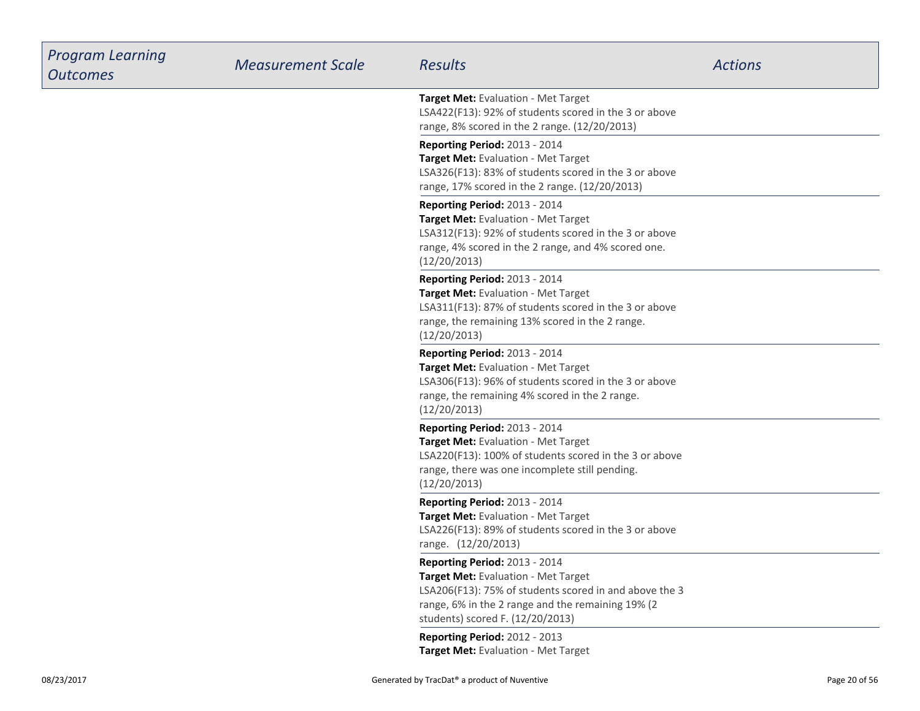| Program Learning Outcomes | Measurement Scale | Results | Actions |
|---|---|---|---|
| | | **Target Met:** Evaluation - Met Target<br>LSA422(F13): 92% of students scored in the 3 or above range, 8% scored in the 2 range. (12/20/2013) | |
| | | **Reporting Period:** 2013 - 2014<br>**Target Met:** Evaluation - Met Target<br>LSA326(F13): 83% of students scored in the 3 or above range, 17% scored in the 2 range. (12/20/2013) | |
| | | **Reporting Period:** 2013 - 2014<br>**Target Met:** Evaluation - Met Target<br>LSA312(F13): 92% of students scored in the 3 or above range, 4% scored in the 2 range, and 4% scored one. (12/20/2013) | |
| | | **Reporting Period:** 2013 - 2014<br>**Target Met:** Evaluation - Met Target<br>LSA311(F13): 87% of students scored in the 3 or above range, the remaining 13% scored in the 2 range. (12/20/2013) | |
| | | **Reporting Period:** 2013 - 2014<br>**Target Met:** Evaluation - Met Target<br>LSA306(F13): 96% of students scored in the 3 or above range, the remaining 4% scored in the 2 range. (12/20/2013) | |
| | | **Reporting Period:** 2013 - 2014<br>**Target Met:** Evaluation - Met Target<br>LSA220(F13): 100% of students scored in the 3 or above range, there was one incomplete still pending. (12/20/2013) | |
| | | **Reporting Period:** 2013 - 2014<br>**Target Met:** Evaluation - Met Target<br>LSA226(F13): 89% of students scored in the 3 or above range. (12/20/2013) | |
| | | **Reporting Period:** 2013 - 2014<br>**Target Met:** Evaluation - Met Target<br>LSA206(F13): 75% of students scored in and above the 3 range, 6% in the 2 range and the remaining 19% (2 students) scored F. (12/20/2013) | |
| | | **Reporting Period:** 2012 - 2013<br>**Target Met:** Evaluation - Met Target | |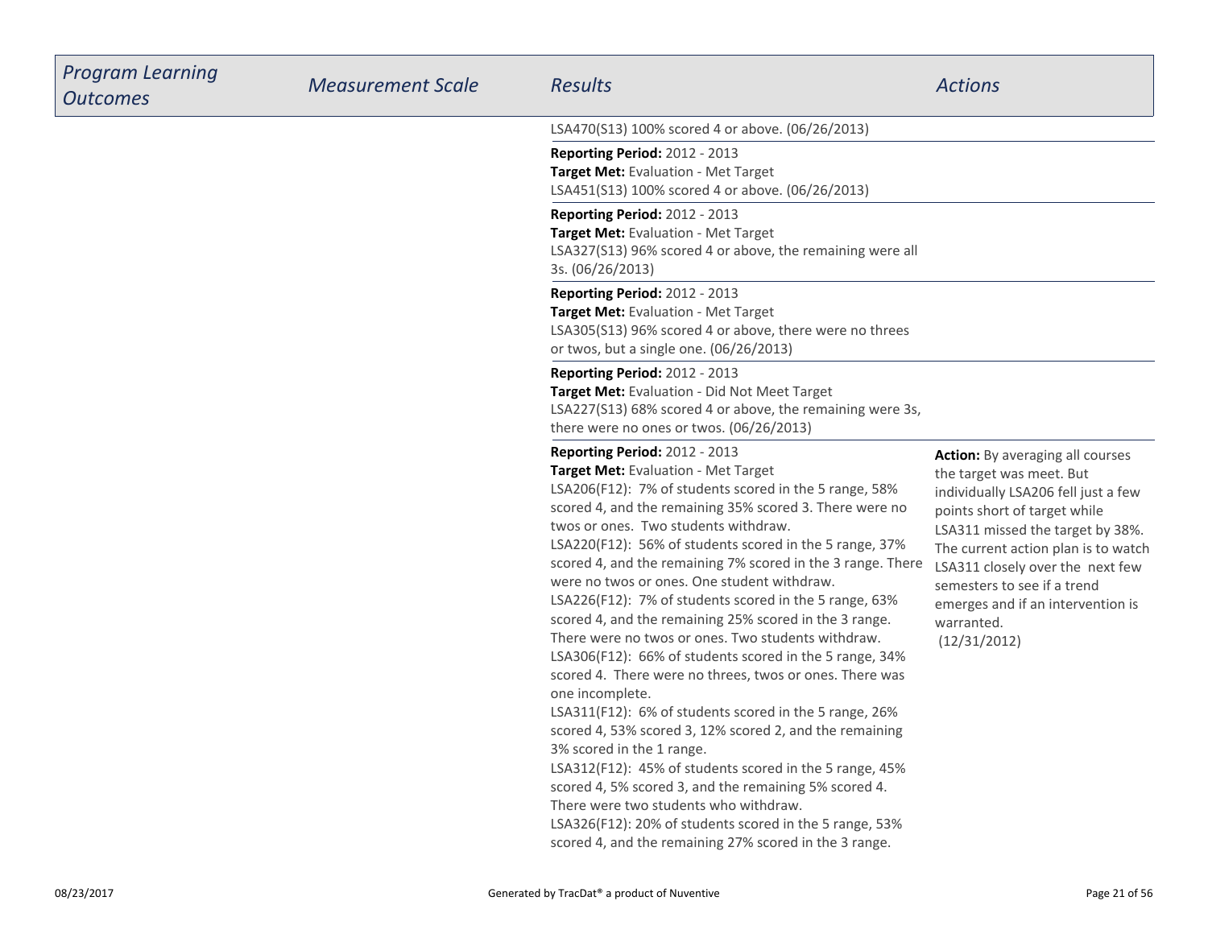| Program Learning Outcomes | Measurement Scale | Results | Actions |
|---|---|---|---|
| | | LSA470(S13) 100% scored 4 or above. (06/26/2013) | |
| | | **Reporting Period:** 2012 - 2013<br>**Target Met:** Evaluation - Met Target<br>LSA451(S13) 100% scored 4 or above. (06/26/2013) | |
| | | **Reporting Period:** 2012 - 2013<br>**Target Met:** Evaluation - Met Target<br>LSA327(S13) 96% scored 4 or above, the remaining were all 3s. (06/26/2013) | |
| | | **Reporting Period:** 2012 - 2013<br>**Target Met:** Evaluation - Met Target<br>LSA305(S13) 96% scored 4 or above, there were no threes or twos, but a single one. (06/26/2013) | |
| | | **Reporting Period:** 2012 - 2013<br>**Target Met:** Evaluation - Did Not Meet Target<br>LSA227(S13) 68% scored 4 or above, the remaining were 3s, there were no ones or twos. (06/26/2013) | |
| | | **Reporting Period:** 2012 - 2013<br>**Target Met:** Evaluation - Met Target<br>LSA206(F12): 7% of students scored in the 5 range, 58% scored 4, and the remaining 35% scored 3. There were no twos or ones. Two students withdraw.<br>LSA220(F12): 56% of students scored in the 5 range, 37% scored 4, and the remaining 7% scored in the 3 range. There were no twos or ones. One student withdraw.<br>LSA226(F12): 7% of students scored in the 5 range, 63% scored 4, and the remaining 25% scored in the 3 range. There were no twos or ones. Two students withdraw.<br>LSA306(F12): 66% of students scored in the 5 range, 34% scored 4. There were no threes, twos or ones. There was one incomplete.<br>LSA311(F12): 6% of students scored in the 5 range, 26% scored 4, 53% scored 3, 12% scored 2, and the remaining 3% scored in the 1 range.<br>LSA312(F12): 45% of students scored in the 5 range, 45% scored 4, 5% scored 3, and the remaining 5% scored 4. There were two students who withdraw.<br>LSA326(F12): 20% of students scored in the 5 range, 53% scored 4, and the remaining 27% scored in the 3 range. | **Action:** By averaging all courses the target was meet. But individually LSA206 fell just a few points short of target while LSA311 missed the target by 38%. The current action plan is to watch LSA311 closely over the next few semesters to see if a trend emerges and if an intervention is warranted.<br>(12/31/2012) |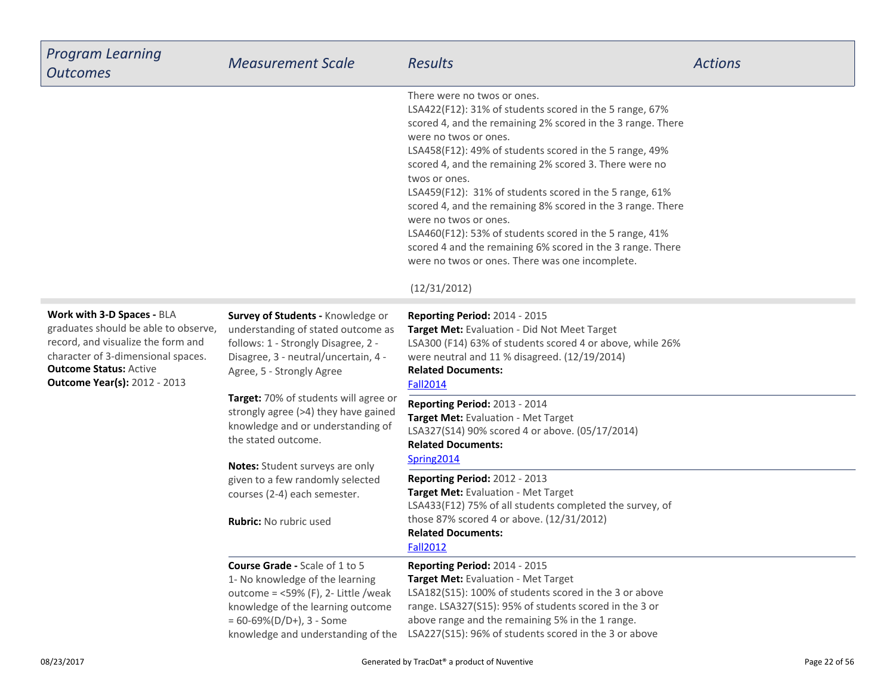| Program Learning Outcomes | Measurement Scale | Results | Actions |
|---|---|---|---|
| | | There were no twos or ones.<br>LSA422(F12): 31% of students scored in the 5 range, 67% scored 4, and the remaining 2% scored in the 3 range. There were no twos or ones.<br>LSA458(F12): 49% of students scored in the 5 range, 49% scored 4, and the remaining 2% scored 3. There were no twos or ones.<br>LSA459(F12): 31% of students scored in the 5 range, 61% scored 4, and the remaining 8% scored in the 3 range. There were no twos or ones.<br>LSA460(F12): 53% of students scored in the 5 range, 41% scored 4 and the remaining 6% scored in the 3 range. There were no twos or ones. There was one incomplete.<br><br>(12/31/2012) | |
| **Work with 3-D Spaces -** BLA graduates should be able to observe, record, and visualize the form and character of 3-dimensional spaces.<br>**Outcome Status:** Active<br>**Outcome Year(s):** 2012 - 2013 | **Survey of Students -** Knowledge or understanding of stated outcome as follows: 1 - Strongly Disagree, 2 - Disagree, 3 - neutral/uncertain, 4 - Agree, 5 - Strongly Agree<br><br>**Target:** 70% of students will agree or strongly agree (>4) they have gained knowledge and or understanding of the stated outcome.<br><br>**Notes:** Student surveys are only given to a few randomly selected courses (2-4) each semester.<br><br>**Rubric:** No rubric used | **Reporting Period:** 2014 - 2015<br>**Target Met:** Evaluation - Did Not Meet Target<br>LSA300 (F14) 63% of students scored 4 or above, while 26% were neutral and 11 % disagreed. (12/19/2014)<br>**Related Documents:**<br>Fall2014 | |
| | | **Reporting Period:** 2013 - 2014<br>**Target Met:** Evaluation - Met Target<br>LSA327(S14) 90% scored 4 or above. (05/17/2014)<br>**Related Documents:**<br>Spring2014 | |
| | | **Reporting Period:** 2012 - 2013<br>**Target Met:** Evaluation - Met Target<br>LSA433(F12) 75% of all students completed the survey, of those 87% scored 4 or above. (12/31/2012)<br>**Related Documents:**<br>Fall2012 | |
| | **Course Grade -** Scale of 1 to 5<br>1- No knowledge of the learning outcome = <59% (F), 2- Little /weak knowledge of the learning outcome = 60-69%(D/D+), 3 - Some knowledge and understanding of the | **Reporting Period:** 2014 - 2015<br>**Target Met:** Evaluation - Met Target<br>LSA182(S15): 100% of students scored in the 3 or above range. LSA327(S15): 95% of students scored in the 3 or above range and the remaining 5% in the 1 range.<br>LSA227(S15): 96% of students scored in the 3 or above | |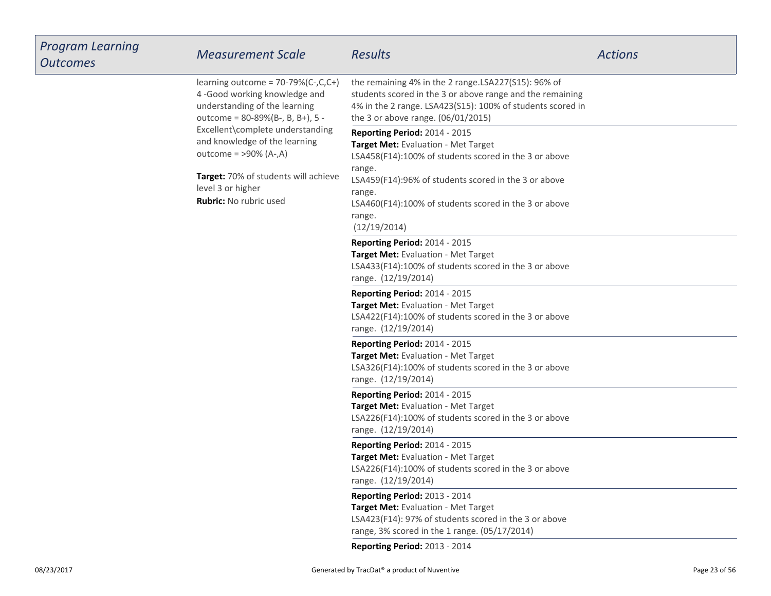| Program Learning Outcomes | Measurement Scale | Results | Actions |
|---|---|---|---|
| | learning outcome = 70-79%(C-,C,C+) 4 -Good working knowledge and understanding of the learning outcome = 80-89%(B-, B, B+), 5 - Excellent\complete understanding and knowledge of the learning outcome = >90% (A-,A)<br><br>**Target:** 70% of students will achieve level 3 or higher<br>**Rubric:** No rubric used | the remaining 4% in the 2 range.LSA227(S15): 96% of students scored in the 3 or above range and the remaining 4% in the 2 range. LSA423(S15): 100% of students scored in the 3 or above range. (06/01/2015) | |
| | | **Reporting Period:** 2014 - 2015<br>**Target Met:** Evaluation - Met Target<br>LSA458(F14):100% of students scored in the 3 or above range.<br>LSA459(F14):96% of students scored in the 3 or above range.<br>LSA460(F14):100% of students scored in the 3 or above range.<br>(12/19/2014) | |
| | | **Reporting Period:** 2014 - 2015<br>**Target Met:** Evaluation - Met Target<br>LSA433(F14):100% of students scored in the 3 or above range. (12/19/2014) | |
| | | **Reporting Period:** 2014 - 2015<br>**Target Met:** Evaluation - Met Target<br>LSA422(F14):100% of students scored in the 3 or above range. (12/19/2014) | |
| | | **Reporting Period:** 2014 - 2015<br>**Target Met:** Evaluation - Met Target<br>LSA326(F14):100% of students scored in the 3 or above range. (12/19/2014) | |
| | | **Reporting Period:** 2014 - 2015<br>**Target Met:** Evaluation - Met Target<br>LSA226(F14):100% of students scored in the 3 or above range. (12/19/2014) | |
| | | **Reporting Period:** 2014 - 2015<br>**Target Met:** Evaluation - Met Target<br>LSA226(F14):100% of students scored in the 3 or above range. (12/19/2014) | |
| | | **Reporting Period:** 2013 - 2014<br>**Target Met:** Evaluation - Met Target<br>LSA423(F14): 97% of students scored in the 3 or above range, 3% scored in the 1 range. (05/17/2014) | |
| | | **Reporting Period:** 2013 - 2014 | |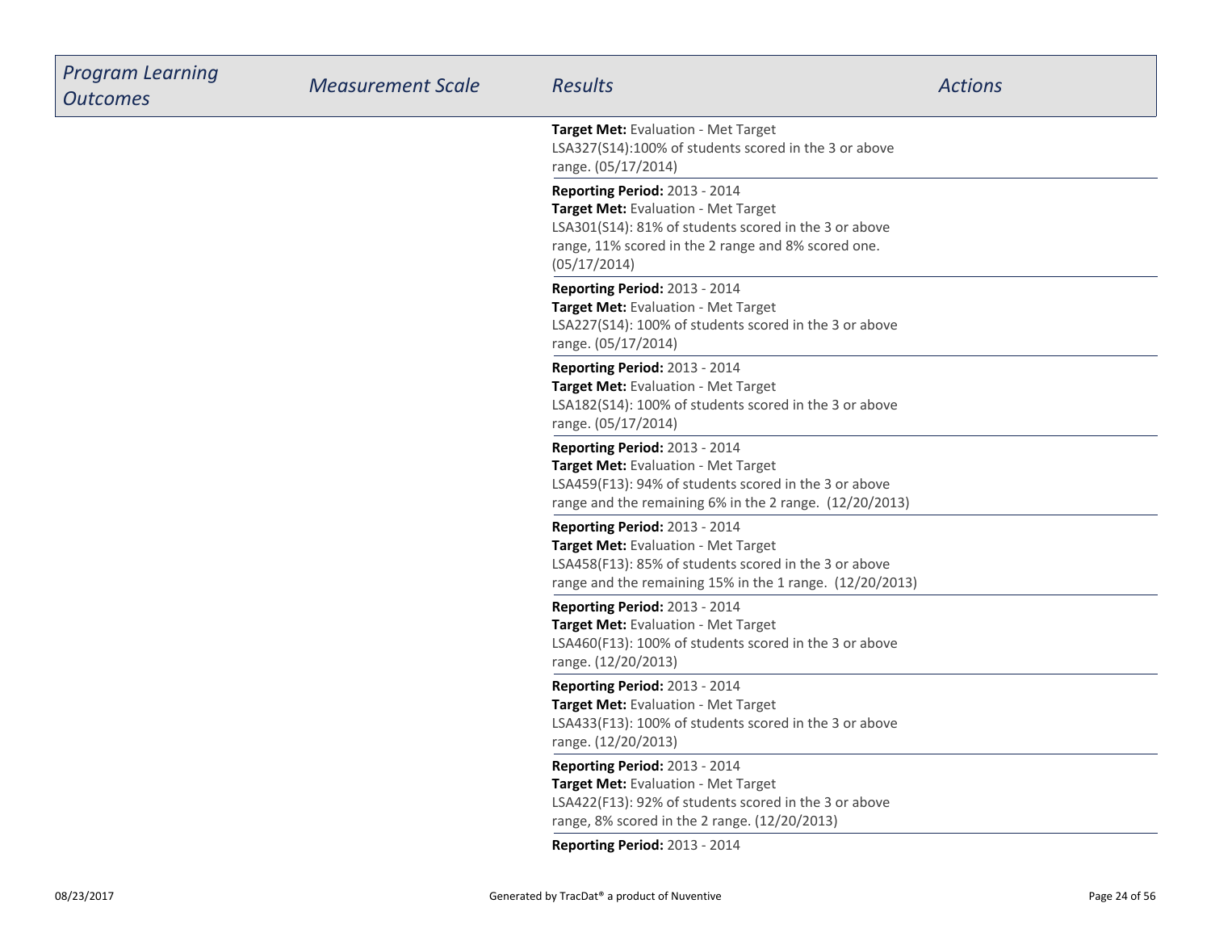| *Program Learning Outcomes* | *Measurement Scale* | *Results* | *Actions* |
| --- | --- | --- | --- |
| | | **Target Met:** Evaluation - Met Target<br>LSA327(S14):100% of students scored in the 3 or above range. (05/17/2014) | |
| | | **Reporting Period:** 2013 - 2014<br>**Target Met:** Evaluation - Met Target<br>LSA301(S14): 81% of students scored in the 3 or above range, 11% scored in the 2 range and 8% scored one. (05/17/2014) | |
| | | **Reporting Period:** 2013 - 2014<br>**Target Met:** Evaluation - Met Target<br>LSA227(S14): 100% of students scored in the 3 or above range. (05/17/2014) | |
| | | **Reporting Period:** 2013 - 2014<br>**Target Met:** Evaluation - Met Target<br>LSA182(S14): 100% of students scored in the 3 or above range. (05/17/2014) | |
| | | **Reporting Period:** 2013 - 2014<br>**Target Met:** Evaluation - Met Target<br>LSA459(F13): 94% of students scored in the 3 or above range and the remaining 6% in the 2 range. (12/20/2013) | |
| | | **Reporting Period:** 2013 - 2014<br>**Target Met:** Evaluation - Met Target<br>LSA458(F13): 85% of students scored in the 3 or above range and the remaining 15% in the 1 range. (12/20/2013) | |
| | | **Reporting Period:** 2013 - 2014<br>**Target Met:** Evaluation - Met Target<br>LSA460(F13): 100% of students scored in the 3 or above range. (12/20/2013) | |
| | | **Reporting Period:** 2013 - 2014<br>**Target Met:** Evaluation - Met Target<br>LSA433(F13): 100% of students scored in the 3 or above range. (12/20/2013) | |
| | | **Reporting Period:** 2013 - 2014<br>**Target Met:** Evaluation - Met Target<br>LSA422(F13): 92% of students scored in the 3 or above range, 8% scored in the 2 range. (12/20/2013) | |
| | | **Reporting Period:** 2013 - 2014 | |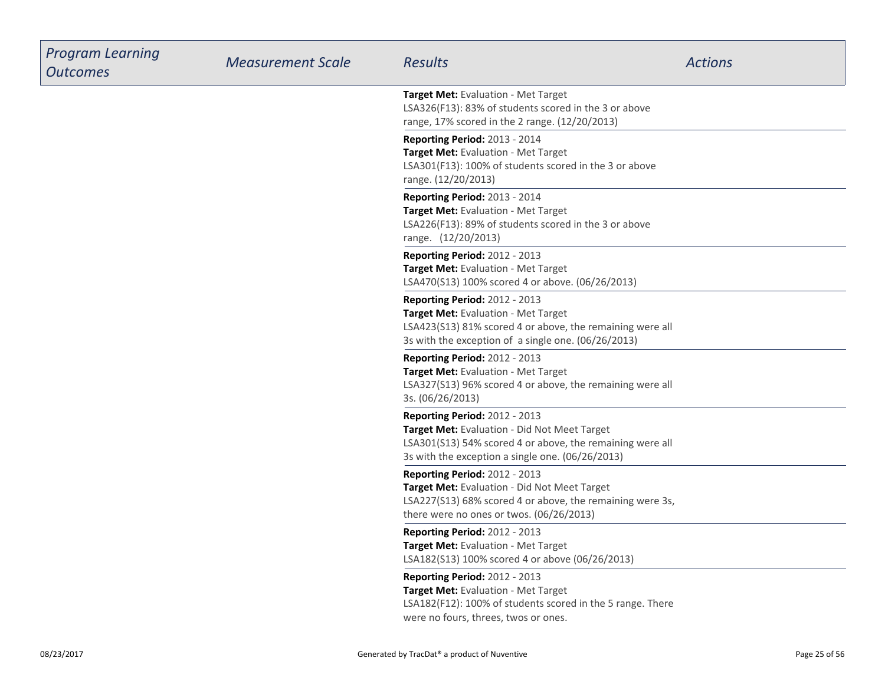| *Program Learning Outcomes* | *Measurement Scale* | *Results* | *Actions* |
|---|---|---|---|
| | | **Target Met:** Evaluation - Met Target<br>LSA326(F13): 83% of students scored in the 3 or above range, 17% scored in the 2 range. (12/20/2013) | |
| | | **Reporting Period:** 2013 - 2014<br>**Target Met:** Evaluation - Met Target<br>LSA301(F13): 100% of students scored in the 3 or above range. (12/20/2013) | |
| | | **Reporting Period:** 2013 - 2014<br>**Target Met:** Evaluation - Met Target<br>LSA226(F13): 89% of students scored in the 3 or above range. (12/20/2013) | |
| | | **Reporting Period:** 2012 - 2013<br>**Target Met:** Evaluation - Met Target<br>LSA470(S13) 100% scored 4 or above. (06/26/2013) | |
| | | **Reporting Period:** 2012 - 2013<br>**Target Met:** Evaluation - Met Target<br>LSA423(S13) 81% scored 4 or above, the remaining were all 3s with the exception of a single one. (06/26/2013) | |
| | | **Reporting Period:** 2012 - 2013<br>**Target Met:** Evaluation - Met Target<br>LSA327(S13) 96% scored 4 or above, the remaining were all 3s. (06/26/2013) | |
| | | **Reporting Period:** 2012 - 2013<br>**Target Met:** Evaluation - Did Not Meet Target<br>LSA301(S13) 54% scored 4 or above, the remaining were all 3s with the exception a single one. (06/26/2013) | |
| | | **Reporting Period:** 2012 - 2013<br>**Target Met:** Evaluation - Did Not Meet Target<br>LSA227(S13) 68% scored 4 or above, the remaining were 3s, there were no ones or twos. (06/26/2013) | |
| | | **Reporting Period:** 2012 - 2013<br>**Target Met:** Evaluation - Met Target<br>LSA182(S13) 100% scored 4 or above (06/26/2013) | |
| | | **Reporting Period:** 2012 - 2013<br>**Target Met:** Evaluation - Met Target<br>LSA182(F12): 100% of students scored in the 5 range. There were no fours, threes, twos or ones. | |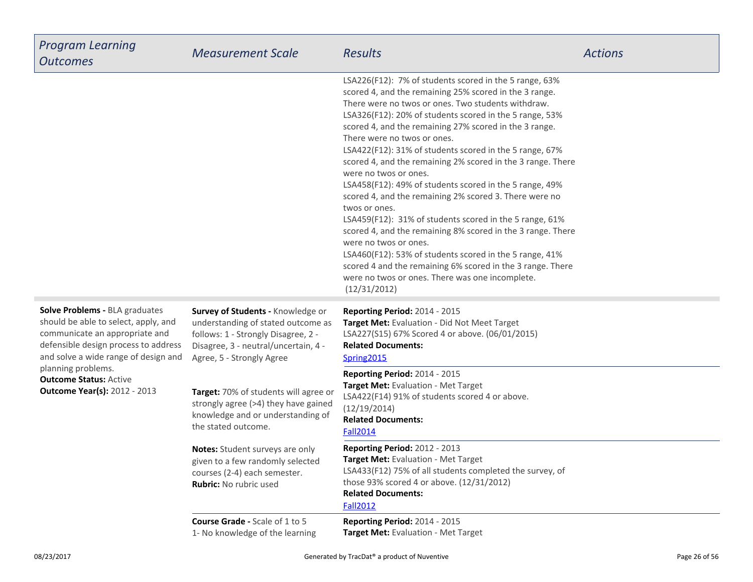| *Program Learning Outcomes* | *Measurement Scale* | *Results* | *Actions* |
| --- | --- | --- | --- |
| | | LSA226(F12): 7% of students scored in the 5 range, 63% scored 4, and the remaining 25% scored in the 3 range. There were no twos or ones. Two students withdraw.<br>LSA326(F12): 20% of students scored in the 5 range, 53% scored 4, and the remaining 27% scored in the 3 range. There were no twos or ones.<br>LSA422(F12): 31% of students scored in the 5 range, 67% scored 4, and the remaining 2% scored in the 3 range. There were no twos or ones.<br>LSA458(F12): 49% of students scored in the 5 range, 49% scored 4, and the remaining 2% scored 3. There were no twos or ones.<br>LSA459(F12): 31% of students scored in the 5 range, 61% scored 4, and the remaining 8% scored in the 3 range. There were no twos or ones.<br>LSA460(F12): 53% of students scored in the 5 range, 41% scored 4 and the remaining 6% scored in the 3 range. There were no twos or ones. There was one incomplete. (12/31/2012) | |
| **Solve Problems -** BLA graduates should be able to select, apply, and communicate an appropriate and defensible design process to address and solve a wide range of design and planning problems.<br>**Outcome Status:** Active<br>**Outcome Year(s):** 2012 - 2013 | **Survey of Students -** Knowledge or understanding of stated outcome as follows: 1 - Strongly Disagree, 2 - Disagree, 3 - neutral/uncertain, 4 - Agree, 5 - Strongly Agree<br><br>**Target:** 70% of students will agree or strongly agree (>4) they have gained knowledge and or understanding of the stated outcome.<br><br>**Notes:** Student surveys are only given to a few randomly selected courses (2-4) each semester.<br>**Rubric:** No rubric used | **Reporting Period:** 2014 - 2015<br>**Target Met:** Evaluation - Did Not Meet Target<br>LSA227(S15) 67% Scored 4 or above. (06/01/2015)<br>**Related Documents:**<br>Spring2015 | |
| | | **Reporting Period:** 2014 - 2015<br>**Target Met:** Evaluation - Met Target<br>LSA422(F14) 91% of students scored 4 or above. (12/19/2014)<br>**Related Documents:**<br>Fall2014 | |
| | | **Reporting Period:** 2012 - 2013<br>**Target Met:** Evaluation - Met Target<br>LSA433(F12) 75% of all students completed the survey, of those 93% scored 4 or above. (12/31/2012)<br>**Related Documents:**<br>Fall2012 | |
| | **Course Grade -** Scale of 1 to 5<br>1- No knowledge of the learning | **Reporting Period:** 2014 - 2015<br>**Target Met:** Evaluation - Met Target | |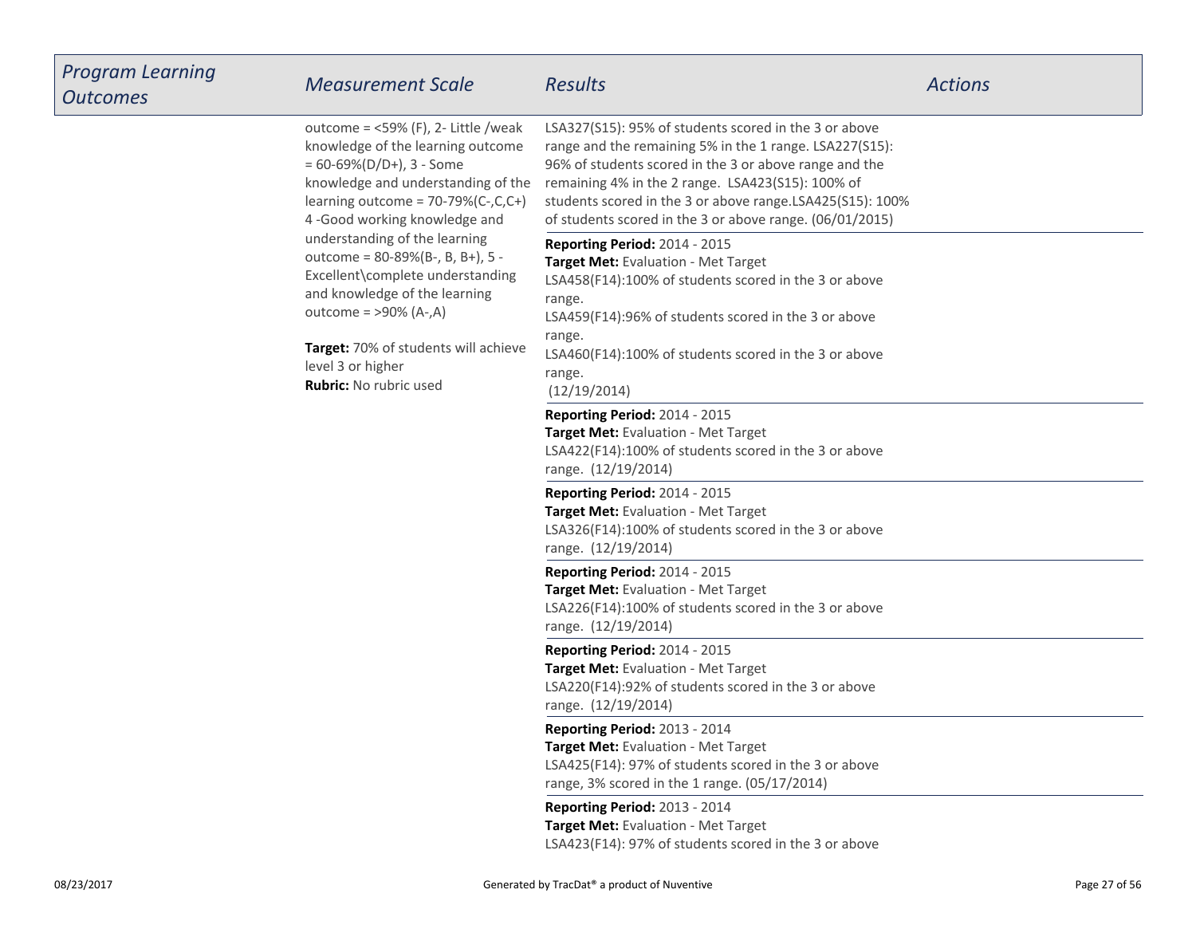| Program Learning Outcomes | Measurement Scale | Results | Actions |
|---|---|---|---|
| | outcome = <59% (F), 2- Little /weak knowledge of the learning outcome = 60-69%(D/D+), 3 - Some knowledge and understanding of the learning outcome = 70-79%(C-,C,C+) 4 -Good working knowledge and understanding of the learning outcome = 80-89%(B-, B, B+), 5 - Excellent\complete understanding and knowledge of the learning outcome = >90% (A-,A)<br><br>**Target:** 70% of students will achieve level 3 or higher<br>**Rubric:** No rubric used | LSA327(S15): 95% of students scored in the 3 or above range and the remaining 5% in the 1 range. LSA227(S15): 96% of students scored in the 3 or above range and the remaining 4% in the 2 range. LSA423(S15): 100% of students scored in the 3 or above range.LSA425(S15): 100% of students scored in the 3 or above range. (06/01/2015) | |
| | | **Reporting Period:** 2014 - 2015<br>**Target Met:** Evaluation - Met Target<br>LSA458(F14):100% of students scored in the 3 or above range.<br>LSA459(F14):96% of students scored in the 3 or above range.<br>LSA460(F14):100% of students scored in the 3 or above range.<br>(12/19/2014) | |
| | | **Reporting Period:** 2014 - 2015<br>**Target Met:** Evaluation - Met Target<br>LSA422(F14):100% of students scored in the 3 or above range. (12/19/2014) | |
| | | **Reporting Period:** 2014 - 2015<br>**Target Met:** Evaluation - Met Target<br>LSA326(F14):100% of students scored in the 3 or above range. (12/19/2014) | |
| | | **Reporting Period:** 2014 - 2015<br>**Target Met:** Evaluation - Met Target<br>LSA226(F14):100% of students scored in the 3 or above range. (12/19/2014) | |
| | | **Reporting Period:** 2014 - 2015<br>**Target Met:** Evaluation - Met Target<br>LSA220(F14):92% of students scored in the 3 or above range. (12/19/2014) | |
| | | **Reporting Period:** 2013 - 2014<br>**Target Met:** Evaluation - Met Target<br>LSA425(F14): 97% of students scored in the 3 or above range, 3% scored in the 1 range. (05/17/2014) | |
| | | **Reporting Period:** 2013 - 2014<br>**Target Met:** Evaluation - Met Target<br>LSA423(F14): 97% of students scored in the 3 or above | |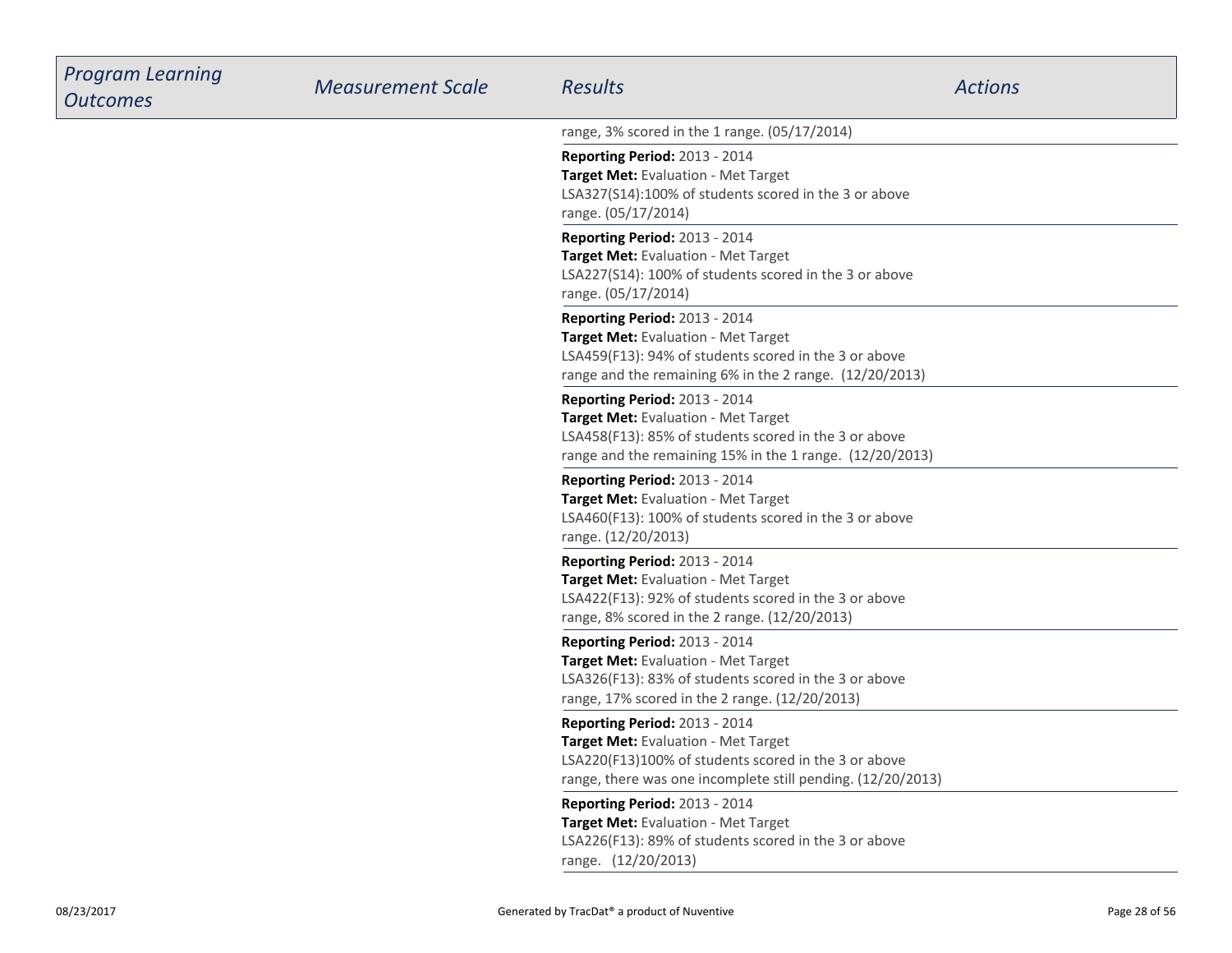| *Program Learning Outcomes* | *Measurement Scale* | *Results* | *Actions* |
|---|---|---|---|
| | | range, 3% scored in the 1 range. (05/17/2014) | |
| | | **Reporting Period:** 2013 - 2014<br>**Target Met:** Evaluation - Met Target<br>LSA327(S14):100% of students scored in the 3 or above range. (05/17/2014) | |
| | | **Reporting Period:** 2013 - 2014<br>**Target Met:** Evaluation - Met Target<br>LSA227(S14): 100% of students scored in the 3 or above range. (05/17/2014) | |
| | | **Reporting Period:** 2013 - 2014<br>**Target Met:** Evaluation - Met Target<br>LSA459(F13): 94% of students scored in the 3 or above range and the remaining 6% in the 2 range. (12/20/2013) | |
| | | **Reporting Period:** 2013 - 2014<br>**Target Met:** Evaluation - Met Target<br>LSA458(F13): 85% of students scored in the 3 or above range and the remaining 15% in the 1 range. (12/20/2013) | |
| | | **Reporting Period:** 2013 - 2014<br>**Target Met:** Evaluation - Met Target<br>LSA460(F13): 100% of students scored in the 3 or above range. (12/20/2013) | |
| | | **Reporting Period:** 2013 - 2014<br>**Target Met:** Evaluation - Met Target<br>LSA422(F13): 92% of students scored in the 3 or above range, 8% scored in the 2 range. (12/20/2013) | |
| | | **Reporting Period:** 2013 - 2014<br>**Target Met:** Evaluation - Met Target<br>LSA326(F13): 83% of students scored in the 3 or above range, 17% scored in the 2 range. (12/20/2013) | |
| | | **Reporting Period:** 2013 - 2014<br>**Target Met:** Evaluation - Met Target<br>LSA220(F13)100% of students scored in the 3 or above range, there was one incomplete still pending. (12/20/2013) | |
| | | **Reporting Period:** 2013 - 2014<br>**Target Met:** Evaluation - Met Target<br>LSA226(F13): 89% of students scored in the 3 or above range. (12/20/2013) | |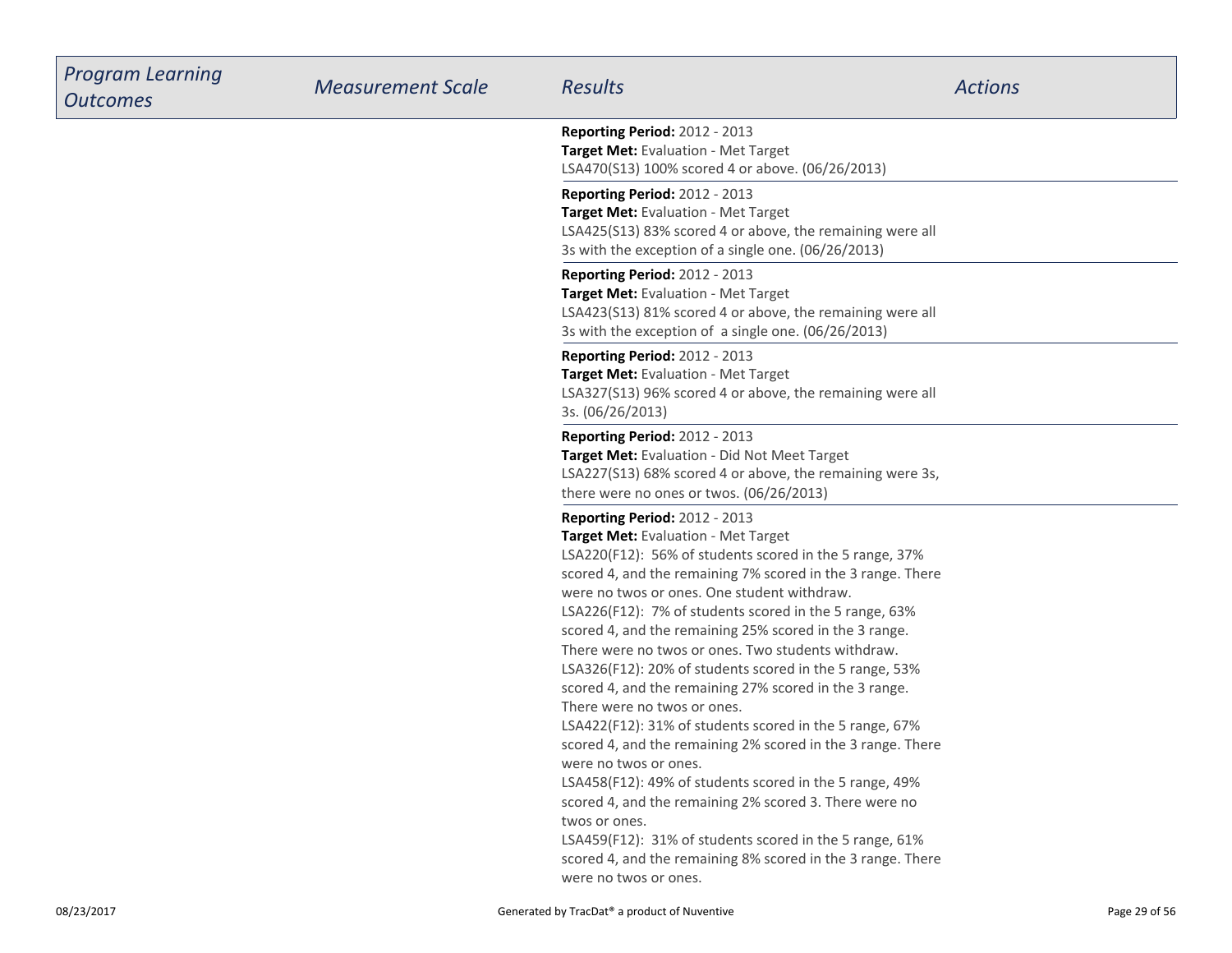| Program Learning Outcomes | Measurement Scale | Results | Actions |
|---|---|---|---|
| | | **Reporting Period:** 2012 - 2013<br>**Target Met:** Evaluation - Met Target<br>LSA470(S13) 100% scored 4 or above. (06/26/2013) | |
| | | **Reporting Period:** 2012 - 2013<br>**Target Met:** Evaluation - Met Target<br>LSA425(S13) 83% scored 4 or above, the remaining were all 3s with the exception of a single one. (06/26/2013) | |
| | | **Reporting Period:** 2012 - 2013<br>**Target Met:** Evaluation - Met Target<br>LSA423(S13) 81% scored 4 or above, the remaining were all 3s with the exception of a single one. (06/26/2013) | |
| | | **Reporting Period:** 2012 - 2013<br>**Target Met:** Evaluation - Met Target<br>LSA327(S13) 96% scored 4 or above, the remaining were all 3s. (06/26/2013) | |
| | | **Reporting Period:** 2012 - 2013<br>**Target Met:** Evaluation - Did Not Meet Target<br>LSA227(S13) 68% scored 4 or above, the remaining were 3s, there were no ones or twos. (06/26/2013) | |
| | | **Reporting Period:** 2012 - 2013<br>**Target Met:** Evaluation - Met Target<br>LSA220(F12): 56% of students scored in the 5 range, 37% scored 4, and the remaining 7% scored in the 3 range. There were no twos or ones. One student withdraw.<br>LSA226(F12): 7% of students scored in the 5 range, 63% scored 4, and the remaining 25% scored in the 3 range. There were no twos or ones. Two students withdraw.<br>LSA326(F12): 20% of students scored in the 5 range, 53% scored 4, and the remaining 27% scored in the 3 range. There were no twos or ones.<br>LSA422(F12): 31% of students scored in the 5 range, 67% scored 4, and the remaining 2% scored in the 3 range. There were no twos or ones.<br>LSA458(F12): 49% of students scored in the 5 range, 49% scored 4, and the remaining 2% scored 3. There were no twos or ones.<br>LSA459(F12): 31% of students scored in the 5 range, 61% scored 4, and the remaining 8% scored in the 3 range. There were no twos or ones. | |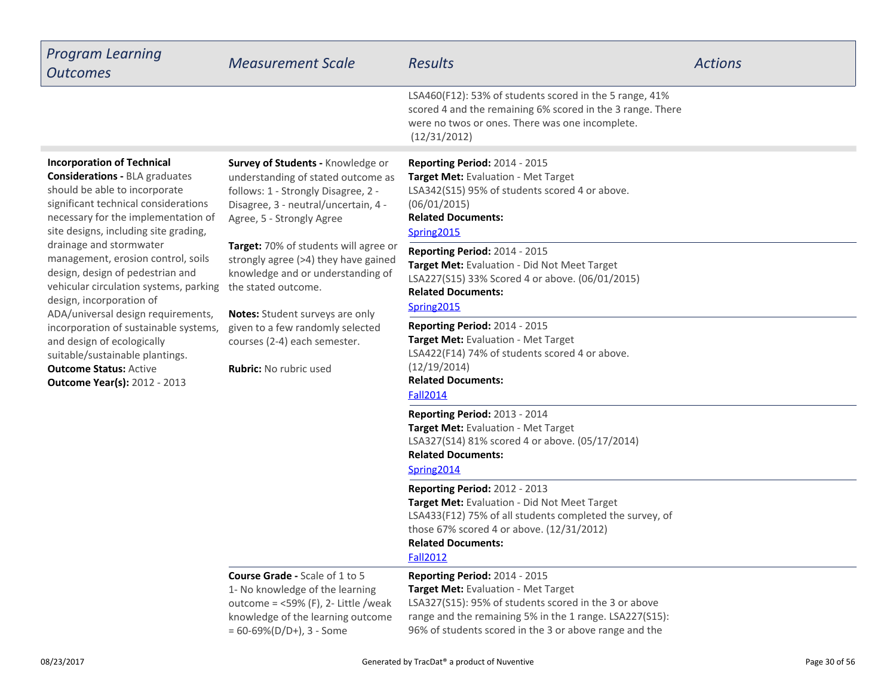| Program Learning Outcomes | Measurement Scale | Results | Actions |
|---|---|---|---|
| | | LSA460(F12): 53% of students scored in the 5 range, 41% scored 4 and the remaining 6% scored in the 3 range. There were no twos or ones. There was one incomplete. (12/31/2012) | |
| **Incorporation of Technical Considerations -** BLA graduates should be able to incorporate significant technical considerations necessary for the implementation of site designs, including site grading, drainage and stormwater management, erosion control, soils design, design of pedestrian and vehicular circulation systems, parking design, incorporation of ADA/universal design requirements, incorporation of sustainable systems, and design of ecologically suitable/sustainable plantings.<br>**Outcome Status:** Active<br>**Outcome Year(s):** 2012 - 2013 | **Survey of Students -** Knowledge or understanding of stated outcome as follows: 1 - Strongly Disagree, 2 - Disagree, 3 - neutral/uncertain, 4 - Agree, 5 - Strongly Agree<br><br>**Target:** 70% of students will agree or strongly agree (>4) they have gained knowledge and or understanding of the stated outcome.<br><br>**Notes:** Student surveys are only given to a few randomly selected courses (2-4) each semester.<br><br>**Rubric:** No rubric used | **Reporting Period:** 2014 - 2015<br>**Target Met:** Evaluation - Met Target<br>LSA342(S15) 95% of students scored 4 or above. (06/01/2015)<br>**Related Documents:**<br>Spring2015 | |
| | | **Reporting Period:** 2014 - 2015<br>**Target Met:** Evaluation - Did Not Meet Target<br>LSA227(S15) 33% Scored 4 or above. (06/01/2015)<br>**Related Documents:**<br>Spring2015 | |
| | | **Reporting Period:** 2014 - 2015<br>**Target Met:** Evaluation - Met Target<br>LSA422(F14) 74% of students scored 4 or above. (12/19/2014)<br>**Related Documents:**<br>Fall2014 | |
| | | **Reporting Period:** 2013 - 2014<br>**Target Met:** Evaluation - Met Target<br>LSA327(S14) 81% scored 4 or above. (05/17/2014)<br>**Related Documents:**<br>Spring2014 | |
| | | **Reporting Period:** 2012 - 2013<br>**Target Met:** Evaluation - Did Not Meet Target<br>LSA433(F12) 75% of all students completed the survey, of those 67% scored 4 or above. (12/31/2012)<br>**Related Documents:**<br>Fall2012 | |
| | **Course Grade -** Scale of 1 to 5<br>1- No knowledge of the learning outcome = <59% (F), 2- Little /weak knowledge of the learning outcome = 60-69%(D/D+), 3 - Some | **Reporting Period:** 2014 - 2015<br>**Target Met:** Evaluation - Met Target<br>LSA327(S15): 95% of students scored in the 3 or above range and the remaining 5% in the 1 range. LSA227(S15): 96% of students scored in the 3 or above range and the | |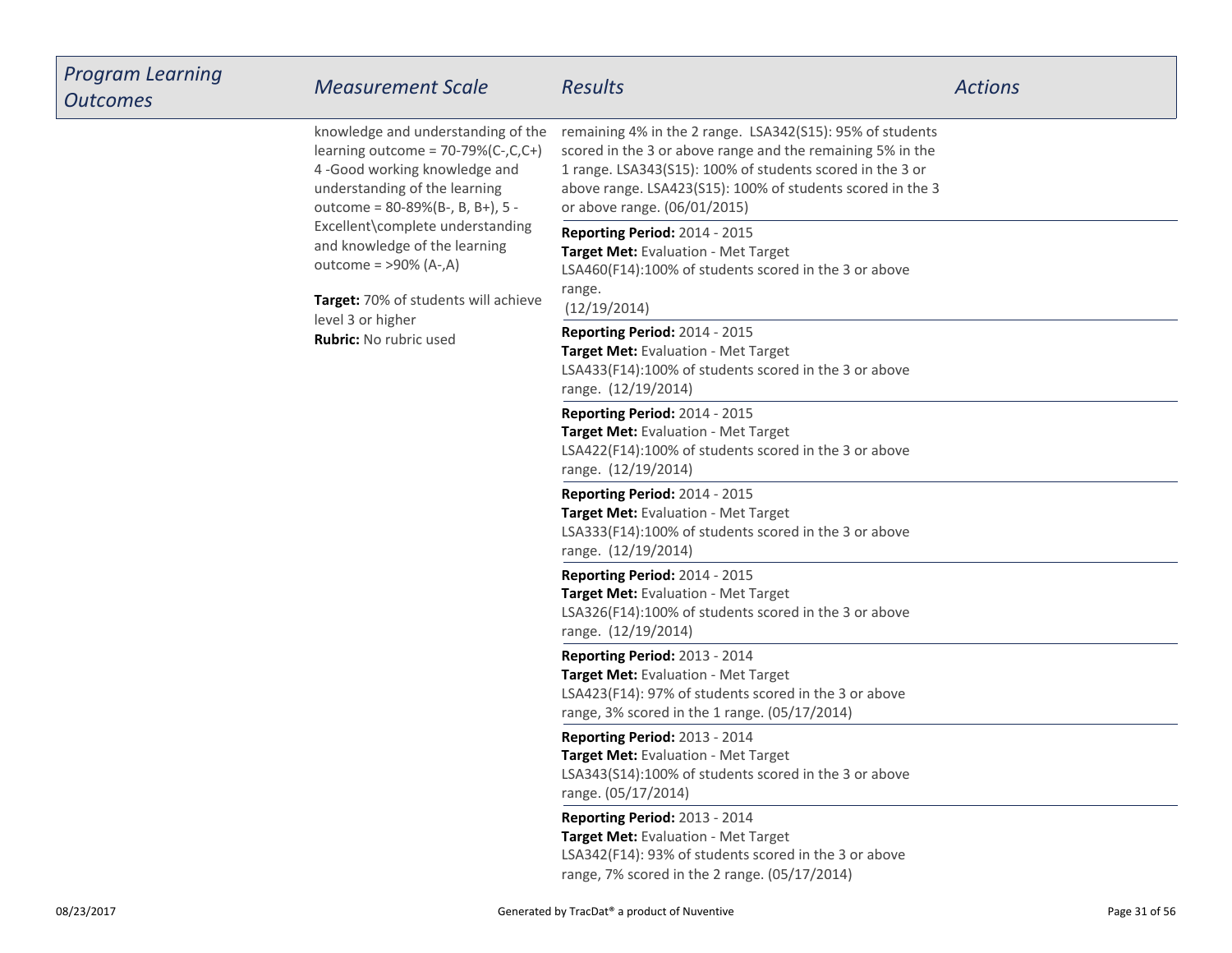| Program Learning Outcomes | Measurement Scale | Results | Actions |
|---|---|---|---|
| | knowledge and understanding of the learning outcome = 70-79%(C-,C,C+) 4 -Good working knowledge and understanding of the learning outcome = 80-89%(B-, B, B+), 5 - Excellent\complete understanding and knowledge of the learning outcome = >90% (A-,A)<br><br>**Target:** 70% of students will achieve level 3 or higher<br>**Rubric:** No rubric used | remaining 4% in the 2 range. LSA342(S15): 95% of students scored in the 3 or above range and the remaining 5% in the 1 range. LSA343(S15): 100% of students scored in the 3 or above range. LSA423(S15): 100% of students scored in the 3 or above range. (06/01/2015) | |
| | | **Reporting Period:** 2014 - 2015<br>**Target Met:** Evaluation - Met Target<br>LSA460(F14):100% of students scored in the 3 or above range.<br>(12/19/2014) | |
| | | **Reporting Period:** 2014 - 2015<br>**Target Met:** Evaluation - Met Target<br>LSA433(F14):100% of students scored in the 3 or above range. (12/19/2014) | |
| | | **Reporting Period:** 2014 - 2015<br>**Target Met:** Evaluation - Met Target<br>LSA422(F14):100% of students scored in the 3 or above range. (12/19/2014) | |
| | | **Reporting Period:** 2014 - 2015<br>**Target Met:** Evaluation - Met Target<br>LSA333(F14):100% of students scored in the 3 or above range. (12/19/2014) | |
| | | **Reporting Period:** 2014 - 2015<br>**Target Met:** Evaluation - Met Target<br>LSA326(F14):100% of students scored in the 3 or above range. (12/19/2014) | |
| | | **Reporting Period:** 2013 - 2014<br>**Target Met:** Evaluation - Met Target<br>LSA423(F14): 97% of students scored in the 3 or above range, 3% scored in the 1 range. (05/17/2014) | |
| | | **Reporting Period:** 2013 - 2014<br>**Target Met:** Evaluation - Met Target<br>LSA343(S14):100% of students scored in the 3 or above range. (05/17/2014) | |
| | | **Reporting Period:** 2013 - 2014<br>**Target Met:** Evaluation - Met Target<br>LSA342(F14): 93% of students scored in the 3 or above range, 7% scored in the 2 range. (05/17/2014) | |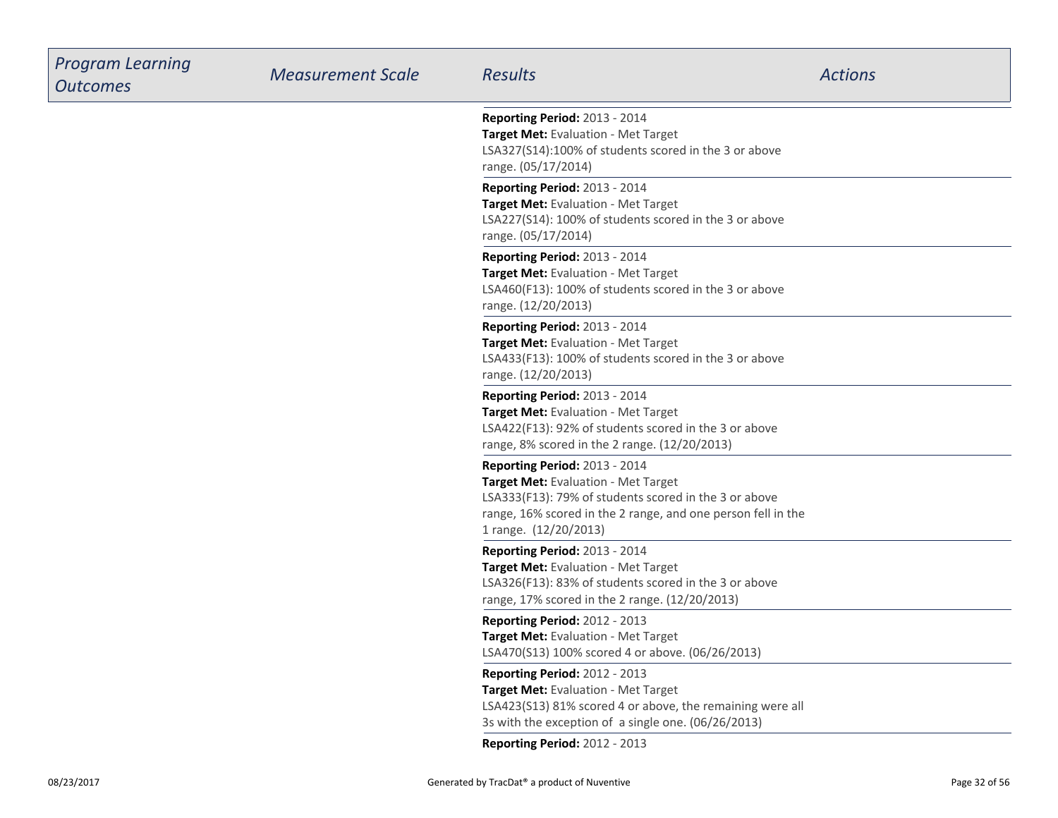| *Program Learning Outcomes* | *Measurement Scale* | *Results* | *Actions* |
|---|---|---|---|
| | | **Reporting Period:** 2013 - 2014<br>**Target Met:** Evaluation - Met Target<br>LSA327(S14):100% of students scored in the 3 or above range. (05/17/2014) | |
| | | **Reporting Period:** 2013 - 2014<br>**Target Met:** Evaluation - Met Target<br>LSA227(S14): 100% of students scored in the 3 or above range. (05/17/2014) | |
| | | **Reporting Period:** 2013 - 2014<br>**Target Met:** Evaluation - Met Target<br>LSA460(F13): 100% of students scored in the 3 or above range. (12/20/2013) | |
| | | **Reporting Period:** 2013 - 2014<br>**Target Met:** Evaluation - Met Target<br>LSA433(F13): 100% of students scored in the 3 or above range. (12/20/2013) | |
| | | **Reporting Period:** 2013 - 2014<br>**Target Met:** Evaluation - Met Target<br>LSA422(F13): 92% of students scored in the 3 or above range, 8% scored in the 2 range. (12/20/2013) | |
| | | **Reporting Period:** 2013 - 2014<br>**Target Met:** Evaluation - Met Target<br>LSA333(F13): 79% of students scored in the 3 or above range, 16% scored in the 2 range, and one person fell in the 1 range. (12/20/2013) | |
| | | **Reporting Period:** 2013 - 2014<br>**Target Met:** Evaluation - Met Target<br>LSA326(F13): 83% of students scored in the 3 or above range, 17% scored in the 2 range. (12/20/2013) | |
| | | **Reporting Period:** 2012 - 2013<br>**Target Met:** Evaluation - Met Target<br>LSA470(S13) 100% scored 4 or above. (06/26/2013) | |
| | | **Reporting Period:** 2012 - 2013<br>**Target Met:** Evaluation - Met Target<br>LSA423(S13) 81% scored 4 or above, the remaining were all 3s with the exception of a single one. (06/26/2013) | |
| | | **Reporting Period:** 2012 - 2013 | |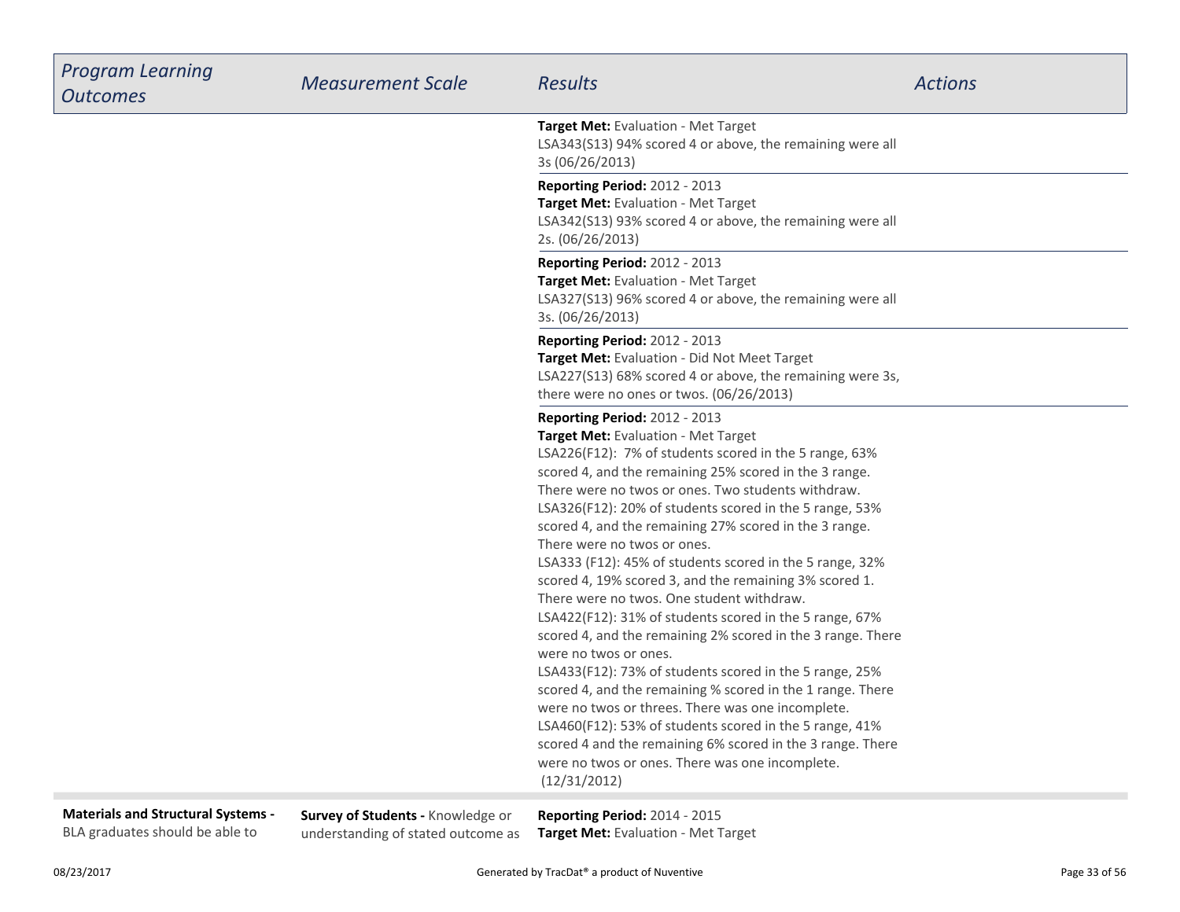| *Program Learning Outcomes* | *Measurement Scale* | *Results* | *Actions* |
|---|---|---|---|
| | | **Target Met:** Evaluation - Met Target<br>LSA343(S13) 94% scored 4 or above, the remaining were all 3s (06/26/2013) | |
| | | **Reporting Period:** 2012 - 2013<br>**Target Met:** Evaluation - Met Target<br>LSA342(S13) 93% scored 4 or above, the remaining were all 2s. (06/26/2013) | |
| | | **Reporting Period:** 2012 - 2013<br>**Target Met:** Evaluation - Met Target<br>LSA327(S13) 96% scored 4 or above, the remaining were all 3s. (06/26/2013) | |
| | | **Reporting Period:** 2012 - 2013<br>**Target Met:** Evaluation - Did Not Meet Target<br>LSA227(S13) 68% scored 4 or above, the remaining were 3s, there were no ones or twos. (06/26/2013) | |
| | | **Reporting Period:** 2012 - 2013<br>**Target Met:** Evaluation - Met Target<br>LSA226(F12): 7% of students scored in the 5 range, 63% scored 4, and the remaining 25% scored in the 3 range. There were no twos or ones. Two students withdraw.<br>LSA326(F12): 20% of students scored in the 5 range, 53% scored 4, and the remaining 27% scored in the 3 range. There were no twos or ones.<br>LSA333 (F12): 45% of students scored in the 5 range, 32% scored 4, 19% scored 3, and the remaining 3% scored 1. There were no twos. One student withdraw.<br>LSA422(F12): 31% of students scored in the 5 range, 67% scored 4, and the remaining 2% scored in the 3 range. There were no twos or ones.<br>LSA433(F12): 73% of students scored in the 5 range, 25% scored 4, and the remaining % scored in the 1 range. There were no twos or threes. There was one incomplete.<br>LSA460(F12): 53% of students scored in the 5 range, 41% scored 4 and the remaining 6% scored in the 3 range. There were no twos or ones. There was one incomplete. (12/31/2012) | |
| **Materials and Structural Systems -** BLA graduates should be able to | **Survey of Students -** Knowledge or understanding of stated outcome as | **Reporting Period:** 2014 - 2015<br>**Target Met:** Evaluation - Met Target | |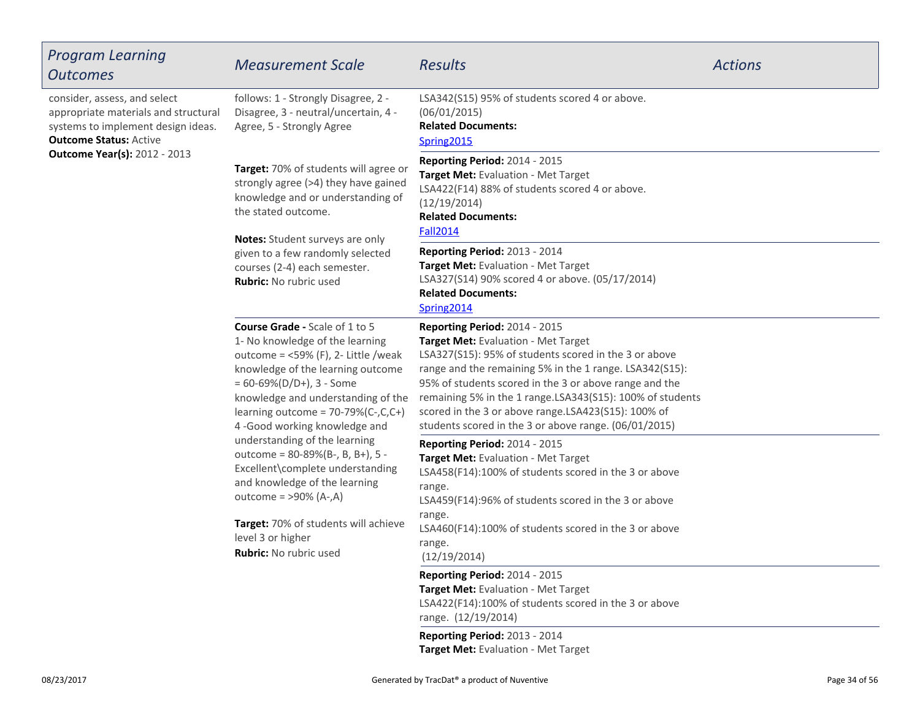| Program Learning Outcomes | Measurement Scale | Results | Actions |
|---|---|---|---|
| consider, assess, and select appropriate materials and structural systems to implement design ideas.<br>**Outcome Status:** Active<br>**Outcome Year(s):** 2012 - 2013 | follows: 1 - Strongly Disagree, 2 - Disagree, 3 - neutral/uncertain, 4 - Agree, 5 - Strongly Agree<br><br>**Target:** 70% of students will agree or strongly agree (>4) they have gained knowledge and or understanding of the stated outcome.<br><br>**Notes:** Student surveys are only given to a few randomly selected courses (2-4) each semester.<br>**Rubric:** No rubric used | LSA342(S15) 95% of students scored 4 or above. (06/01/2015)<br>**Related Documents:**<br>Spring2015 | |
| | | **Reporting Period:** 2014 - 2015<br>**Target Met:** Evaluation - Met Target<br>LSA422(F14) 88% of students scored 4 or above. (12/19/2014)<br>**Related Documents:**<br>Fall2014 | |
| | | **Reporting Period:** 2013 - 2014<br>**Target Met:** Evaluation - Met Target<br>LSA327(S14) 90% scored 4 or above. (05/17/2014)<br>**Related Documents:**<br>Spring2014 | |
| | **Course Grade -** Scale of 1 to 5<br>1- No knowledge of the learning outcome = <59% (F), 2- Little /weak knowledge of the learning outcome = 60-69%(D/D+), 3 - Some knowledge and understanding of the learning outcome = 70-79%(C-,C,C+) 4 -Good working knowledge and understanding of the learning outcome = 80-89%(B-, B, B+), 5 - Excellent\complete understanding and knowledge of the learning outcome = >90% (A-,A)<br><br>**Target:** 70% of students will achieve level 3 or higher<br>**Rubric:** No rubric used | **Reporting Period:** 2014 - 2015<br>**Target Met:** Evaluation - Met Target<br>LSA327(S15): 95% of students scored in the 3 or above range and the remaining 5% in the 1 range. LSA342(S15): 95% of students scored in the 3 or above range and the remaining 5% in the 1 range.LSA343(S15): 100% of students scored in the 3 or above range.LSA423(S15): 100% of students scored in the 3 or above range. (06/01/2015) | |
| | | **Reporting Period:** 2014 - 2015<br>**Target Met:** Evaluation - Met Target<br>LSA458(F14):100% of students scored in the 3 or above range.<br>LSA459(F14):96% of students scored in the 3 or above range.<br>LSA460(F14):100% of students scored in the 3 or above range.<br>(12/19/2014) | |
| | | **Reporting Period:** 2014 - 2015<br>**Target Met:** Evaluation - Met Target<br>LSA422(F14):100% of students scored in the 3 or above range. (12/19/2014) | |
| | | **Reporting Period:** 2013 - 2014<br>**Target Met:** Evaluation - Met Target | |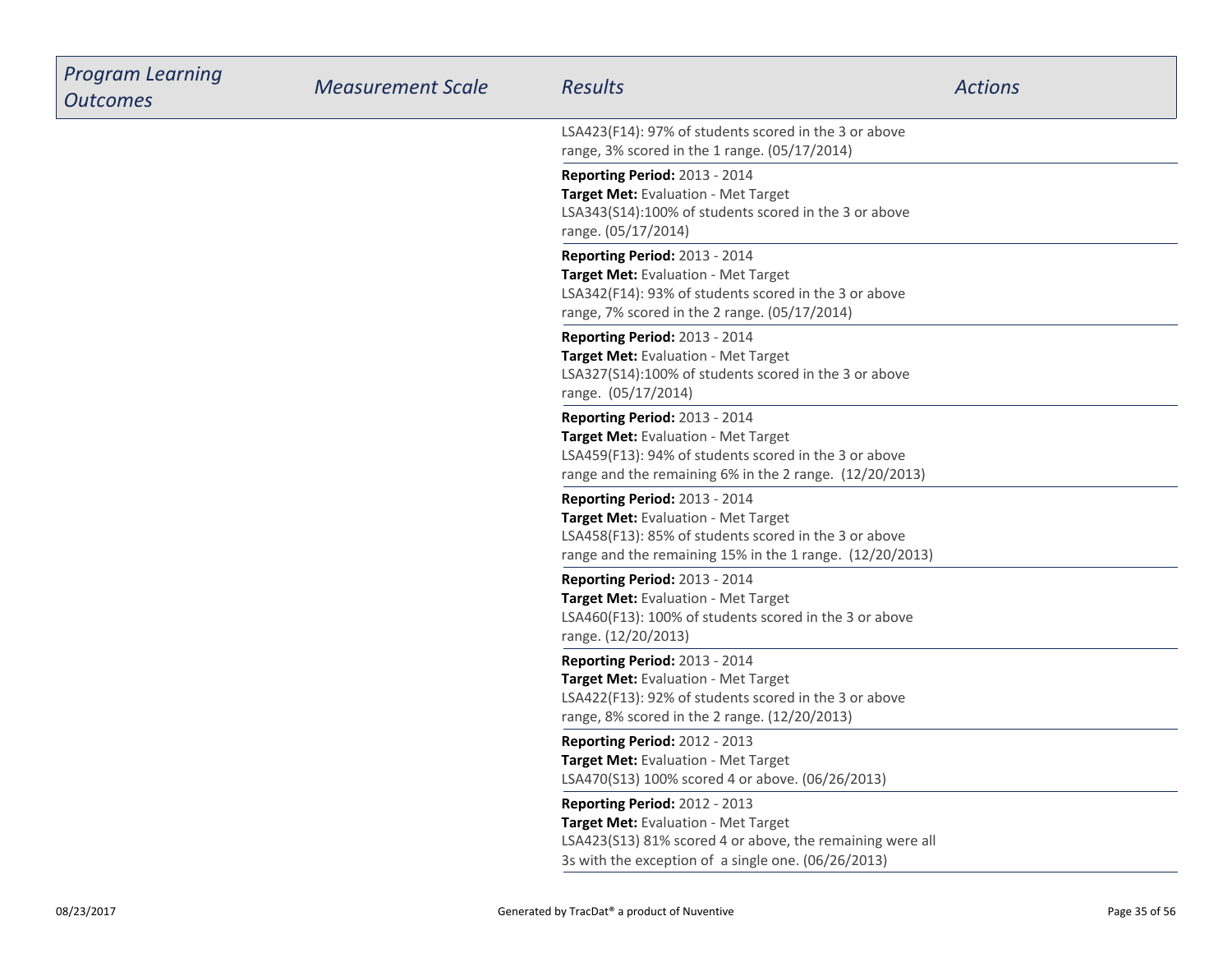| Program Learning Outcomes | Measurement Scale | Results | Actions |
|---|---|---|---|
| | | LSA423(F14): 97% of students scored in the 3 or above range, 3% scored in the 1 range. (05/17/2014) | |
| | | **Reporting Period:** 2013 - 2014<br>**Target Met:** Evaluation - Met Target<br>LSA343(S14):100% of students scored in the 3 or above range. (05/17/2014) | |
| | | **Reporting Period:** 2013 - 2014<br>**Target Met:** Evaluation - Met Target<br>LSA342(F14): 93% of students scored in the 3 or above range, 7% scored in the 2 range. (05/17/2014) | |
| | | **Reporting Period:** 2013 - 2014<br>**Target Met:** Evaluation - Met Target<br>LSA327(S14):100% of students scored in the 3 or above range. (05/17/2014) | |
| | | **Reporting Period:** 2013 - 2014<br>**Target Met:** Evaluation - Met Target<br>LSA459(F13): 94% of students scored in the 3 or above range and the remaining 6% in the 2 range. (12/20/2013) | |
| | | **Reporting Period:** 2013 - 2014<br>**Target Met:** Evaluation - Met Target<br>LSA458(F13): 85% of students scored in the 3 or above range and the remaining 15% in the 1 range. (12/20/2013) | |
| | | **Reporting Period:** 2013 - 2014<br>**Target Met:** Evaluation - Met Target<br>LSA460(F13): 100% of students scored in the 3 or above range. (12/20/2013) | |
| | | **Reporting Period:** 2013 - 2014<br>**Target Met:** Evaluation - Met Target<br>LSA422(F13): 92% of students scored in the 3 or above range, 8% scored in the 2 range. (12/20/2013) | |
| | | **Reporting Period:** 2012 - 2013<br>**Target Met:** Evaluation - Met Target<br>LSA470(S13) 100% scored 4 or above. (06/26/2013) | |
| | | **Reporting Period:** 2012 - 2013<br>**Target Met:** Evaluation - Met Target<br>LSA423(S13) 81% scored 4 or above, the remaining were all 3s with the exception of a single one. (06/26/2013) | |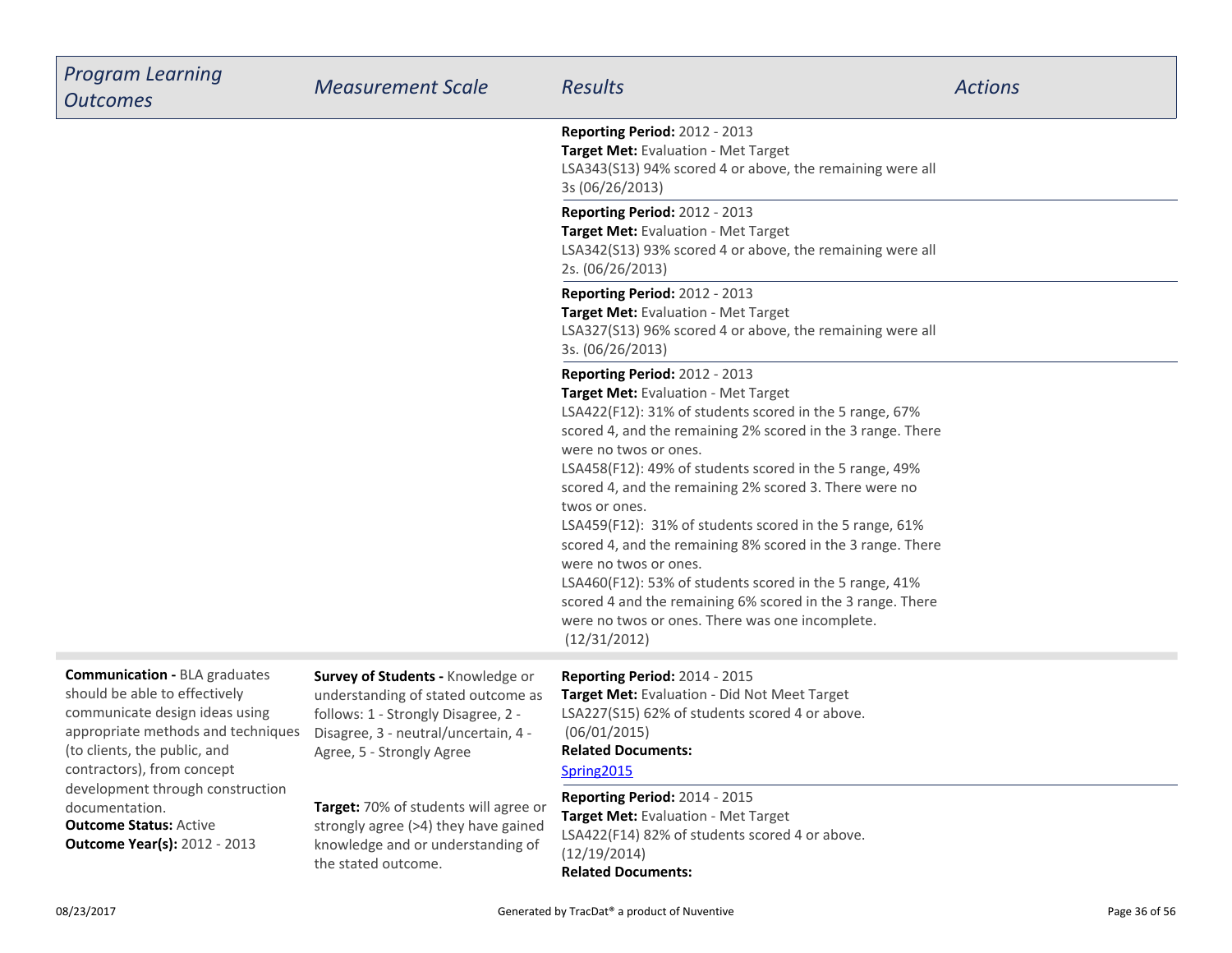| *Program Learning Outcomes* | *Measurement Scale* | *Results* | *Actions* |
|---|---|---|---|
| | | **Reporting Period:** 2012 - 2013<br>**Target Met:** Evaluation - Met Target<br>LSA343(S13) 94% scored 4 or above, the remaining were all 3s (06/26/2013) | |
| | | **Reporting Period:** 2012 - 2013<br>**Target Met:** Evaluation - Met Target<br>LSA342(S13) 93% scored 4 or above, the remaining were all 2s. (06/26/2013) | |
| | | **Reporting Period:** 2012 - 2013<br>**Target Met:** Evaluation - Met Target<br>LSA327(S13) 96% scored 4 or above, the remaining were all 3s. (06/26/2013) | |
| | | **Reporting Period:** 2012 - 2013<br>**Target Met:** Evaluation - Met Target<br>LSA422(F12): 31% of students scored in the 5 range, 67% scored 4, and the remaining 2% scored in the 3 range. There were no twos or ones.<br>LSA458(F12): 49% of students scored in the 5 range, 49% scored 4, and the remaining 2% scored 3. There were no twos or ones.<br>LSA459(F12): 31% of students scored in the 5 range, 61% scored 4, and the remaining 8% scored in the 3 range. There were no twos or ones.<br>LSA460(F12): 53% of students scored in the 5 range, 41% scored 4 and the remaining 6% scored in the 3 range. There were no twos or ones. There was one incomplete. (12/31/2012) | |
| **Communication -** BLA graduates should be able to effectively communicate design ideas using appropriate methods and techniques (to clients, the public, and contractors), from concept development through construction documentation.<br>**Outcome Status:** Active<br>**Outcome Year(s):** 2012 - 2013 | **Survey of Students -** Knowledge or understanding of stated outcome as follows: 1 - Strongly Disagree, 2 - Disagree, 3 - neutral/uncertain, 4 - Agree, 5 - Strongly Agree<br><br>**Target:** 70% of students will agree or strongly agree (>4) they have gained knowledge and or understanding of the stated outcome. | **Reporting Period:** 2014 - 2015<br>**Target Met:** Evaluation - Did Not Meet Target<br>LSA227(S15) 62% of students scored 4 or above. (06/01/2015)<br>**Related Documents:**<br>Spring2015 | |
| | | **Reporting Period:** 2014 - 2015<br>**Target Met:** Evaluation - Met Target<br>LSA422(F14) 82% of students scored 4 or above. (12/19/2014)<br>**Related Documents:** | |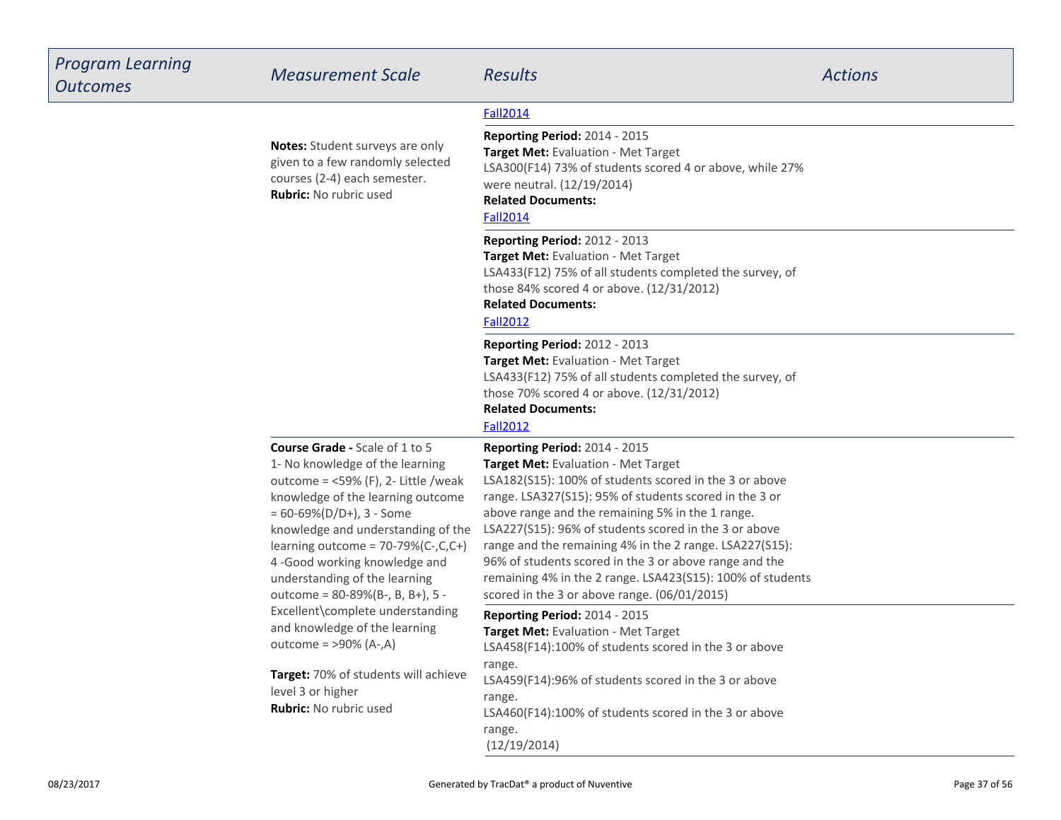| Program Learning Outcomes | Measurement Scale | Results | Actions |
| --- | --- | --- | --- |
| | | Fall2014 | |
| | **Notes:** Student surveys are only given to a few randomly selected courses (2-4) each semester.<br>**Rubric:** No rubric used | **Reporting Period:** 2014 - 2015<br>**Target Met:** Evaluation - Met Target<br>LSA300(F14) 73% of students scored 4 or above, while 27% were neutral. (12/19/2014)<br>**Related Documents:**<br>Fall2014 | |
| | | **Reporting Period:** 2012 - 2013<br>**Target Met:** Evaluation - Met Target<br>LSA433(F12) 75% of all students completed the survey, of those 84% scored 4 or above. (12/31/2012)<br>**Related Documents:**<br>Fall2012 | |
| | | **Reporting Period:** 2012 - 2013<br>**Target Met:** Evaluation - Met Target<br>LSA433(F12) 75% of all students completed the survey, of those 70% scored 4 or above. (12/31/2012)<br>**Related Documents:**<br>Fall2012 | |
| | **Course Grade -** Scale of 1 to 5<br>1- No knowledge of the learning outcome = <59% (F), 2- Little /weak knowledge of the learning outcome = 60-69%(D/D+), 3 - Some knowledge and understanding of the learning outcome = 70-79%(C-,C,C+) 4 -Good working knowledge and understanding of the learning outcome = 80-89%(B-, B, B+), 5 - Excellent\complete understanding and knowledge of the learning outcome = >90% (A-,A)<br><br>**Target:** 70% of students will achieve level 3 or higher<br>**Rubric:** No rubric used | **Reporting Period:** 2014 - 2015<br>**Target Met:** Evaluation - Met Target<br>LSA182(S15): 100% of students scored in the 3 or above range. LSA327(S15): 95% of students scored in the 3 or above range and the remaining 5% in the 1 range. LSA227(S15): 96% of students scored in the 3 or above range and the remaining 4% in the 2 range. LSA227(S15): 96% of students scored in the 3 or above range and the remaining 4% in the 2 range. LSA423(S15): 100% of students scored in the 3 or above range. (06/01/2015) | |
| | | **Reporting Period:** 2014 - 2015<br>**Target Met:** Evaluation - Met Target<br>LSA458(F14):100% of students scored in the 3 or above range.<br>LSA459(F14):96% of students scored in the 3 or above range.<br>LSA460(F14):100% of students scored in the 3 or above range.<br>(12/19/2014) | |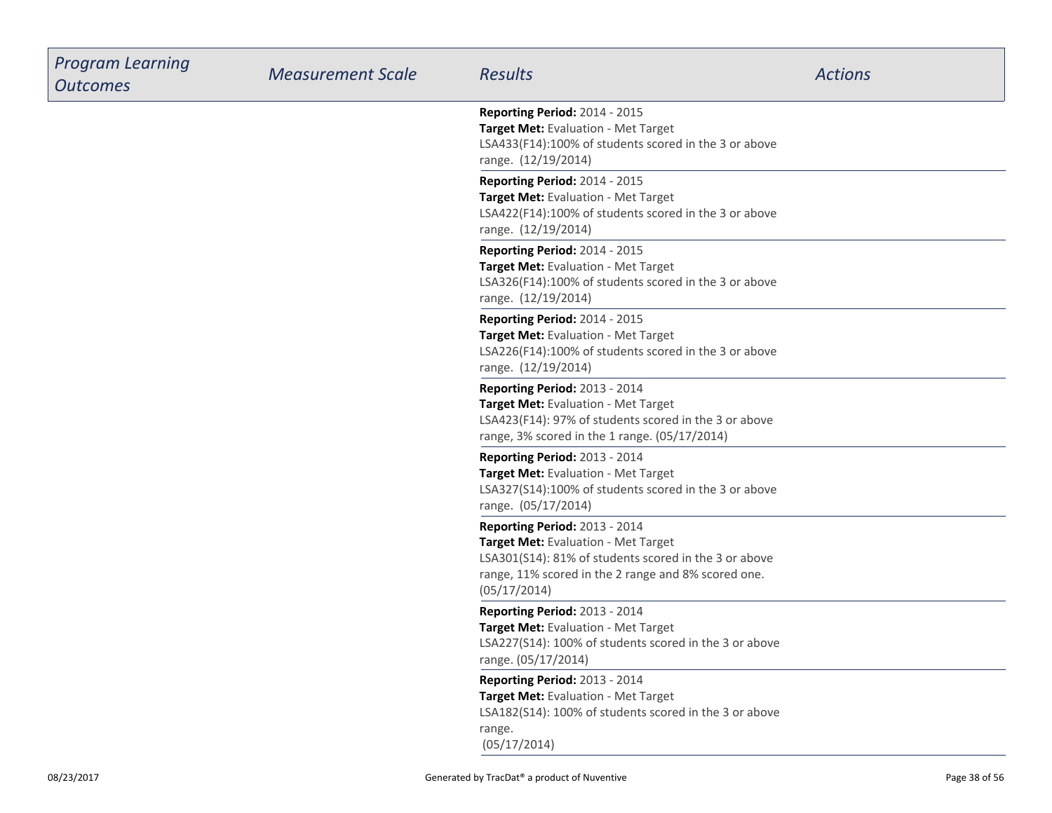| Program Learning Outcomes | Measurement Scale | Results | Actions |
|---|---|---|---|
| | | **Reporting Period:** 2014 - 2015<br>**Target Met:** Evaluation - Met Target<br>LSA433(F14):100% of students scored in the 3 or above range. (12/19/2014) | |
| | | **Reporting Period:** 2014 - 2015<br>**Target Met:** Evaluation - Met Target<br>LSA422(F14):100% of students scored in the 3 or above range. (12/19/2014) | |
| | | **Reporting Period:** 2014 - 2015<br>**Target Met:** Evaluation - Met Target<br>LSA326(F14):100% of students scored in the 3 or above range. (12/19/2014) | |
| | | **Reporting Period:** 2014 - 2015<br>**Target Met:** Evaluation - Met Target<br>LSA226(F14):100% of students scored in the 3 or above range. (12/19/2014) | |
| | | **Reporting Period:** 2013 - 2014<br>**Target Met:** Evaluation - Met Target<br>LSA423(F14): 97% of students scored in the 3 or above range, 3% scored in the 1 range. (05/17/2014) | |
| | | **Reporting Period:** 2013 - 2014<br>**Target Met:** Evaluation - Met Target<br>LSA327(S14):100% of students scored in the 3 or above range. (05/17/2014) | |
| | | **Reporting Period:** 2013 - 2014<br>**Target Met:** Evaluation - Met Target<br>LSA301(S14): 81% of students scored in the 3 or above range, 11% scored in the 2 range and 8% scored one. (05/17/2014) | |
| | | **Reporting Period:** 2013 - 2014<br>**Target Met:** Evaluation - Met Target<br>LSA227(S14): 100% of students scored in the 3 or above range. (05/17/2014) | |
| | | **Reporting Period:** 2013 - 2014<br>**Target Met:** Evaluation - Met Target<br>LSA182(S14): 100% of students scored in the 3 or above range.<br>(05/17/2014) | |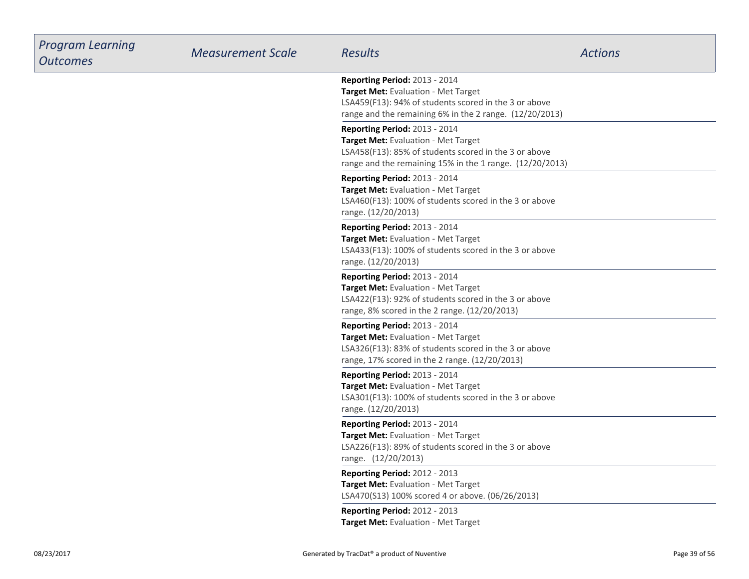| Program Learning Outcomes | Measurement Scale | Results | Actions |
|---|---|---|---|
| | | **Reporting Period:** 2013 - 2014<br>**Target Met:** Evaluation - Met Target<br>LSA459(F13): 94% of students scored in the 3 or above range and the remaining 6% in the 2 range. (12/20/2013) | |
| | | **Reporting Period:** 2013 - 2014<br>**Target Met:** Evaluation - Met Target<br>LSA458(F13): 85% of students scored in the 3 or above range and the remaining 15% in the 1 range. (12/20/2013) | |
| | | **Reporting Period:** 2013 - 2014<br>**Target Met:** Evaluation - Met Target<br>LSA460(F13): 100% of students scored in the 3 or above range. (12/20/2013) | |
| | | **Reporting Period:** 2013 - 2014<br>**Target Met:** Evaluation - Met Target<br>LSA433(F13): 100% of students scored in the 3 or above range. (12/20/2013) | |
| | | **Reporting Period:** 2013 - 2014<br>**Target Met:** Evaluation - Met Target<br>LSA422(F13): 92% of students scored in the 3 or above range, 8% scored in the 2 range. (12/20/2013) | |
| | | **Reporting Period:** 2013 - 2014<br>**Target Met:** Evaluation - Met Target<br>LSA326(F13): 83% of students scored in the 3 or above range, 17% scored in the 2 range. (12/20/2013) | |
| | | **Reporting Period:** 2013 - 2014<br>**Target Met:** Evaluation - Met Target<br>LSA301(F13): 100% of students scored in the 3 or above range. (12/20/2013) | |
| | | **Reporting Period:** 2013 - 2014<br>**Target Met:** Evaluation - Met Target<br>LSA226(F13): 89% of students scored in the 3 or above range. (12/20/2013) | |
| | | **Reporting Period:** 2012 - 2013<br>**Target Met:** Evaluation - Met Target<br>LSA470(S13) 100% scored 4 or above. (06/26/2013) | |
| | | **Reporting Period:** 2012 - 2013<br>**Target Met:** Evaluation - Met Target | |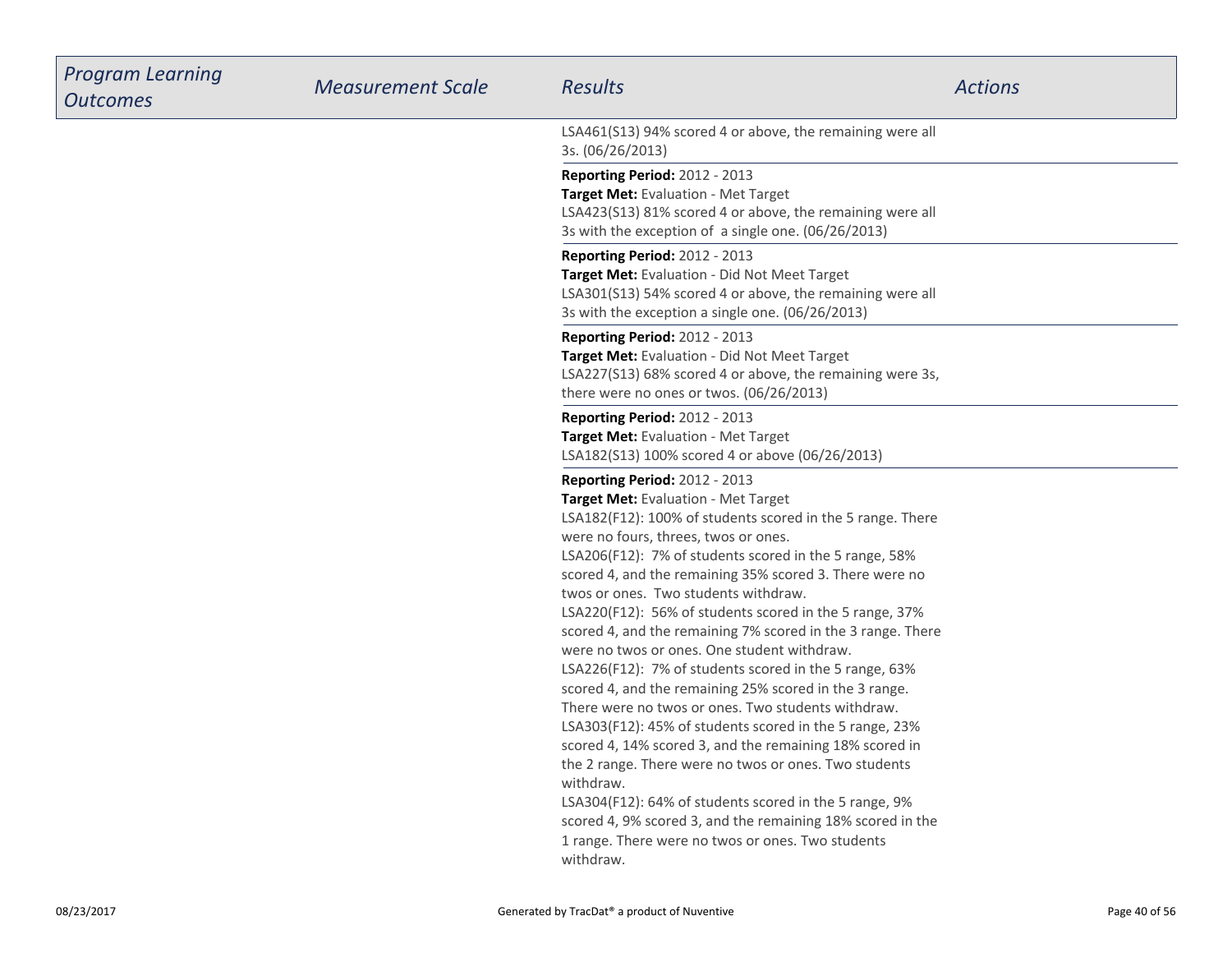| Program Learning Outcomes | Measurement Scale | Results | Actions |
|---|---|---|---|
| | | LSA461(S13) 94% scored 4 or above, the remaining were all 3s. (06/26/2013) | |
| | | **Reporting Period:** 2012 - 2013<br>**Target Met:** Evaluation - Met Target<br>LSA423(S13) 81% scored 4 or above, the remaining were all 3s with the exception of a single one. (06/26/2013) | |
| | | **Reporting Period:** 2012 - 2013<br>**Target Met:** Evaluation - Did Not Meet Target<br>LSA301(S13) 54% scored 4 or above, the remaining were all 3s with the exception a single one. (06/26/2013) | |
| | | **Reporting Period:** 2012 - 2013<br>**Target Met:** Evaluation - Did Not Meet Target<br>LSA227(S13) 68% scored 4 or above, the remaining were 3s, there were no ones or twos. (06/26/2013) | |
| | | **Reporting Period:** 2012 - 2013<br>**Target Met:** Evaluation - Met Target<br>LSA182(S13) 100% scored 4 or above (06/26/2013) | |
| | | **Reporting Period:** 2012 - 2013<br>**Target Met:** Evaluation - Met Target<br>LSA182(F12): 100% of students scored in the 5 range. There were no fours, threes, twos or ones.<br>LSA206(F12): 7% of students scored in the 5 range, 58% scored 4, and the remaining 35% scored 3. There were no twos or ones. Two students withdraw.<br>LSA220(F12): 56% of students scored in the 5 range, 37% scored 4, and the remaining 7% scored in the 3 range. There were no twos or ones. One student withdraw.<br>LSA226(F12): 7% of students scored in the 5 range, 63% scored 4, and the remaining 25% scored in the 3 range. There were no twos or ones. Two students withdraw.<br>LSA303(F12): 45% of students scored in the 5 range, 23% scored 4, 14% scored 3, and the remaining 18% scored in the 2 range. There were no twos or ones. Two students withdraw.<br>LSA304(F12): 64% of students scored in the 5 range, 9% scored 4, 9% scored 3, and the remaining 18% scored in the 1 range. There were no twos or ones. Two students withdraw. | |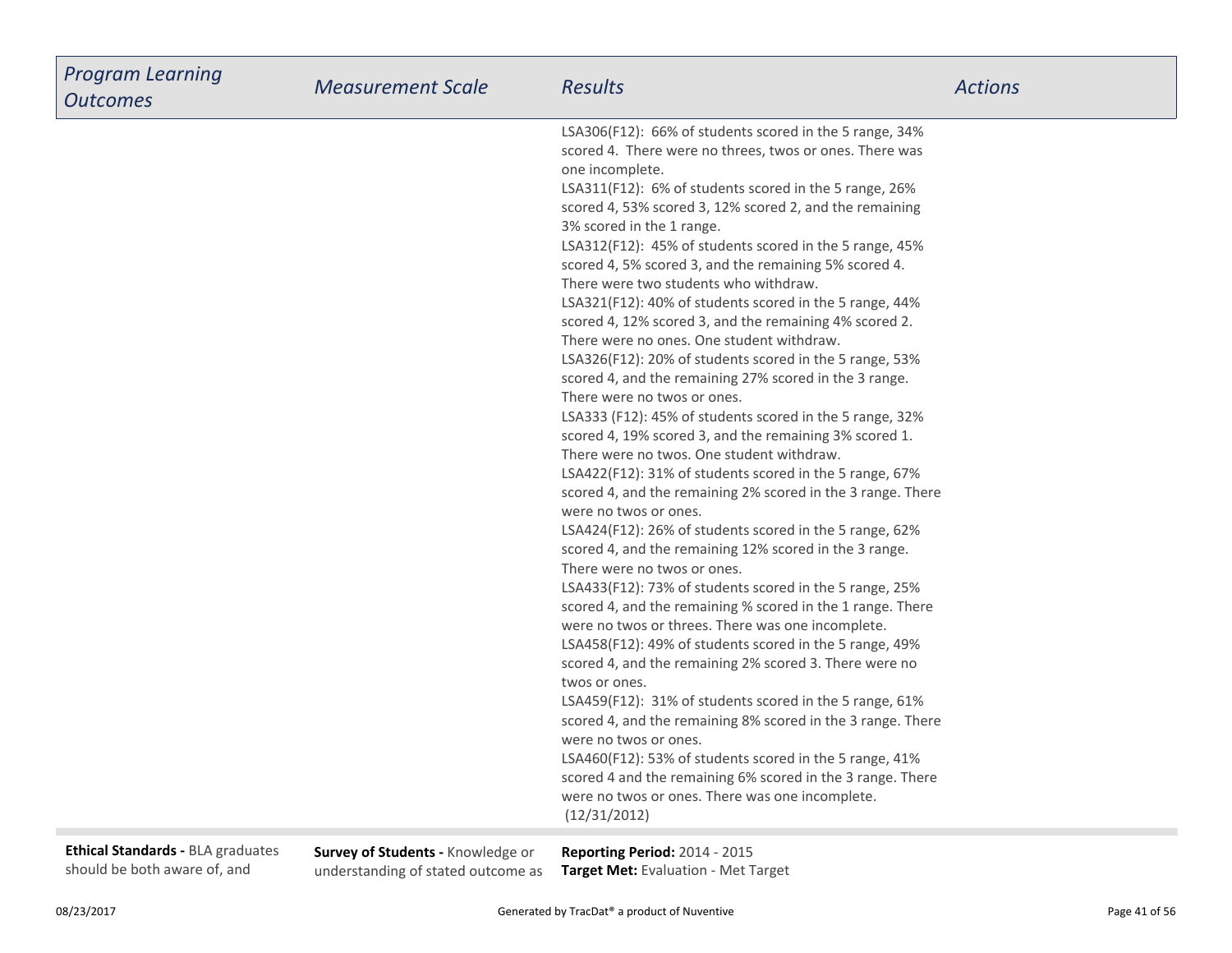| *Program Learning Outcomes* | *Measurement Scale* | *Results* | *Actions* |
|---|---|---|---|
| | | LSA306(F12): 66% of students scored in the 5 range, 34% scored 4. There were no threes, twos or ones. There was one incomplete.<br>LSA311(F12): 6% of students scored in the 5 range, 26% scored 4, 53% scored 3, 12% scored 2, and the remaining 3% scored in the 1 range.<br>LSA312(F12): 45% of students scored in the 5 range, 45% scored 4, 5% scored 3, and the remaining 5% scored 4. There were two students who withdraw.<br>LSA321(F12): 40% of students scored in the 5 range, 44% scored 4, 12% scored 3, and the remaining 4% scored 2. There were no ones. One student withdraw.<br>LSA326(F12): 20% of students scored in the 5 range, 53% scored 4, and the remaining 27% scored in the 3 range. There were no twos or ones.<br>LSA333 (F12): 45% of students scored in the 5 range, 32% scored 4, 19% scored 3, and the remaining 3% scored 1. There were no twos. One student withdraw.<br>LSA422(F12): 31% of students scored in the 5 range, 67% scored 4, and the remaining 2% scored in the 3 range. There were no twos or ones.<br>LSA424(F12): 26% of students scored in the 5 range, 62% scored 4, and the remaining 12% scored in the 3 range. There were no twos or ones.<br>LSA433(F12): 73% of students scored in the 5 range, 25% scored 4, and the remaining % scored in the 1 range. There were no twos or threes. There was one incomplete.<br>LSA458(F12): 49% of students scored in the 5 range, 49% scored 4, and the remaining 2% scored 3. There were no twos or ones.<br>LSA459(F12): 31% of students scored in the 5 range, 61% scored 4, and the remaining 8% scored in the 3 range. There were no twos or ones.<br>LSA460(F12): 53% of students scored in the 5 range, 41% scored 4 and the remaining 6% scored in the 3 range. There were no twos or ones. There was one incomplete.<br>(12/31/2012) | |
| **Ethical Standards -** BLA graduates should be both aware of, and | **Survey of Students -** Knowledge or understanding of stated outcome as | **Reporting Period:** 2014 - 2015<br>**Target Met:** Evaluation - Met Target | |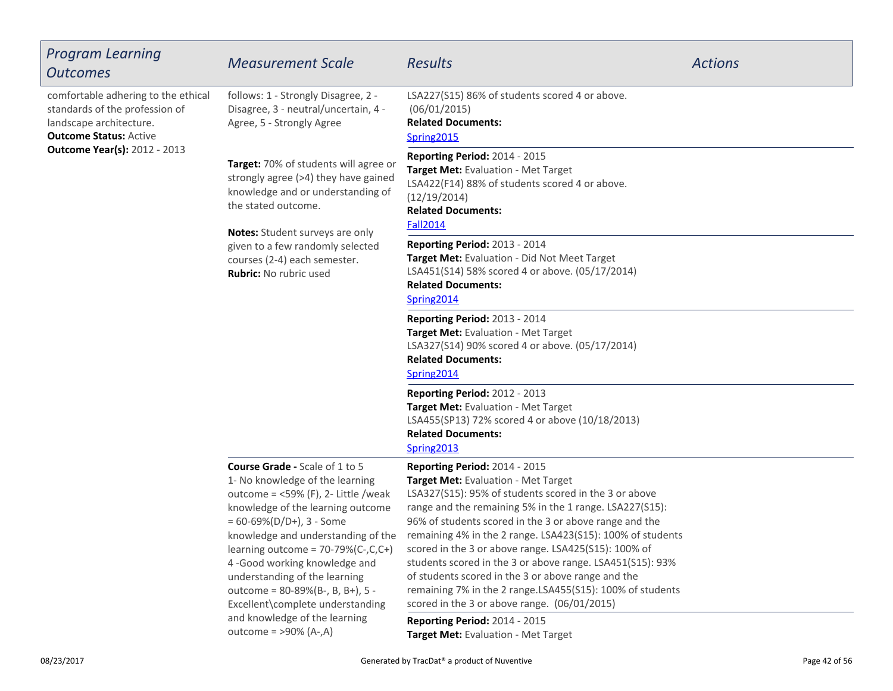| Program Learning Outcomes | Measurement Scale | Results | Actions |
|---|---|---|---|
| comfortable adhering to the ethical standards of the profession of landscape architecture. **Outcome Status:** Active **Outcome Year(s):** 2012 - 2013 | follows: 1 - Strongly Disagree, 2 - Disagree, 3 - neutral/uncertain, 4 - Agree, 5 - Strongly Agree | LSA227(S15) 86% of students scored 4 or above. (06/01/2015) **Related Documents:** Spring2015 | |
| | **Target:** 70% of students will agree or strongly agree (>4) they have gained knowledge and or understanding of the stated outcome. **Notes:** Student surveys are only given to a few randomly selected courses (2-4) each semester. **Rubric:** No rubric used | **Reporting Period:** 2014 - 2015 **Target Met:** Evaluation - Met Target LSA422(F14) 88% of students scored 4 or above. (12/19/2014) **Related Documents:** Fall2014 | |
| | | **Reporting Period:** 2013 - 2014 **Target Met:** Evaluation - Did Not Meet Target LSA451(S14) 58% scored 4 or above. (05/17/2014) **Related Documents:** Spring2014 | |
| | | **Reporting Period:** 2013 - 2014 **Target Met:** Evaluation - Met Target LSA327(S14) 90% scored 4 or above. (05/17/2014) **Related Documents:** Spring2014 | |
| | | **Reporting Period:** 2012 - 2013 **Target Met:** Evaluation - Met Target LSA455(SP13) 72% scored 4 or above (10/18/2013) **Related Documents:** Spring2013 | |
| | **Course Grade -** Scale of 1 to 5 1- No knowledge of the learning outcome = <59% (F), 2- Little /weak knowledge of the learning outcome = 60-69%(D/D+), 3 - Some knowledge and understanding of the learning outcome = 70-79%(C-,C,C+) 4 -Good working knowledge and understanding of the learning outcome = 80-89%(B-, B, B+), 5 - Excellent\complete understanding and knowledge of the learning outcome = >90% (A-,A) | **Reporting Period:** 2014 - 2015 **Target Met:** Evaluation - Met Target LSA327(S15): 95% of students scored in the 3 or above range and the remaining 5% in the 1 range. LSA227(S15): 96% of students scored in the 3 or above range and the remaining 4% in the 2 range. LSA423(S15): 100% of students scored in the 3 or above range. LSA425(S15): 100% of students scored in the 3 or above range. LSA451(S15): 93% of students scored in the 3 or above range and the remaining 7% in the 2 range.LSA455(S15): 100% of students scored in the 3 or above range. (06/01/2015) | |
| | | **Reporting Period:** 2014 - 2015 **Target Met:** Evaluation - Met Target | |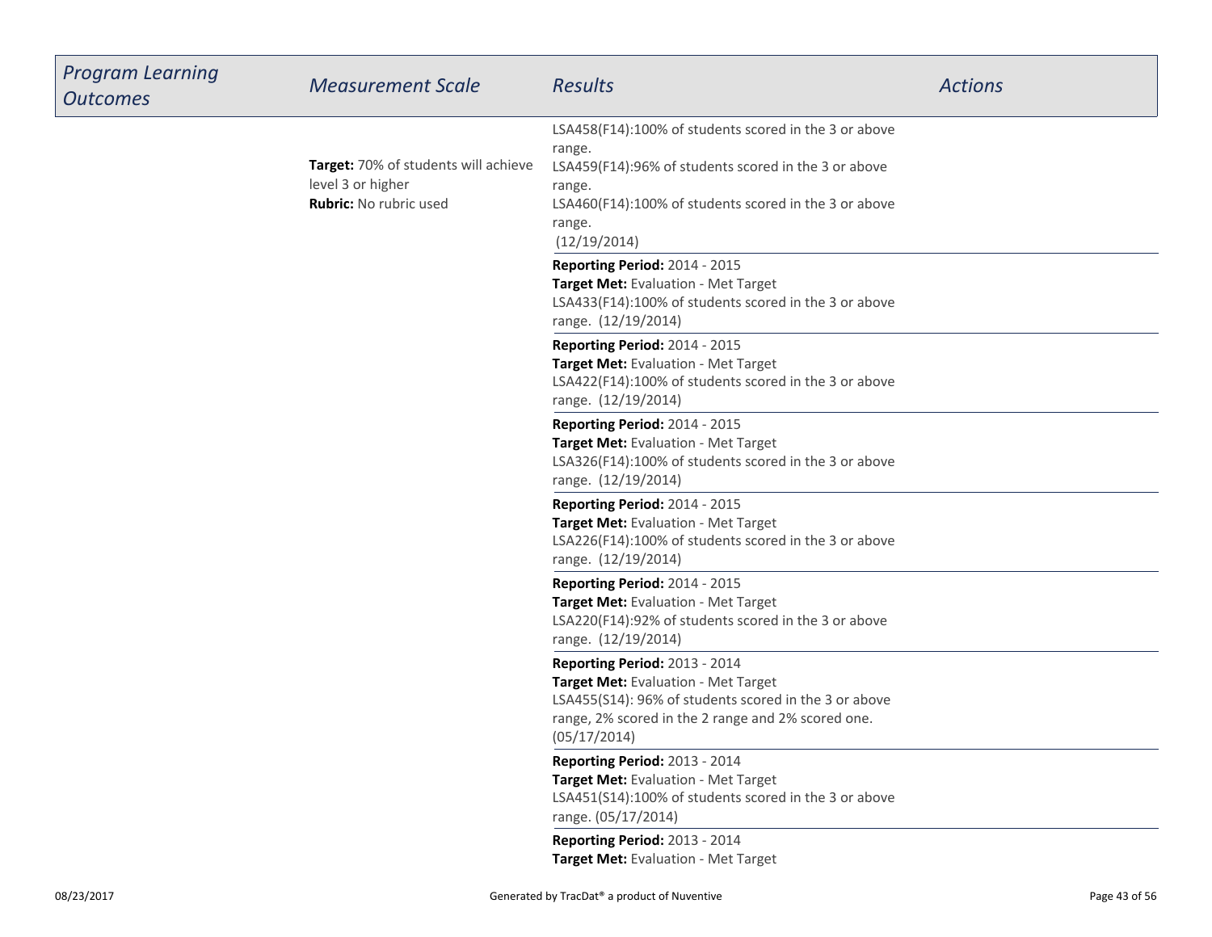| *Program Learning Outcomes* | *Measurement Scale* | *Results* | *Actions* |
|---|---|---|---|
| | **Target:** 70% of students will achieve level 3 or higher<br>**Rubric:** No rubric used | LSA458(F14):100% of students scored in the 3 or above range.<br>LSA459(F14):96% of students scored in the 3 or above range.<br>LSA460(F14):100% of students scored in the 3 or above range.<br>(12/19/2014) | |
| | | **Reporting Period:** 2014 - 2015<br>**Target Met:** Evaluation - Met Target<br>LSA433(F14):100% of students scored in the 3 or above range. (12/19/2014) | |
| | | **Reporting Period:** 2014 - 2015<br>**Target Met:** Evaluation - Met Target<br>LSA422(F14):100% of students scored in the 3 or above range. (12/19/2014) | |
| | | **Reporting Period:** 2014 - 2015<br>**Target Met:** Evaluation - Met Target<br>LSA326(F14):100% of students scored in the 3 or above range. (12/19/2014) | |
| | | **Reporting Period:** 2014 - 2015<br>**Target Met:** Evaluation - Met Target<br>LSA226(F14):100% of students scored in the 3 or above range. (12/19/2014) | |
| | | **Reporting Period:** 2014 - 2015<br>**Target Met:** Evaluation - Met Target<br>LSA220(F14):92% of students scored in the 3 or above range. (12/19/2014) | |
| | | **Reporting Period:** 2013 - 2014<br>**Target Met:** Evaluation - Met Target<br>LSA455(S14): 96% of students scored in the 3 or above range, 2% scored in the 2 range and 2% scored one. (05/17/2014) | |
| | | **Reporting Period:** 2013 - 2014<br>**Target Met:** Evaluation - Met Target<br>LSA451(S14):100% of students scored in the 3 or above range. (05/17/2014) | |
| | | **Reporting Period:** 2013 - 2014<br>**Target Met:** Evaluation - Met Target | |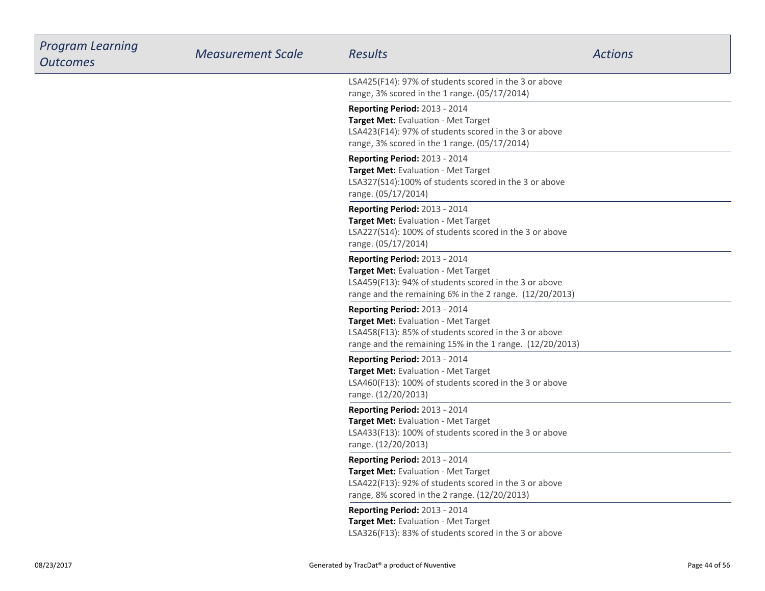| *Program Learning Outcomes* | *Measurement Scale* | *Results* | *Actions* |
|---|---|---|---|
| | | LSA425(F14): 97% of students scored in the 3 or above range, 3% scored in the 1 range. (05/17/2014) | |
| | | **Reporting Period:** 2013 - 2014<br>**Target Met:** Evaluation - Met Target<br>LSA423(F14): 97% of students scored in the 3 or above range, 3% scored in the 1 range. (05/17/2014) | |
| | | **Reporting Period:** 2013 - 2014<br>**Target Met:** Evaluation - Met Target<br>LSA327(S14):100% of students scored in the 3 or above range. (05/17/2014) | |
| | | **Reporting Period:** 2013 - 2014<br>**Target Met:** Evaluation - Met Target<br>LSA227(S14): 100% of students scored in the 3 or above range. (05/17/2014) | |
| | | **Reporting Period:** 2013 - 2014<br>**Target Met:** Evaluation - Met Target<br>LSA459(F13): 94% of students scored in the 3 or above range and the remaining 6% in the 2 range. (12/20/2013) | |
| | | **Reporting Period:** 2013 - 2014<br>**Target Met:** Evaluation - Met Target<br>LSA458(F13): 85% of students scored in the 3 or above range and the remaining 15% in the 1 range. (12/20/2013) | |
| | | **Reporting Period:** 2013 - 2014<br>**Target Met:** Evaluation - Met Target<br>LSA460(F13): 100% of students scored in the 3 or above range. (12/20/2013) | |
| | | **Reporting Period:** 2013 - 2014<br>**Target Met:** Evaluation - Met Target<br>LSA433(F13): 100% of students scored in the 3 or above range. (12/20/2013) | |
| | | **Reporting Period:** 2013 - 2014<br>**Target Met:** Evaluation - Met Target<br>LSA422(F13): 92% of students scored in the 3 or above range, 8% scored in the 2 range. (12/20/2013) | |
| | | **Reporting Period:** 2013 - 2014<br>**Target Met:** Evaluation - Met Target<br>LSA326(F13): 83% of students scored in the 3 or above | |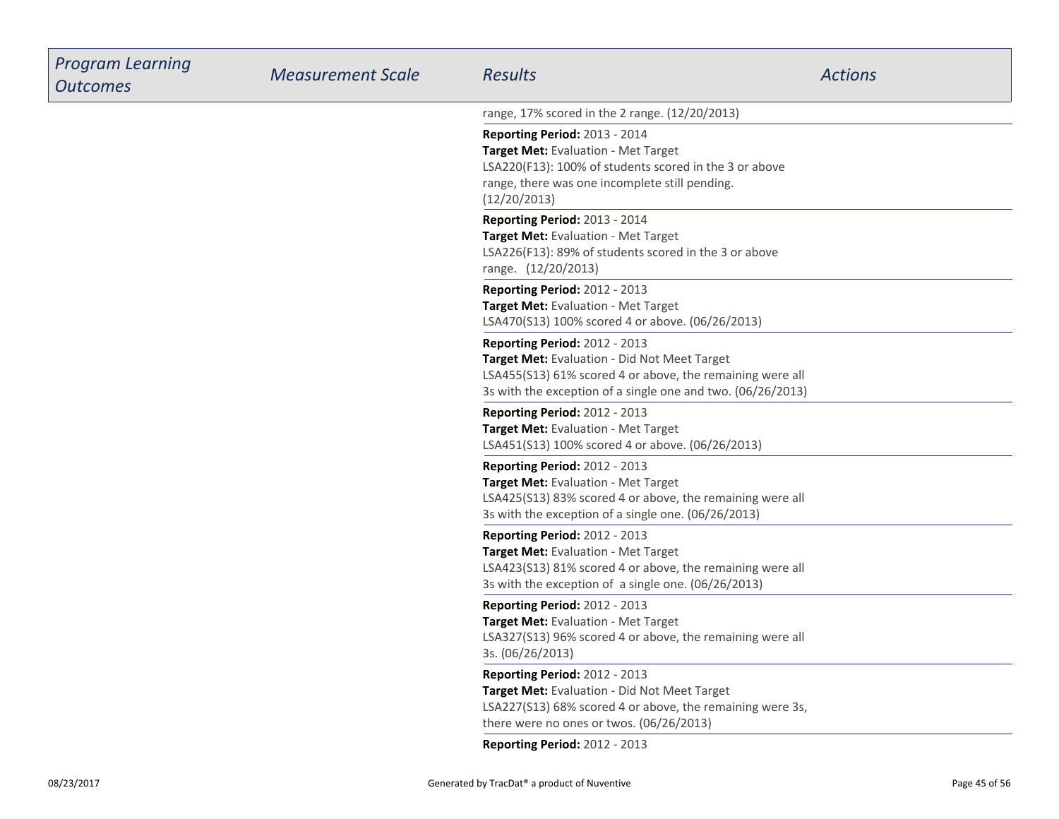| Program Learning Outcomes | Measurement Scale | Results | Actions |
| --- | --- | --- | --- |
| | | range, 17% scored in the 2 range. (12/20/2013) | |
| | | **Reporting Period:** 2013 - 2014<br>**Target Met:** Evaluation - Met Target<br>LSA220(F13): 100% of students scored in the 3 or above range, there was one incomplete still pending. (12/20/2013) | |
| | | **Reporting Period:** 2013 - 2014<br>**Target Met:** Evaluation - Met Target<br>LSA226(F13): 89% of students scored in the 3 or above range. (12/20/2013) | |
| | | **Reporting Period:** 2012 - 2013<br>**Target Met:** Evaluation - Met Target<br>LSA470(S13) 100% scored 4 or above. (06/26/2013) | |
| | | **Reporting Period:** 2012 - 2013<br>**Target Met:** Evaluation - Did Not Meet Target<br>LSA455(S13) 61% scored 4 or above, the remaining were all 3s with the exception of a single one and two. (06/26/2013) | |
| | | **Reporting Period:** 2012 - 2013<br>**Target Met:** Evaluation - Met Target<br>LSA451(S13) 100% scored 4 or above. (06/26/2013) | |
| | | **Reporting Period:** 2012 - 2013<br>**Target Met:** Evaluation - Met Target<br>LSA425(S13) 83% scored 4 or above, the remaining were all 3s with the exception of a single one. (06/26/2013) | |
| | | **Reporting Period:** 2012 - 2013<br>**Target Met:** Evaluation - Met Target<br>LSA423(S13) 81% scored 4 or above, the remaining were all 3s with the exception of a single one. (06/26/2013) | |
| | | **Reporting Period:** 2012 - 2013<br>**Target Met:** Evaluation - Met Target<br>LSA327(S13) 96% scored 4 or above, the remaining were all 3s. (06/26/2013) | |
| | | **Reporting Period:** 2012 - 2013<br>**Target Met:** Evaluation - Did Not Meet Target<br>LSA227(S13) 68% scored 4 or above, the remaining were 3s, there were no ones or twos. (06/26/2013) | |
| | | **Reporting Period:** 2012 - 2013 | |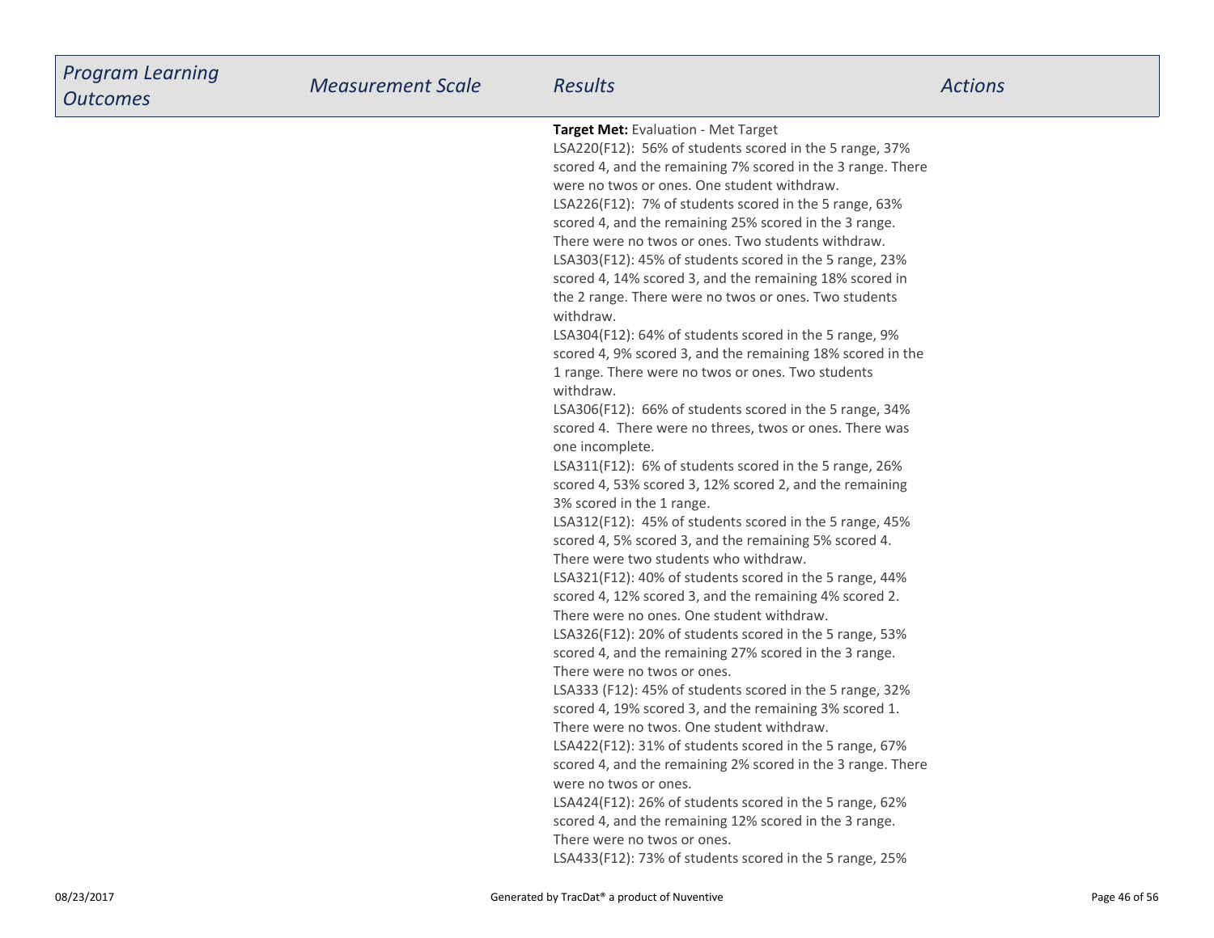| *Program Learning Outcomes* | *Measurement Scale* | *Results* | *Actions* |
|---|---|---|---|
| | | **Target Met:** Evaluation - Met Target<br>LSA220(F12): 56% of students scored in the 5 range, 37% scored 4, and the remaining 7% scored in the 3 range. There were no twos or ones. One student withdraw.<br>LSA226(F12): 7% of students scored in the 5 range, 63% scored 4, and the remaining 25% scored in the 3 range. There were no twos or ones. Two students withdraw.<br>LSA303(F12): 45% of students scored in the 5 range, 23% scored 4, 14% scored 3, and the remaining 18% scored in the 2 range. There were no twos or ones. Two students withdraw.<br>LSA304(F12): 64% of students scored in the 5 range, 9% scored 4, 9% scored 3, and the remaining 18% scored in the 1 range. There were no twos or ones. Two students withdraw.<br>LSA306(F12): 66% of students scored in the 5 range, 34% scored 4. There were no threes, twos or ones. There was one incomplete.<br>LSA311(F12): 6% of students scored in the 5 range, 26% scored 4, 53% scored 3, 12% scored 2, and the remaining 3% scored in the 1 range.<br>LSA312(F12): 45% of students scored in the 5 range, 45% scored 4, 5% scored 3, and the remaining 5% scored 4. There were two students who withdraw.<br>LSA321(F12): 40% of students scored in the 5 range, 44% scored 4, 12% scored 3, and the remaining 4% scored 2. There were no ones. One student withdraw.<br>LSA326(F12): 20% of students scored in the 5 range, 53% scored 4, and the remaining 27% scored in the 3 range. There were no twos or ones.<br>LSA333 (F12): 45% of students scored in the 5 range, 32% scored 4, 19% scored 3, and the remaining 3% scored 1. There were no twos. One student withdraw.<br>LSA422(F12): 31% of students scored in the 5 range, 67% scored 4, and the remaining 2% scored in the 3 range. There were no twos or ones.<br>LSA424(F12): 26% of students scored in the 5 range, 62% scored 4, and the remaining 12% scored in the 3 range. There were no twos or ones.<br>LSA433(F12): 73% of students scored in the 5 range, 25% | |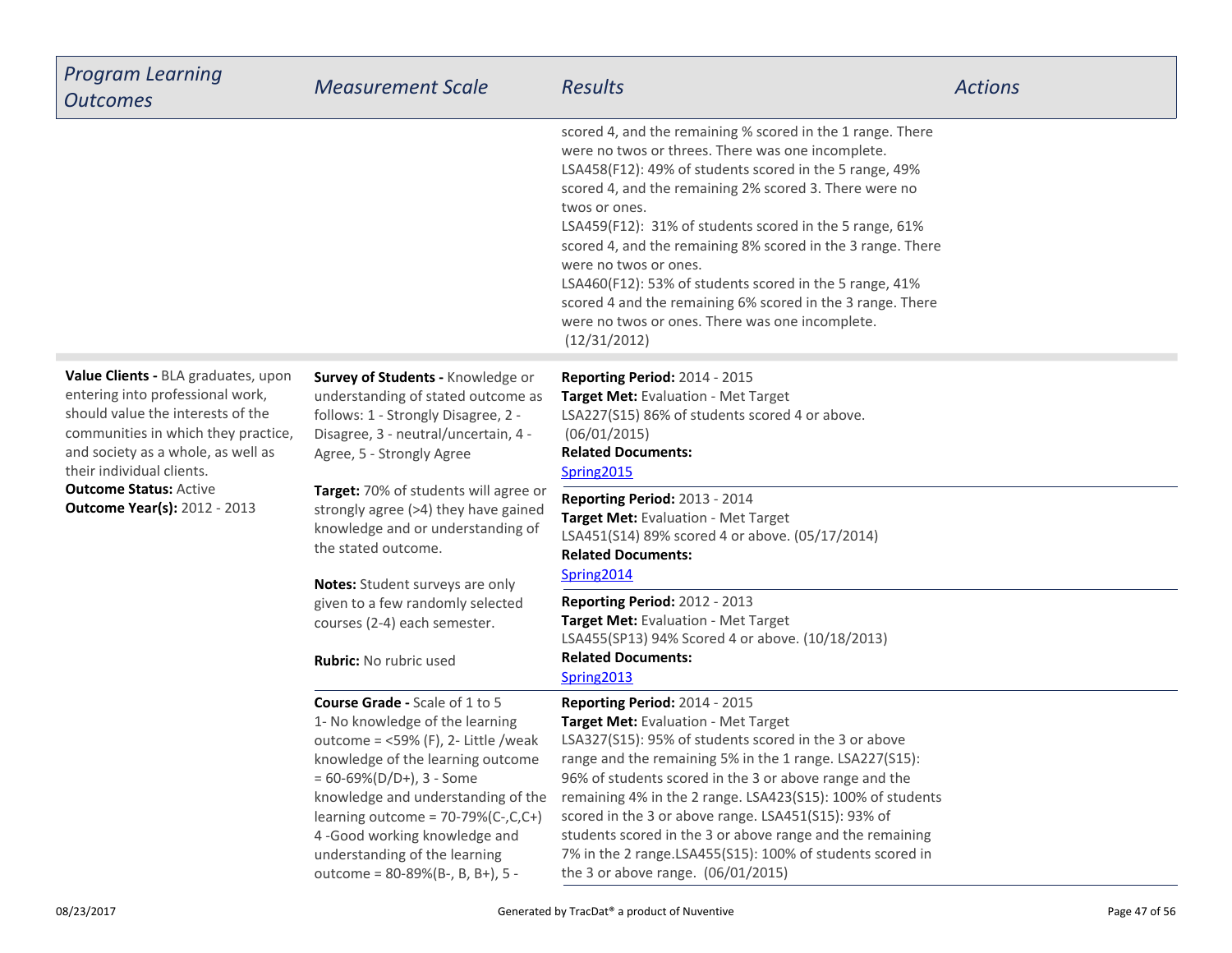| Program Learning Outcomes | Measurement Scale | Results | Actions |
|---|---|---|---|
| | | scored 4, and the remaining % scored in the 1 range. There were no twos or threes. There was one incomplete.<br>LSA458(F12): 49% of students scored in the 5 range, 49% scored 4, and the remaining 2% scored 3. There were no twos or ones.<br>LSA459(F12): 31% of students scored in the 5 range, 61% scored 4, and the remaining 8% scored in the 3 range. There were no twos or ones.<br>LSA460(F12): 53% of students scored in the 5 range, 41% scored 4 and the remaining 6% scored in the 3 range. There were no twos or ones. There was one incomplete. (12/31/2012) | |
| **Value Clients -** BLA graduates, upon entering into professional work, should value the interests of the communities in which they practice, and society as a whole, as well as their individual clients.<br>**Outcome Status:** Active<br>**Outcome Year(s):** 2012 - 2013 | **Survey of Students -** Knowledge or understanding of stated outcome as follows: 1 - Strongly Disagree, 2 - Disagree, 3 - neutral/uncertain, 4 - Agree, 5 - Strongly Agree<br><br>**Target:** 70% of students will agree or strongly agree (>4) they have gained knowledge and or understanding of the stated outcome.<br><br>**Notes:** Student surveys are only given to a few randomly selected courses (2-4) each semester.<br><br>**Rubric:** No rubric used | **Reporting Period:** 2014 - 2015<br>**Target Met:** Evaluation - Met Target<br>LSA227(S15) 86% of students scored 4 or above. (06/01/2015)<br>**Related Documents:**<br>Spring2015 | |
| | | **Reporting Period:** 2013 - 2014<br>**Target Met:** Evaluation - Met Target<br>LSA451(S14) 89% scored 4 or above. (05/17/2014)<br>**Related Documents:**<br>Spring2014 | |
| | | **Reporting Period:** 2012 - 2013<br>**Target Met:** Evaluation - Met Target<br>LSA455(SP13) 94% Scored 4 or above. (10/18/2013)<br>**Related Documents:**<br>Spring2013 | |
| | **Course Grade -** Scale of 1 to 5<br>1- No knowledge of the learning outcome = <59% (F), 2- Little /weak knowledge of the learning outcome = 60-69%(D/D+), 3 - Some knowledge and understanding of the learning outcome = 70-79%(C-,C,C+) 4 -Good working knowledge and understanding of the learning outcome = 80-89%(B-, B, B+), 5 - | **Reporting Period:** 2014 - 2015<br>**Target Met:** Evaluation - Met Target<br>LSA327(S15): 95% of students scored in the 3 or above range and the remaining 5% in the 1 range. LSA227(S15): 96% of students scored in the 3 or above range and the remaining 4% in the 2 range. LSA423(S15): 100% of students scored in the 3 or above range. LSA451(S15): 93% of students scored in the 3 or above range and the remaining 7% in the 2 range.LSA455(S15): 100% of students scored in the 3 or above range. (06/01/2015) | |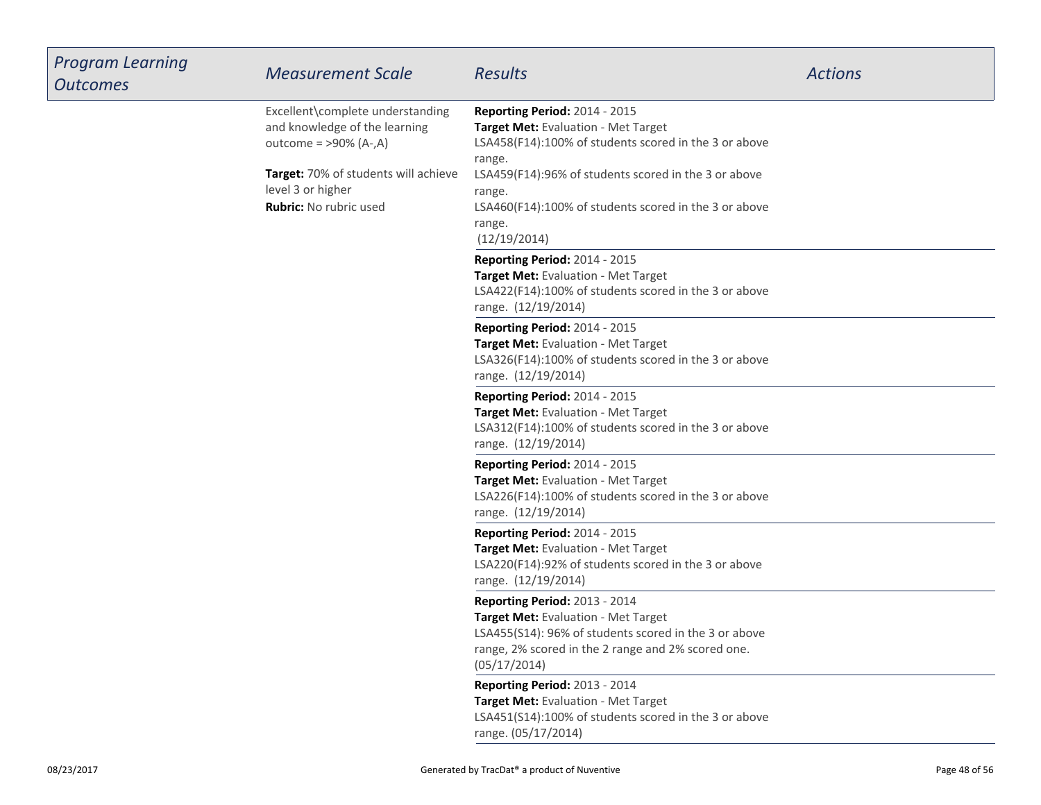| Program Learning Outcomes | Measurement Scale | Results | Actions |
|---|---|---|---|
| | Excellent\complete understanding and knowledge of the learning outcome = >90% (A-,A)<br><br>**Target:** 70% of students will achieve level 3 or higher<br>**Rubric:** No rubric used | **Reporting Period:** 2014 - 2015<br>**Target Met:** Evaluation - Met Target<br>LSA458(F14):100% of students scored in the 3 or above range.<br>LSA459(F14):96% of students scored in the 3 or above range.<br>LSA460(F14):100% of students scored in the 3 or above range.<br>(12/19/2014) | |
| | | **Reporting Period:** 2014 - 2015<br>**Target Met:** Evaluation - Met Target<br>LSA422(F14):100% of students scored in the 3 or above range. (12/19/2014) | |
| | | **Reporting Period:** 2014 - 2015<br>**Target Met:** Evaluation - Met Target<br>LSA326(F14):100% of students scored in the 3 or above range. (12/19/2014) | |
| | | **Reporting Period:** 2014 - 2015<br>**Target Met:** Evaluation - Met Target<br>LSA312(F14):100% of students scored in the 3 or above range. (12/19/2014) | |
| | | **Reporting Period:** 2014 - 2015<br>**Target Met:** Evaluation - Met Target<br>LSA226(F14):100% of students scored in the 3 or above range. (12/19/2014) | |
| | | **Reporting Period:** 2014 - 2015<br>**Target Met:** Evaluation - Met Target<br>LSA220(F14):92% of students scored in the 3 or above range. (12/19/2014) | |
| | | **Reporting Period:** 2013 - 2014<br>**Target Met:** Evaluation - Met Target<br>LSA455(S14): 96% of students scored in the 3 or above range, 2% scored in the 2 range and 2% scored one. (05/17/2014) | |
| | | **Reporting Period:** 2013 - 2014<br>**Target Met:** Evaluation - Met Target<br>LSA451(S14):100% of students scored in the 3 or above range. (05/17/2014) | |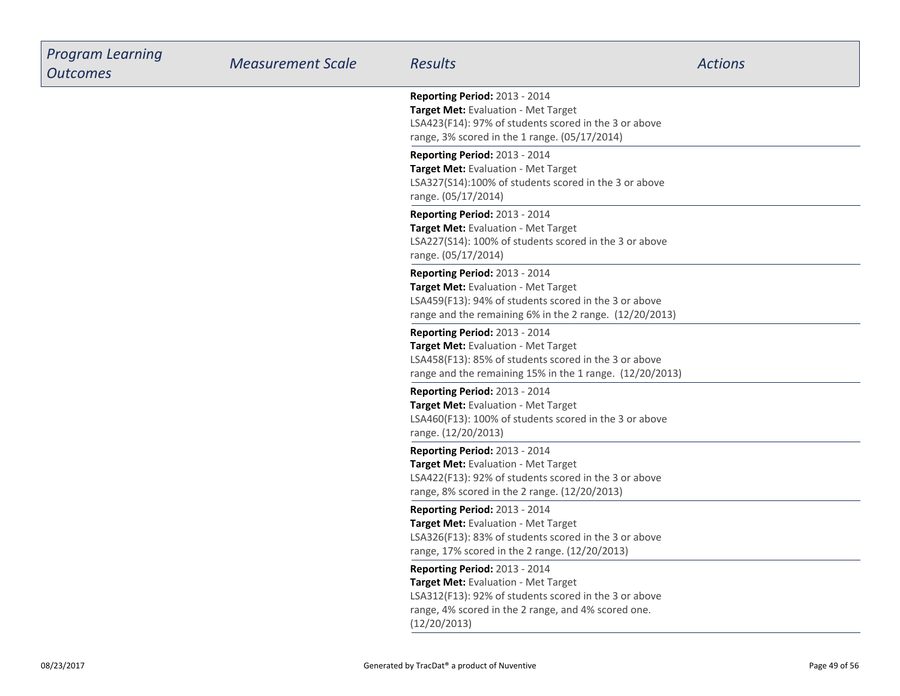| Program Learning Outcomes | Measurement Scale | Results | Actions |
| --- | --- | --- | --- |
| | | **Reporting Period:** 2013 - 2014<br>**Target Met:** Evaluation - Met Target<br>LSA423(F14): 97% of students scored in the 3 or above range, 3% scored in the 1 range. (05/17/2014) | |
| | | **Reporting Period:** 2013 - 2014<br>**Target Met:** Evaluation - Met Target<br>LSA327(S14):100% of students scored in the 3 or above range. (05/17/2014) | |
| | | **Reporting Period:** 2013 - 2014<br>**Target Met:** Evaluation - Met Target<br>LSA227(S14): 100% of students scored in the 3 or above range. (05/17/2014) | |
| | | **Reporting Period:** 2013 - 2014<br>**Target Met:** Evaluation - Met Target<br>LSA459(F13): 94% of students scored in the 3 or above range and the remaining 6% in the 2 range. (12/20/2013) | |
| | | **Reporting Period:** 2013 - 2014<br>**Target Met:** Evaluation - Met Target<br>LSA458(F13): 85% of students scored in the 3 or above range and the remaining 15% in the 1 range. (12/20/2013) | |
| | | **Reporting Period:** 2013 - 2014<br>**Target Met:** Evaluation - Met Target<br>LSA460(F13): 100% of students scored in the 3 or above range. (12/20/2013) | |
| | | **Reporting Period:** 2013 - 2014<br>**Target Met:** Evaluation - Met Target<br>LSA422(F13): 92% of students scored in the 3 or above range, 8% scored in the 2 range. (12/20/2013) | |
| | | **Reporting Period:** 2013 - 2014<br>**Target Met:** Evaluation - Met Target<br>LSA326(F13): 83% of students scored in the 3 or above range, 17% scored in the 2 range. (12/20/2013) | |
| | | **Reporting Period:** 2013 - 2014<br>**Target Met:** Evaluation - Met Target<br>LSA312(F13): 92% of students scored in the 3 or above range, 4% scored in the 2 range, and 4% scored one. (12/20/2013) | |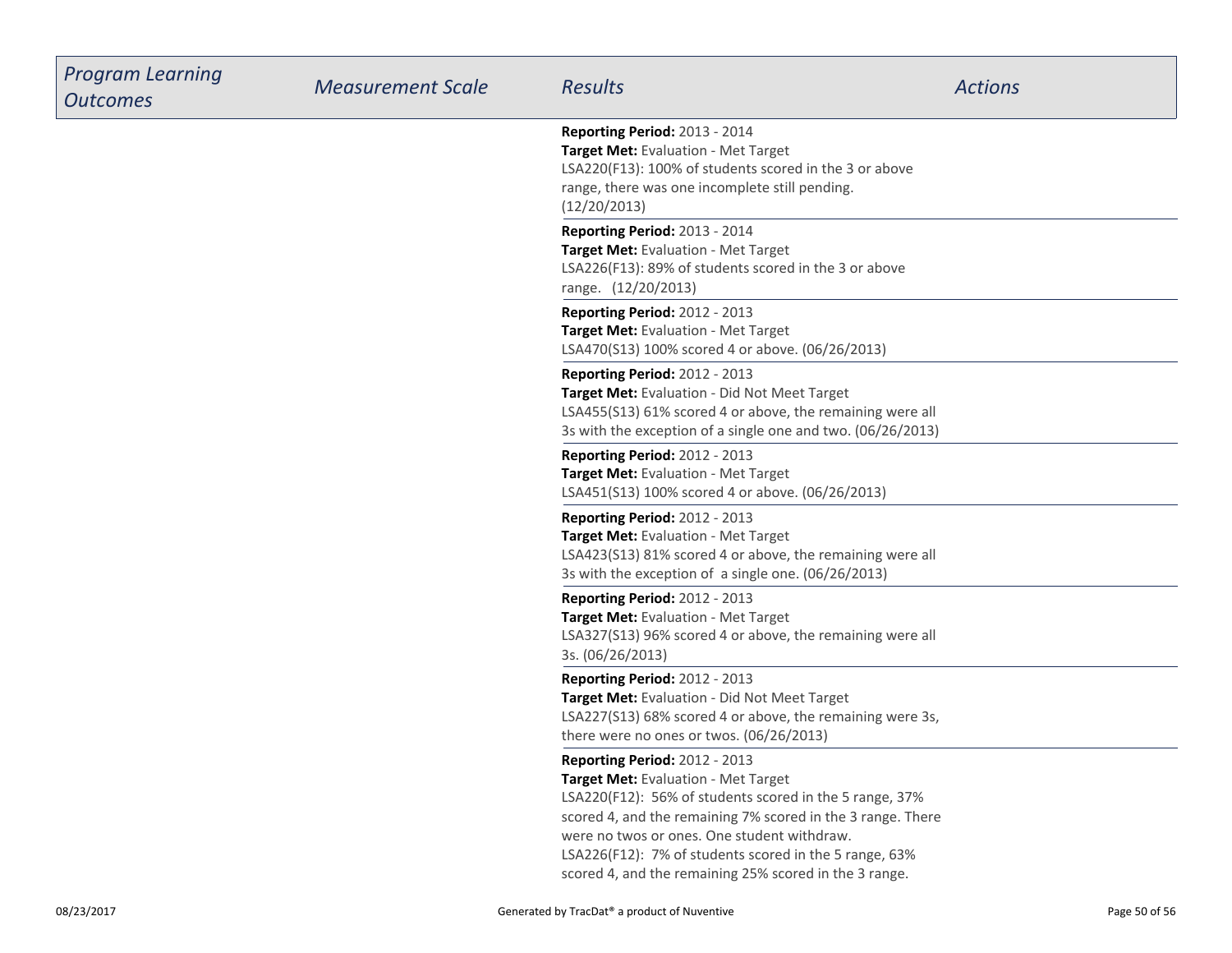| *Program Learning Outcomes* | *Measurement Scale* | *Results* | *Actions* |
|---|---|---|---|
| | | **Reporting Period:** 2013 - 2014<br>**Target Met:** Evaluation - Met Target<br>LSA220(F13): 100% of students scored in the 3 or above range, there was one incomplete still pending. (12/20/2013) | |
| | | **Reporting Period:** 2013 - 2014<br>**Target Met:** Evaluation - Met Target<br>LSA226(F13): 89% of students scored in the 3 or above range. (12/20/2013) | |
| | | **Reporting Period:** 2012 - 2013<br>**Target Met:** Evaluation - Met Target<br>LSA470(S13) 100% scored 4 or above. (06/26/2013) | |
| | | **Reporting Period:** 2012 - 2013<br>**Target Met:** Evaluation - Did Not Meet Target<br>LSA455(S13) 61% scored 4 or above, the remaining were all 3s with the exception of a single one and two. (06/26/2013) | |
| | | **Reporting Period:** 2012 - 2013<br>**Target Met:** Evaluation - Met Target<br>LSA451(S13) 100% scored 4 or above. (06/26/2013) | |
| | | **Reporting Period:** 2012 - 2013<br>**Target Met:** Evaluation - Met Target<br>LSA423(S13) 81% scored 4 or above, the remaining were all 3s with the exception of a single one. (06/26/2013) | |
| | | **Reporting Period:** 2012 - 2013<br>**Target Met:** Evaluation - Met Target<br>LSA327(S13) 96% scored 4 or above, the remaining were all 3s. (06/26/2013) | |
| | | **Reporting Period:** 2012 - 2013<br>**Target Met:** Evaluation - Did Not Meet Target<br>LSA227(S13) 68% scored 4 or above, the remaining were 3s, there were no ones or twos. (06/26/2013) | |
| | | **Reporting Period:** 2012 - 2013<br>**Target Met:** Evaluation - Met Target<br>LSA220(F12): 56% of students scored in the 5 range, 37% scored 4, and the remaining 7% scored in the 3 range. There were no twos or ones. One student withdraw.<br>LSA226(F12): 7% of students scored in the 5 range, 63% scored 4, and the remaining 25% scored in the 3 range. | |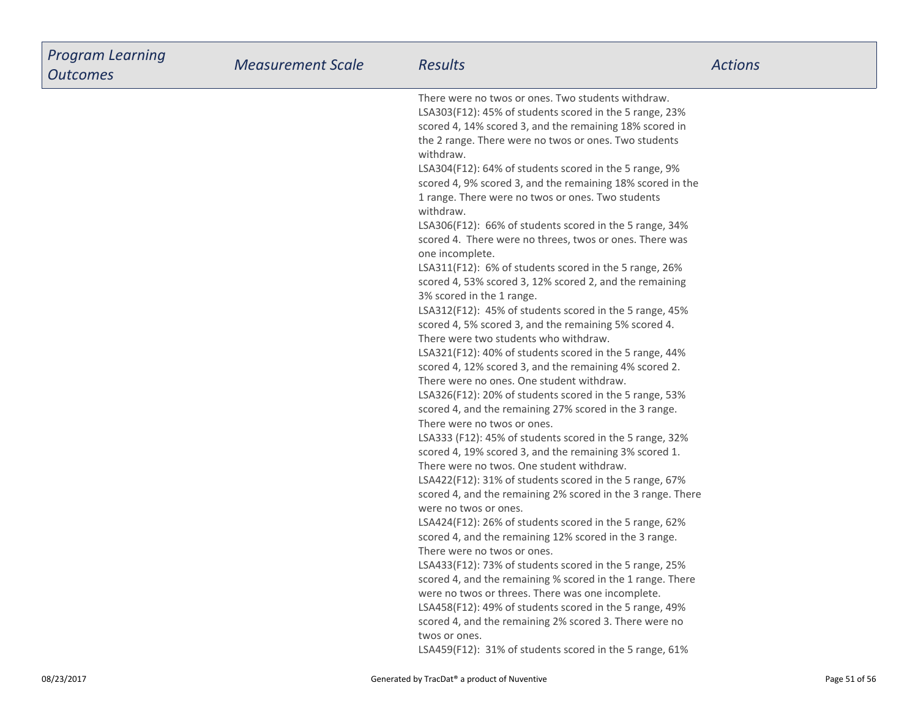| Program Learning Outcomes | Measurement Scale | Results | Actions |
|---|---|---|---|
| | | There were no twos or ones. Two students withdraw.<br>LSA303(F12): 45% of students scored in the 5 range, 23% scored 4, 14% scored 3, and the remaining 18% scored in the 2 range. There were no twos or ones. Two students withdraw.<br>LSA304(F12): 64% of students scored in the 5 range, 9% scored 4, 9% scored 3, and the remaining 18% scored in the 1 range. There were no twos or ones. Two students withdraw.<br>LSA306(F12): 66% of students scored in the 5 range, 34% scored 4. There were no threes, twos or ones. There was one incomplete.<br>LSA311(F12): 6% of students scored in the 5 range, 26% scored 4, 53% scored 3, 12% scored 2, and the remaining 3% scored in the 1 range.<br>LSA312(F12): 45% of students scored in the 5 range, 45% scored 4, 5% scored 3, and the remaining 5% scored 4. There were two students who withdraw.<br>LSA321(F12): 40% of students scored in the 5 range, 44% scored 4, 12% scored 3, and the remaining 4% scored 2. There were no ones. One student withdraw.<br>LSA326(F12): 20% of students scored in the 5 range, 53% scored 4, and the remaining 27% scored in the 3 range. There were no twos or ones.<br>LSA333 (F12): 45% of students scored in the 5 range, 32% scored 4, 19% scored 3, and the remaining 3% scored 1. There were no twos. One student withdraw.<br>LSA422(F12): 31% of students scored in the 5 range, 67% scored 4, and the remaining 2% scored in the 3 range. There were no twos or ones.<br>LSA424(F12): 26% of students scored in the 5 range, 62% scored 4, and the remaining 12% scored in the 3 range. There were no twos or ones.<br>LSA433(F12): 73% of students scored in the 5 range, 25% scored 4, and the remaining % scored in the 1 range. There were no twos or threes. There was one incomplete.<br>LSA458(F12): 49% of students scored in the 5 range, 49% scored 4, and the remaining 2% scored 3. There were no twos or ones.<br>LSA459(F12): 31% of students scored in the 5 range, 61% | |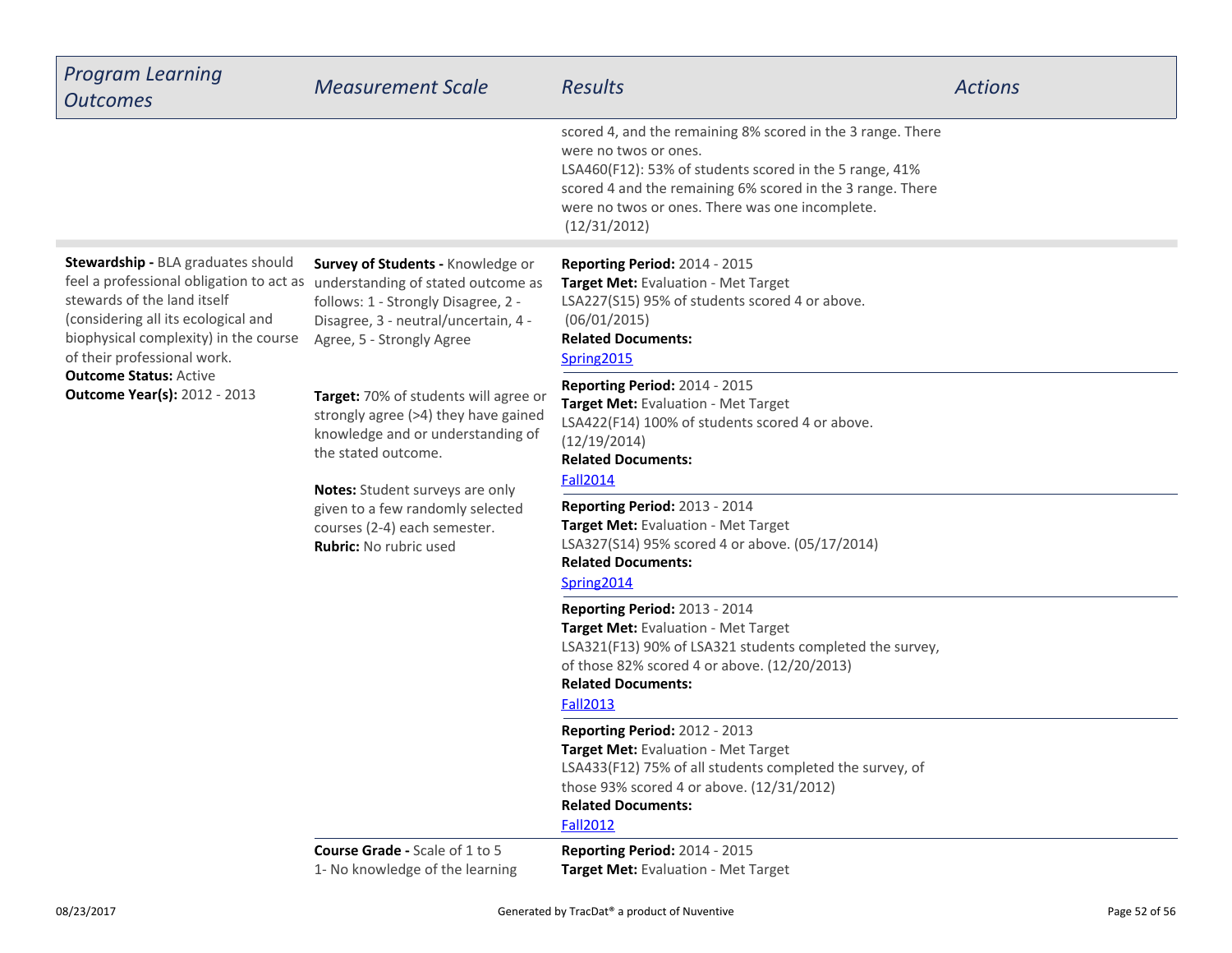| Program Learning Outcomes | Measurement Scale | Results | Actions |
|---|---|---|---|
| | | scored 4, and the remaining 8% scored in the 3 range. There were no twos or ones.<br>LSA460(F12): 53% of students scored in the 5 range, 41% scored 4 and the remaining 6% scored in the 3 range. There were no twos or ones. There was one incomplete. (12/31/2012) | |
| **Stewardship -** BLA graduates should feel a professional obligation to act as stewards of the land itself (considering all its ecological and biophysical complexity) in the course of their professional work.<br>**Outcome Status:** Active<br>**Outcome Year(s):** 2012 - 2013 | **Survey of Students -** Knowledge or understanding of stated outcome as follows: 1 - Strongly Disagree, 2 - Disagree, 3 - neutral/uncertain, 4 - Agree, 5 - Strongly Agree<br><br>**Target:** 70% of students will agree or strongly agree (>4) they have gained knowledge and or understanding of the stated outcome.<br><br>**Notes:** Student surveys are only given to a few randomly selected courses (2-4) each semester.<br>**Rubric:** No rubric used | **Reporting Period:** 2014 - 2015<br>**Target Met:** Evaluation - Met Target<br>LSA227(S15) 95% of students scored 4 or above. (06/01/2015)<br>**Related Documents:**<br>Spring2015 | |
| | | **Reporting Period:** 2014 - 2015<br>**Target Met:** Evaluation - Met Target<br>LSA422(F14) 100% of students scored 4 or above. (12/19/2014)<br>**Related Documents:**<br>Fall2014 | |
| | | **Reporting Period:** 2013 - 2014<br>**Target Met:** Evaluation - Met Target<br>LSA327(S14) 95% scored 4 or above. (05/17/2014)<br>**Related Documents:**<br>Spring2014 | |
| | | **Reporting Period:** 2013 - 2014<br>**Target Met:** Evaluation - Met Target<br>LSA321(F13) 90% of LSA321 students completed the survey, of those 82% scored 4 or above. (12/20/2013)<br>**Related Documents:**<br>Fall2013 | |
| | | **Reporting Period:** 2012 - 2013<br>**Target Met:** Evaluation - Met Target<br>LSA433(F12) 75% of all students completed the survey, of those 93% scored 4 or above. (12/31/2012)<br>**Related Documents:**<br>Fall2012 | |
| | **Course Grade -** Scale of 1 to 5<br>1- No knowledge of the learning | **Reporting Period:** 2014 - 2015<br>**Target Met:** Evaluation - Met Target | |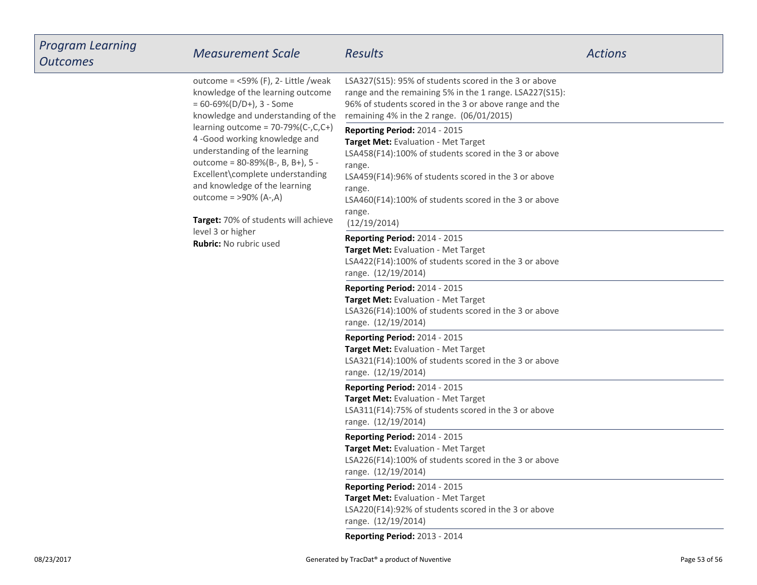| Program Learning Outcomes | Measurement Scale | Results | Actions |
|---|---|---|---|
| | outcome = <59% (F), 2- Little /weak knowledge of the learning outcome = 60-69%(D/D+), 3 - Some knowledge and understanding of the learning outcome = 70-79%(C-,C,C+) 4 -Good working knowledge and understanding of the learning outcome = 80-89%(B-, B, B+), 5 - Excellent\complete understanding and knowledge of the learning outcome = >90% (A-,A)<br><br>**Target:** 70% of students will achieve level 3 or higher<br>**Rubric:** No rubric used | LSA327(S15): 95% of students scored in the 3 or above range and the remaining 5% in the 1 range. LSA227(S15): 96% of students scored in the 3 or above range and the remaining 4% in the 2 range. (06/01/2015) | |
| | | **Reporting Period:** 2014 - 2015<br>**Target Met:** Evaluation - Met Target<br>LSA458(F14):100% of students scored in the 3 or above range.<br>LSA459(F14):96% of students scored in the 3 or above range.<br>LSA460(F14):100% of students scored in the 3 or above range.<br>(12/19/2014) | |
| | | **Reporting Period:** 2014 - 2015<br>**Target Met:** Evaluation - Met Target<br>LSA422(F14):100% of students scored in the 3 or above range. (12/19/2014) | |
| | | **Reporting Period:** 2014 - 2015<br>**Target Met:** Evaluation - Met Target<br>LSA326(F14):100% of students scored in the 3 or above range. (12/19/2014) | |
| | | **Reporting Period:** 2014 - 2015<br>**Target Met:** Evaluation - Met Target<br>LSA321(F14):100% of students scored in the 3 or above range. (12/19/2014) | |
| | | **Reporting Period:** 2014 - 2015<br>**Target Met:** Evaluation - Met Target<br>LSA311(F14):75% of students scored in the 3 or above range. (12/19/2014) | |
| | | **Reporting Period:** 2014 - 2015<br>**Target Met:** Evaluation - Met Target<br>LSA226(F14):100% of students scored in the 3 or above range. (12/19/2014) | |
| | | **Reporting Period:** 2014 - 2015<br>**Target Met:** Evaluation - Met Target<br>LSA220(F14):92% of students scored in the 3 or above range. (12/19/2014) | |
| | | **Reporting Period:** 2013 - 2014 | |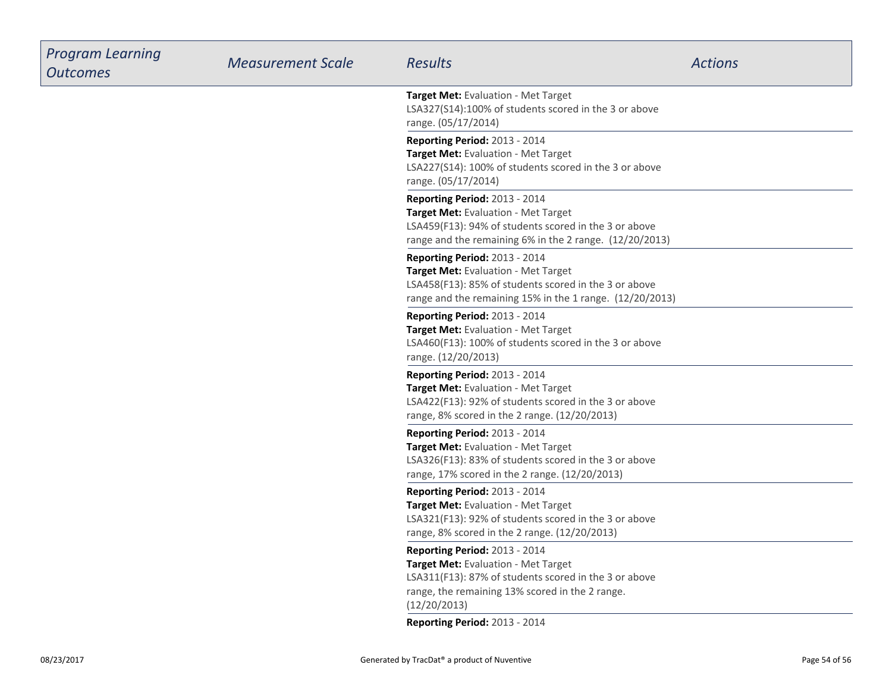| *Program Learning Outcomes* | *Measurement Scale* | *Results* | *Actions* |
|---|---|---|---|
| | | **Target Met:** Evaluation - Met Target<br>LSA327(S14):100% of students scored in the 3 or above range. (05/17/2014) | |
| | | **Reporting Period:** 2013 - 2014<br>**Target Met:** Evaluation - Met Target<br>LSA227(S14): 100% of students scored in the 3 or above range. (05/17/2014) | |
| | | **Reporting Period:** 2013 - 2014<br>**Target Met:** Evaluation - Met Target<br>LSA459(F13): 94% of students scored in the 3 or above range and the remaining 6% in the 2 range. (12/20/2013) | |
| | | **Reporting Period:** 2013 - 2014<br>**Target Met:** Evaluation - Met Target<br>LSA458(F13): 85% of students scored in the 3 or above range and the remaining 15% in the 1 range. (12/20/2013) | |
| | | **Reporting Period:** 2013 - 2014<br>**Target Met:** Evaluation - Met Target<br>LSA460(F13): 100% of students scored in the 3 or above range. (12/20/2013) | |
| | | **Reporting Period:** 2013 - 2014<br>**Target Met:** Evaluation - Met Target<br>LSA422(F13): 92% of students scored in the 3 or above range, 8% scored in the 2 range. (12/20/2013) | |
| | | **Reporting Period:** 2013 - 2014<br>**Target Met:** Evaluation - Met Target<br>LSA326(F13): 83% of students scored in the 3 or above range, 17% scored in the 2 range. (12/20/2013) | |
| | | **Reporting Period:** 2013 - 2014<br>**Target Met:** Evaluation - Met Target<br>LSA321(F13): 92% of students scored in the 3 or above range, 8% scored in the 2 range. (12/20/2013) | |
| | | **Reporting Period:** 2013 - 2014<br>**Target Met:** Evaluation - Met Target<br>LSA311(F13): 87% of students scored in the 3 or above range, the remaining 13% scored in the 2 range. (12/20/2013) | |
| | | **Reporting Period:** 2013 - 2014 | |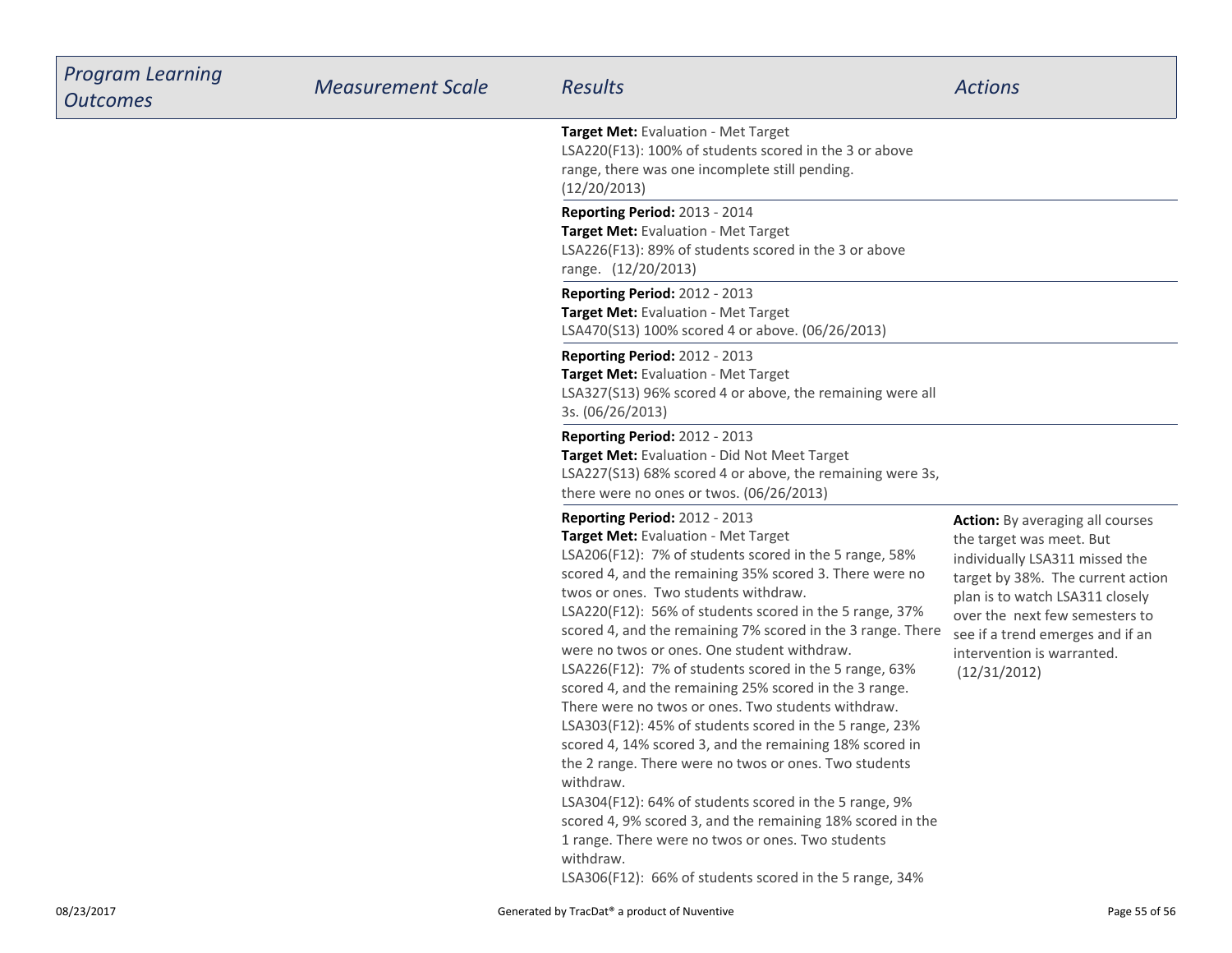| *Program Learning Outcomes* | *Measurement Scale* | *Results* | *Actions* |
| --- | --- | --- | --- |
| | | **Target Met:** Evaluation - Met Target<br>LSA220(F13): 100% of students scored in the 3 or above range, there was one incomplete still pending. (12/20/2013) | |
| | | **Reporting Period:** 2013 - 2014<br>**Target Met:** Evaluation - Met Target<br>LSA226(F13): 89% of students scored in the 3 or above range. (12/20/2013) | |
| | | **Reporting Period:** 2012 - 2013<br>**Target Met:** Evaluation - Met Target<br>LSA470(S13) 100% scored 4 or above. (06/26/2013) | |
| | | **Reporting Period:** 2012 - 2013<br>**Target Met:** Evaluation - Met Target<br>LSA327(S13) 96% scored 4 or above, the remaining were all 3s. (06/26/2013) | |
| | | **Reporting Period:** 2012 - 2013<br>**Target Met:** Evaluation - Did Not Meet Target<br>LSA227(S13) 68% scored 4 or above, the remaining were 3s, there were no ones or twos. (06/26/2013) | |
| | | **Reporting Period:** 2012 - 2013<br>**Target Met:** Evaluation - Met Target<br>LSA206(F12): 7% of students scored in the 5 range, 58% scored 4, and the remaining 35% scored 3. There were no twos or ones. Two students withdraw.<br>LSA220(F12): 56% of students scored in the 5 range, 37% scored 4, and the remaining 7% scored in the 3 range. There were no twos or ones. One student withdraw.<br>LSA226(F12): 7% of students scored in the 5 range, 63% scored 4, and the remaining 25% scored in the 3 range. There were no twos or ones. Two students withdraw.<br>LSA303(F12): 45% of students scored in the 5 range, 23% scored 4, 14% scored 3, and the remaining 18% scored in the 2 range. There were no twos or ones. Two students withdraw.<br>LSA304(F12): 64% of students scored in the 5 range, 9% scored 4, 9% scored 3, and the remaining 18% scored in the 1 range. There were no twos or ones. Two students withdraw.<br>LSA306(F12): 66% of students scored in the 5 range, 34% | **Action:** By averaging all courses the target was meet. But individually LSA311 missed the target by 38%. The current action plan is to watch LSA311 closely over the next few semesters to see if a trend emerges and if an intervention is warranted. (12/31/2012) |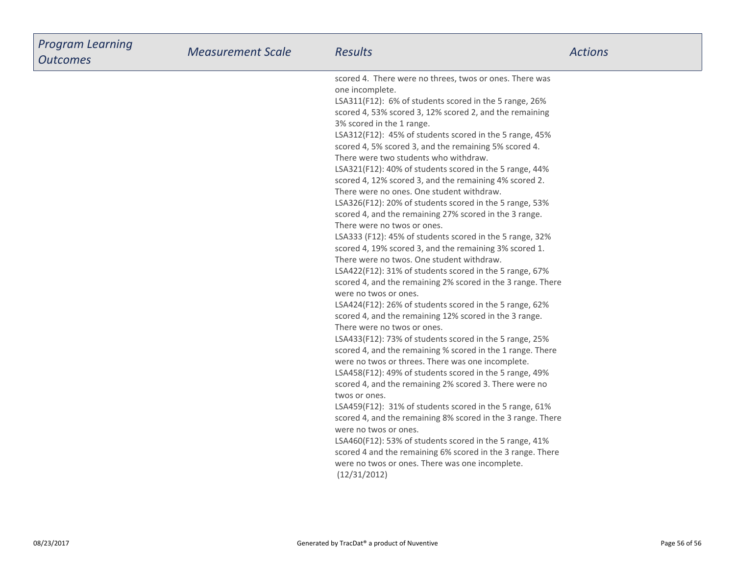| Program Learning Outcomes | Measurement Scale | Results | Actions |
| --- | --- | --- | --- |
| | | scored 4. There were no threes, twos or ones. There was one incomplete.<br>LSA311(F12): 6% of students scored in the 5 range, 26% scored 4, 53% scored 3, 12% scored 2, and the remaining 3% scored in the 1 range.<br>LSA312(F12): 45% of students scored in the 5 range, 45% scored 4, 5% scored 3, and the remaining 5% scored 4. There were two students who withdraw.<br>LSA321(F12): 40% of students scored in the 5 range, 44% scored 4, 12% scored 3, and the remaining 4% scored 2. There were no ones. One student withdraw.<br>LSA326(F12): 20% of students scored in the 5 range, 53% scored 4, and the remaining 27% scored in the 3 range. There were no twos or ones.<br>LSA333 (F12): 45% of students scored in the 5 range, 32% scored 4, 19% scored 3, and the remaining 3% scored 1. There were no twos. One student withdraw.<br>LSA422(F12): 31% of students scored in the 5 range, 67% scored 4, and the remaining 2% scored in the 3 range. There were no twos or ones.<br>LSA424(F12): 26% of students scored in the 5 range, 62% scored 4, and the remaining 12% scored in the 3 range. There were no twos or ones.<br>LSA433(F12): 73% of students scored in the 5 range, 25% scored 4, and the remaining % scored in the 1 range. There were no twos or threes. There was one incomplete.<br>LSA458(F12): 49% of students scored in the 5 range, 49% scored 4, and the remaining 2% scored 3. There were no twos or ones.<br>LSA459(F12): 31% of students scored in the 5 range, 61% scored 4, and the remaining 8% scored in the 3 range. There were no twos or ones.<br>LSA460(F12): 53% of students scored in the 5 range, 41% scored 4 and the remaining 6% scored in the 3 range. There were no twos or ones. There was one incomplete.<br>(12/31/2012) | |